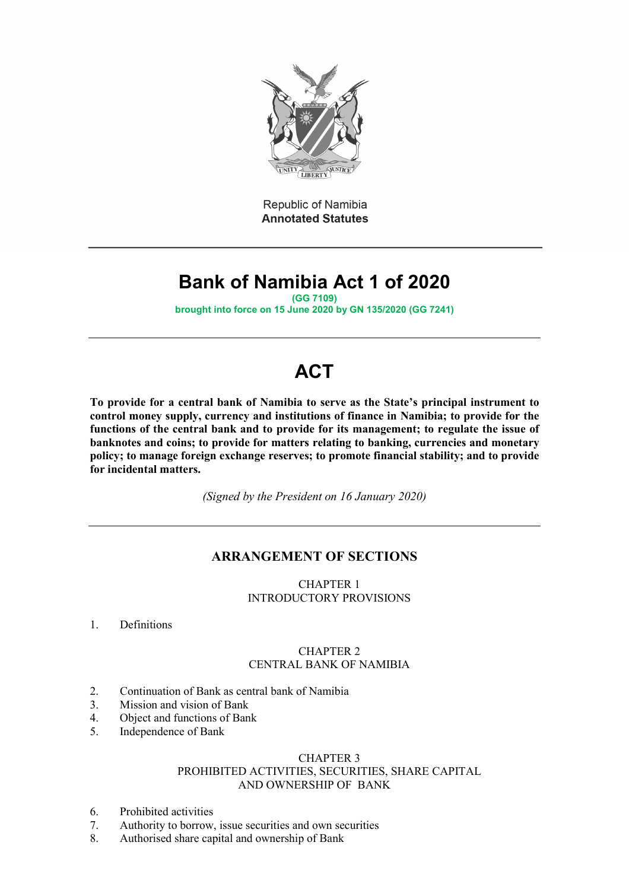Republic of Namibia
**Annotated Statutes**

# Bank of Namibia Act 1 of 2020

**(GG 7109)**
**brought into force on 15 June 2020 by GN 135/2020 (GG 7241)**

# ACT

**To provide for a central bank of Namibia to serve as the State's principal instrument to control money supply, currency and institutions of finance in Namibia; to provide for the functions of the central bank and to provide for its management; to regulate the issue of banknotes and coins; to provide for matters relating to banking, currencies and monetary policy; to manage foreign exchange reserves; to promote financial stability; and to provide for incidental matters.**

*(Signed by the President on 16 January 2020)*

## ARRANGEMENT OF SECTIONS

CHAPTER 1
INTRODUCTORY PROVISIONS

1. Definitions

CHAPTER 2
CENTRAL BANK OF NAMIBIA

2. Continuation of Bank as central bank of Namibia
3. Mission and vision of Bank
4. Object and functions of Bank
5. Independence of Bank

CHAPTER 3
PROHIBITED ACTIVITIES, SECURITIES, SHARE CAPITAL AND OWNERSHIP OF BANK

6. Prohibited activities
7. Authority to borrow, issue securities and own securities
8. Authorised share capital and ownership of Bank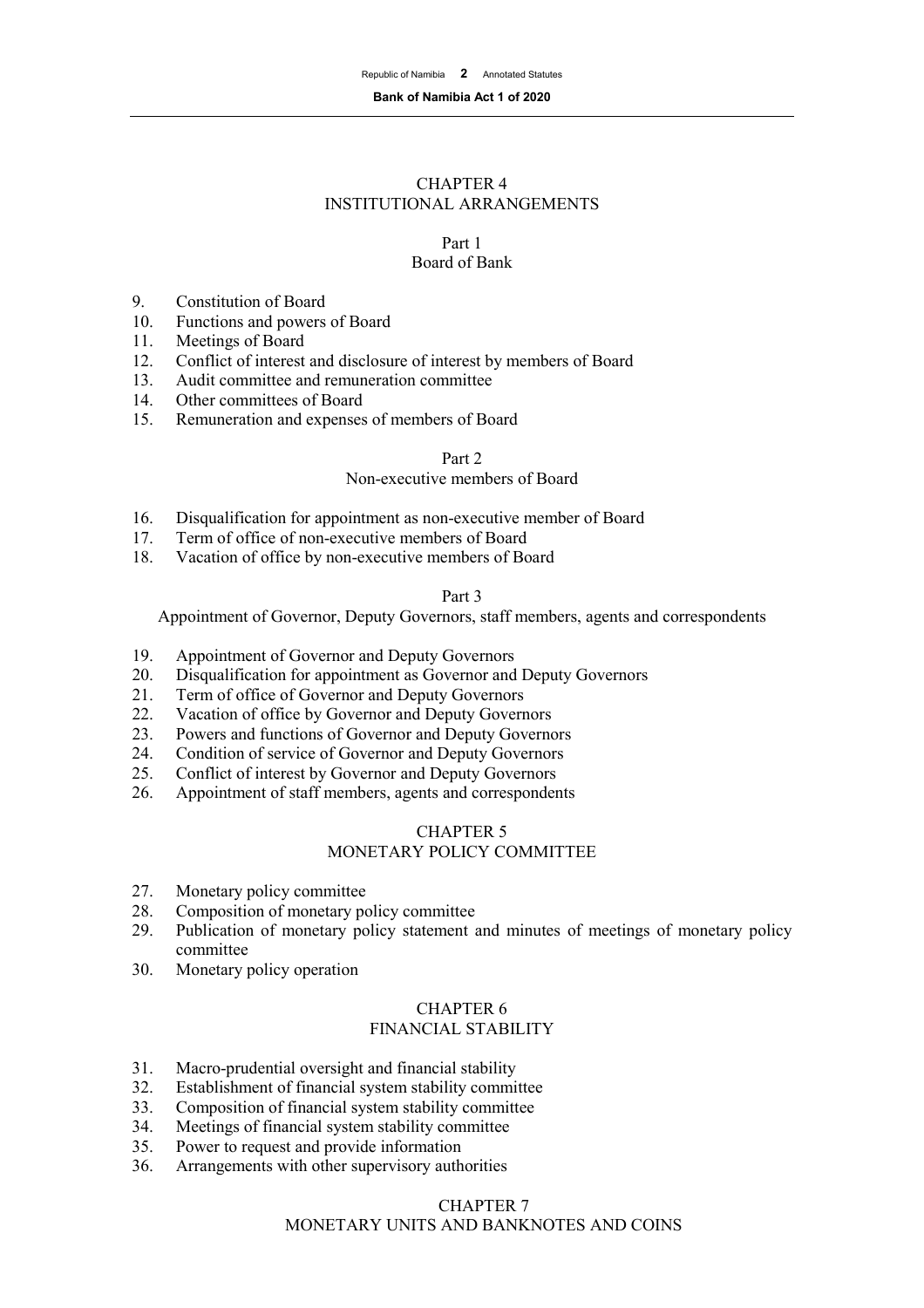## CHAPTER 4
## INSTITUTIONAL ARRANGEMENTS

### Part 1
### Board of Bank

9. Constitution of Board
10. Functions and powers of Board
11. Meetings of Board
12. Conflict of interest and disclosure of interest by members of Board
13. Audit committee and remuneration committee
14. Other committees of Board
15. Remuneration and expenses of members of Board

### Part 2
### Non-executive members of Board

16. Disqualification for appointment as non-executive member of Board
17. Term of office of non-executive members of Board
18. Vacation of office by non-executive members of Board

### Part 3
### Appointment of Governor, Deputy Governors, staff members, agents and correspondents

19. Appointment of Governor and Deputy Governors
20. Disqualification for appointment as Governor and Deputy Governors
21. Term of office of Governor and Deputy Governors
22. Vacation of office by Governor and Deputy Governors
23. Powers and functions of Governor and Deputy Governors
24. Condition of service of Governor and Deputy Governors
25. Conflict of interest by Governor and Deputy Governors
26. Appointment of staff members, agents and correspondents

## CHAPTER 5
## MONETARY POLICY COMMITTEE

27. Monetary policy committee
28. Composition of monetary policy committee
29. Publication of monetary policy statement and minutes of meetings of monetary policy committee
30. Monetary policy operation

## CHAPTER 6
## FINANCIAL STABILITY

31. Macro-prudential oversight and financial stability
32. Establishment of financial system stability committee
33. Composition of financial system stability committee
34. Meetings of financial system stability committee
35. Power to request and provide information
36. Arrangements with other supervisory authorities

## CHAPTER 7
## MONETARY UNITS AND BANKNOTES AND COINS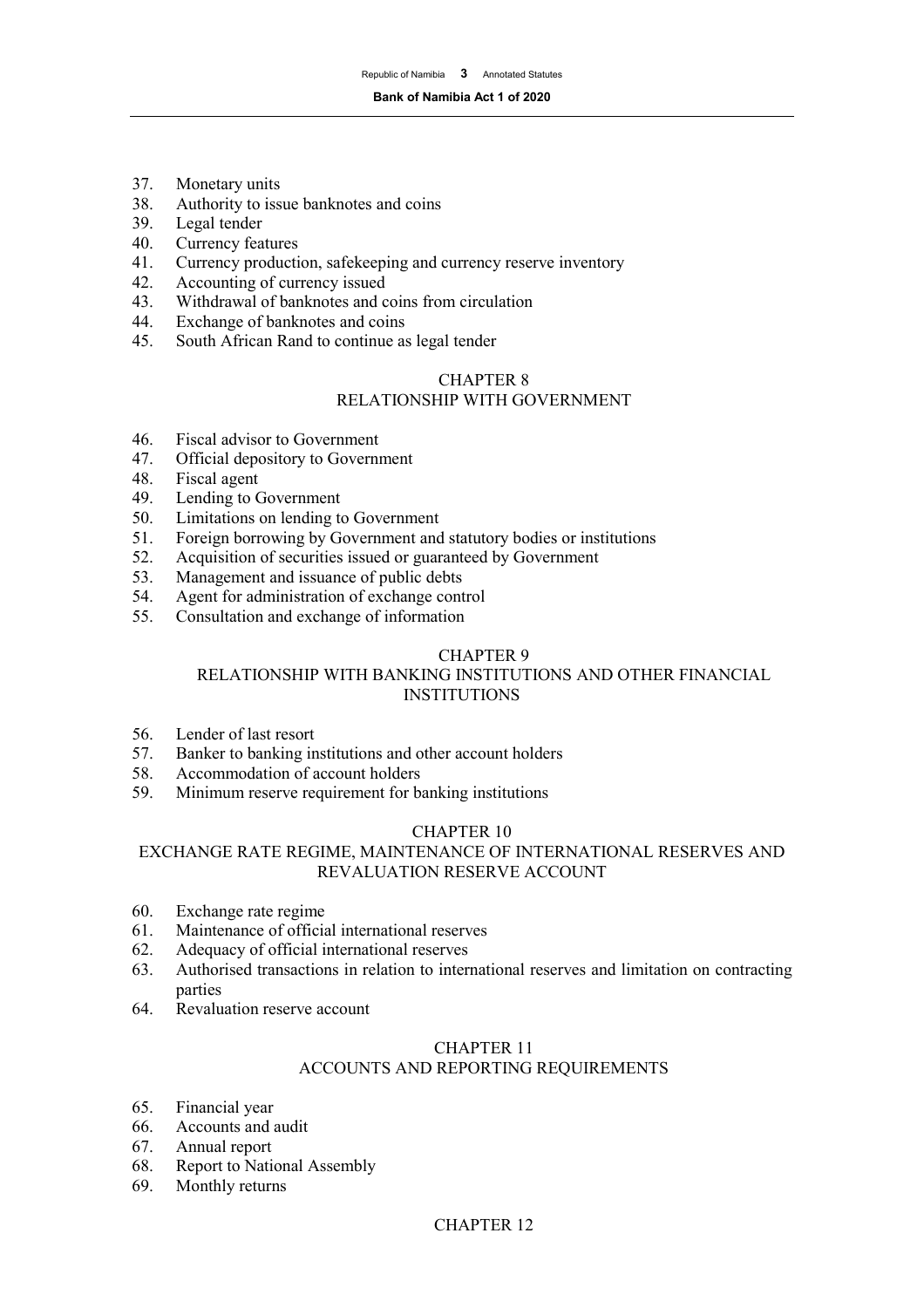37. Monetary units
38. Authority to issue banknotes and coins
39. Legal tender
40. Currency features
41. Currency production, safekeeping and currency reserve inventory
42. Accounting of currency issued
43. Withdrawal of banknotes and coins from circulation
44. Exchange of banknotes and coins
45. South African Rand to continue as legal tender

## CHAPTER 8
## RELATIONSHIP WITH GOVERNMENT

46. Fiscal advisor to Government
47. Official depository to Government
48. Fiscal agent
49. Lending to Government
50. Limitations on lending to Government
51. Foreign borrowing by Government and statutory bodies or institutions
52. Acquisition of securities issued or guaranteed by Government
53. Management and issuance of public debts
54. Agent for administration of exchange control
55. Consultation and exchange of information

## CHAPTER 9
## RELATIONSHIP WITH BANKING INSTITUTIONS AND OTHER FINANCIAL INSTITUTIONS

56. Lender of last resort
57. Banker to banking institutions and other account holders
58. Accommodation of account holders
59. Minimum reserve requirement for banking institutions

## CHAPTER 10
## EXCHANGE RATE REGIME, MAINTENANCE OF INTERNATIONAL RESERVES AND REVALUATION RESERVE ACCOUNT

60. Exchange rate regime
61. Maintenance of official international reserves
62. Adequacy of official international reserves
63. Authorised transactions in relation to international reserves and limitation on contracting parties
64. Revaluation reserve account

## CHAPTER 11
## ACCOUNTS AND REPORTING REQUIREMENTS

65. Financial year
66. Accounts and audit
67. Annual report
68. Report to National Assembly
69. Monthly returns

## CHAPTER 12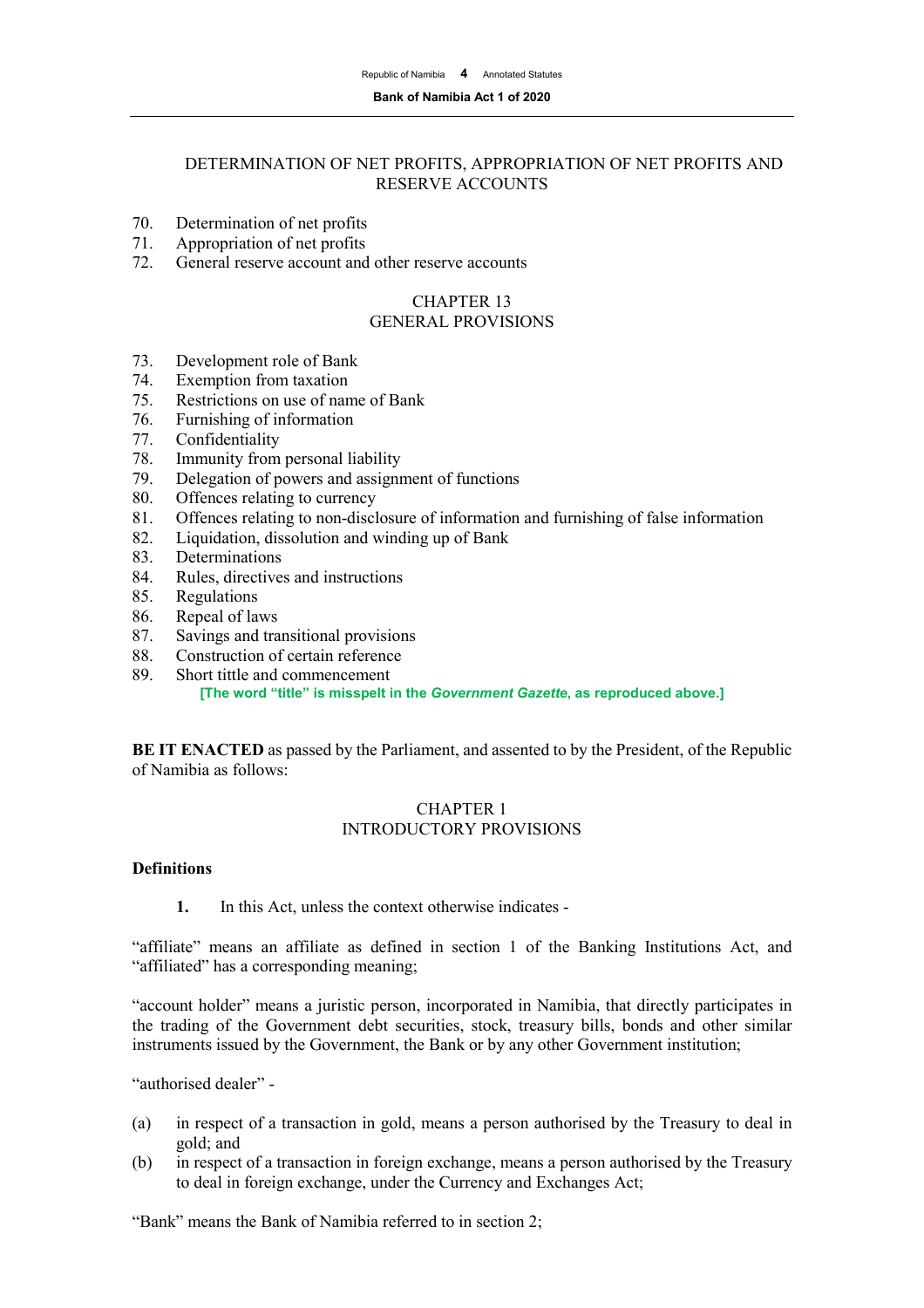DETERMINATION OF NET PROFITS, APPROPRIATION OF NET PROFITS AND RESERVE ACCOUNTS

70. Determination of net profits
71. Appropriation of net profits
72. General reserve account and other reserve accounts

CHAPTER 13
GENERAL PROVISIONS

73. Development role of Bank
74. Exemption from taxation
75. Restrictions on use of name of Bank
76. Furnishing of information
77. Confidentiality
78. Immunity from personal liability
79. Delegation of powers and assignment of functions
80. Offences relating to currency
81. Offences relating to non-disclosure of information and furnishing of false information
82. Liquidation, dissolution and winding up of Bank
83. Determinations
84. Rules, directives and instructions
85. Regulations
86. Repeal of laws
87. Savings and transitional provisions
88. Construction of certain reference
89. Short tittle and commencement

**[The word "title" is misspelt in the *Government Gazette*, as reproduced above.]**

**BE IT ENACTED** as passed by the Parliament, and assented to by the President, of the Republic of Namibia as follows:

CHAPTER 1
INTRODUCTORY PROVISIONS

**Definitions**

**1.** In this Act, unless the context otherwise indicates -

"affiliate" means an affiliate as defined in section 1 of the Banking Institutions Act, and "affiliated" has a corresponding meaning;

"account holder" means a juristic person, incorporated in Namibia, that directly participates in the trading of the Government debt securities, stock, treasury bills, bonds and other similar instruments issued by the Government, the Bank or by any other Government institution;

"authorised dealer" -

(a) in respect of a transaction in gold, means a person authorised by the Treasury to deal in gold; and
(b) in respect of a transaction in foreign exchange, means a person authorised by the Treasury to deal in foreign exchange, under the Currency and Exchanges Act;

"Bank" means the Bank of Namibia referred to in section 2;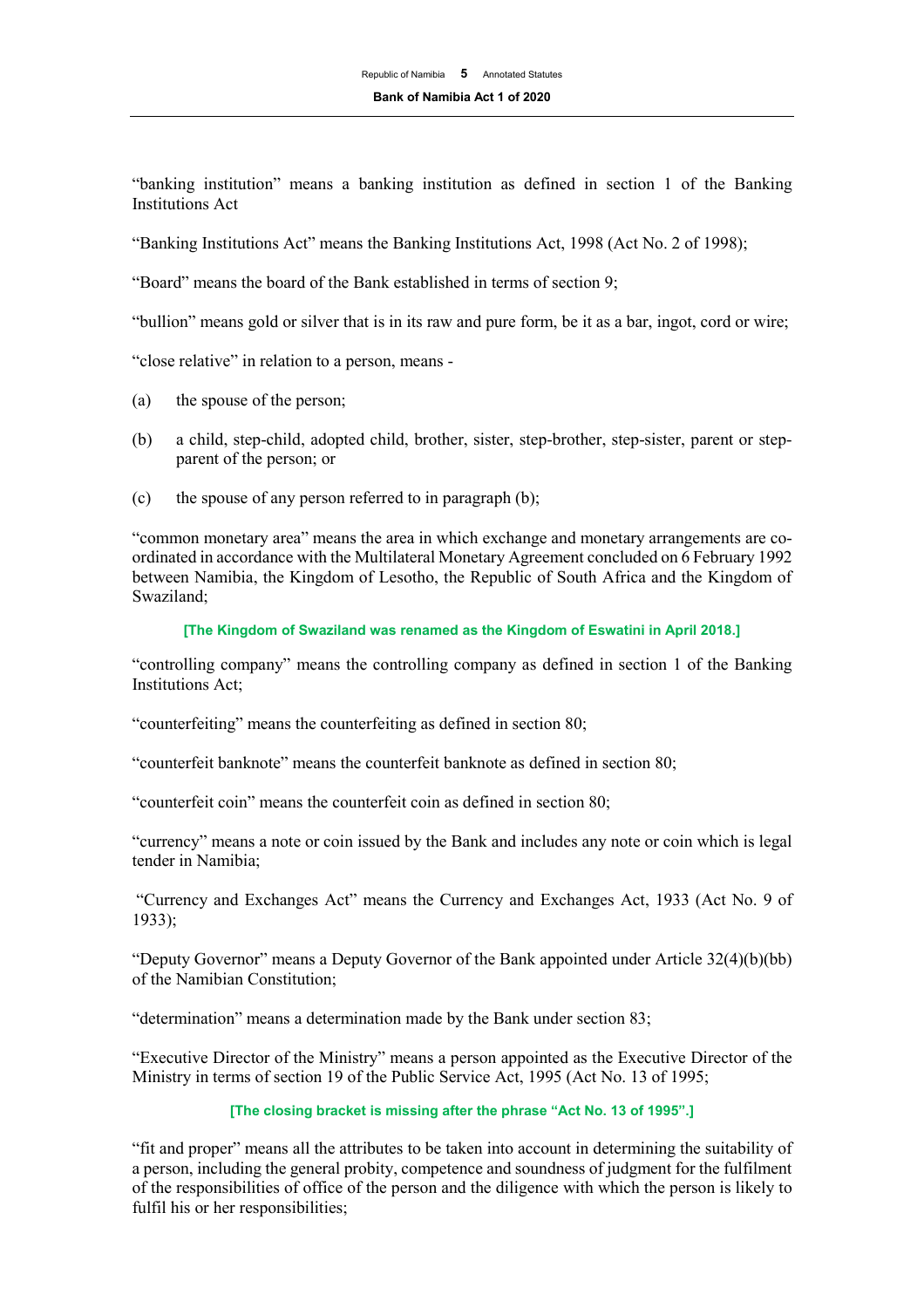"banking institution" means a banking institution as defined in section 1 of the Banking Institutions Act

"Banking Institutions Act" means the Banking Institutions Act, 1998 (Act No. 2 of 1998);

"Board" means the board of the Bank established in terms of section 9;

"bullion" means gold or silver that is in its raw and pure form, be it as a bar, ingot, cord or wire;

"close relative" in relation to a person, means -

(a) the spouse of the person;

(b) a child, step-child, adopted child, brother, sister, step-brother, step-sister, parent or step-parent of the person; or

(c) the spouse of any person referred to in paragraph (b);

"common monetary area" means the area in which exchange and monetary arrangements are co-ordinated in accordance with the Multilateral Monetary Agreement concluded on 6 February 1992 between Namibia, the Kingdom of Lesotho, the Republic of South Africa and the Kingdom of Swaziland;

**[The Kingdom of Swaziland was renamed as the Kingdom of Eswatini in April 2018.]**

"controlling company" means the controlling company as defined in section 1 of the Banking Institutions Act;

"counterfeiting" means the counterfeiting as defined in section 80;

"counterfeit banknote" means the counterfeit banknote as defined in section 80;

"counterfeit coin" means the counterfeit coin as defined in section 80;

"currency" means a note or coin issued by the Bank and includes any note or coin which is legal tender in Namibia;

"Currency and Exchanges Act" means the Currency and Exchanges Act, 1933 (Act No. 9 of 1933);

"Deputy Governor" means a Deputy Governor of the Bank appointed under Article 32(4)(b)(bb) of the Namibian Constitution;

"determination" means a determination made by the Bank under section 83;

"Executive Director of the Ministry" means a person appointed as the Executive Director of the Ministry in terms of section 19 of the Public Service Act, 1995 (Act No. 13 of 1995;

**[The closing bracket is missing after the phrase "Act No. 13 of 1995".]**

"fit and proper" means all the attributes to be taken into account in determining the suitability of a person, including the general probity, competence and soundness of judgment for the fulfilment of the responsibilities of office of the person and the diligence with which the person is likely to fulfil his or her responsibilities;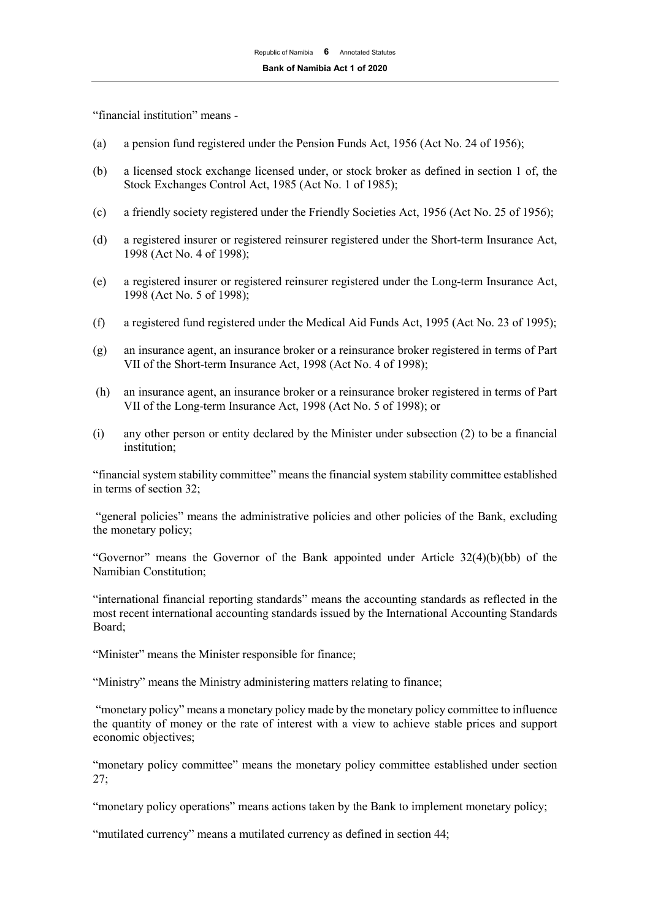"financial institution" means -

(a) a pension fund registered under the Pension Funds Act, 1956 (Act No. 24 of 1956);

(b) a licensed stock exchange licensed under, or stock broker as defined in section 1 of, the Stock Exchanges Control Act, 1985 (Act No. 1 of 1985);

(c) a friendly society registered under the Friendly Societies Act, 1956 (Act No. 25 of 1956);

(d) a registered insurer or registered reinsurer registered under the Short-term Insurance Act, 1998 (Act No. 4 of 1998);

(e) a registered insurer or registered reinsurer registered under the Long-term Insurance Act, 1998 (Act No. 5 of 1998);

(f) a registered fund registered under the Medical Aid Funds Act, 1995 (Act No. 23 of 1995);

(g) an insurance agent, an insurance broker or a reinsurance broker registered in terms of Part VII of the Short-term Insurance Act, 1998 (Act No. 4 of 1998);

(h) an insurance agent, an insurance broker or a reinsurance broker registered in terms of Part VII of the Long-term Insurance Act, 1998 (Act No. 5 of 1998); or

(i) any other person or entity declared by the Minister under subsection (2) to be a financial institution;

"financial system stability committee" means the financial system stability committee established in terms of section 32;

"general policies" means the administrative policies and other policies of the Bank, excluding the monetary policy;

"Governor" means the Governor of the Bank appointed under Article 32(4)(b)(bb) of the Namibian Constitution;

"international financial reporting standards" means the accounting standards as reflected in the most recent international accounting standards issued by the International Accounting Standards Board;

"Minister" means the Minister responsible for finance;

"Ministry" means the Ministry administering matters relating to finance;

"monetary policy" means a monetary policy made by the monetary policy committee to influence the quantity of money or the rate of interest with a view to achieve stable prices and support economic objectives;

"monetary policy committee" means the monetary policy committee established under section 27;

"monetary policy operations" means actions taken by the Bank to implement monetary policy;

"mutilated currency" means a mutilated currency as defined in section 44;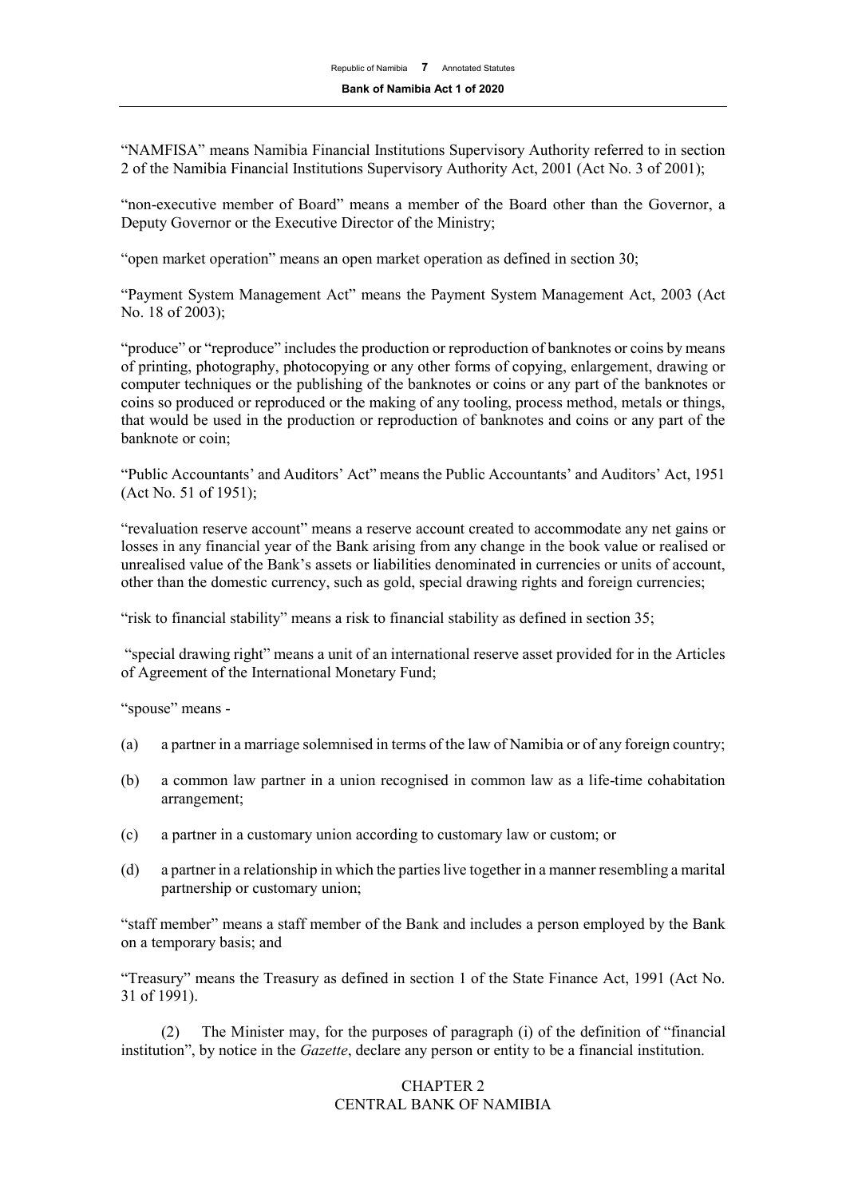"NAMFISA" means Namibia Financial Institutions Supervisory Authority referred to in section 2 of the Namibia Financial Institutions Supervisory Authority Act, 2001 (Act No. 3 of 2001);

"non-executive member of Board" means a member of the Board other than the Governor, a Deputy Governor or the Executive Director of the Ministry;

"open market operation" means an open market operation as defined in section 30;

"Payment System Management Act" means the Payment System Management Act, 2003 (Act No. 18 of 2003);

"produce" or "reproduce" includes the production or reproduction of banknotes or coins by means of printing, photography, photocopying or any other forms of copying, enlargement, drawing or computer techniques or the publishing of the banknotes or coins or any part of the banknotes or coins so produced or reproduced or the making of any tooling, process method, metals or things, that would be used in the production or reproduction of banknotes and coins or any part of the banknote or coin;

"Public Accountants' and Auditors' Act" means the Public Accountants' and Auditors' Act, 1951 (Act No. 51 of 1951);

"revaluation reserve account" means a reserve account created to accommodate any net gains or losses in any financial year of the Bank arising from any change in the book value or realised or unrealised value of the Bank's assets or liabilities denominated in currencies or units of account, other than the domestic currency, such as gold, special drawing rights and foreign currencies;

"risk to financial stability" means a risk to financial stability as defined in section 35;

"special drawing right" means a unit of an international reserve asset provided for in the Articles of Agreement of the International Monetary Fund;

"spouse" means -

(a) a partner in a marriage solemnised in terms of the law of Namibia or of any foreign country;

(b) a common law partner in a union recognised in common law as a life-time cohabitation arrangement;

(c) a partner in a customary union according to customary law or custom; or

(d) a partner in a relationship in which the parties live together in a manner resembling a marital partnership or customary union;

"staff member" means a staff member of the Bank and includes a person employed by the Bank on a temporary basis; and

"Treasury" means the Treasury as defined in section 1 of the State Finance Act, 1991 (Act No. 31 of 1991).

(2) The Minister may, for the purposes of paragraph (i) of the definition of "financial institution", by notice in the *Gazette*, declare any person or entity to be a financial institution.

## CHAPTER 2
## CENTRAL BANK OF NAMIBIA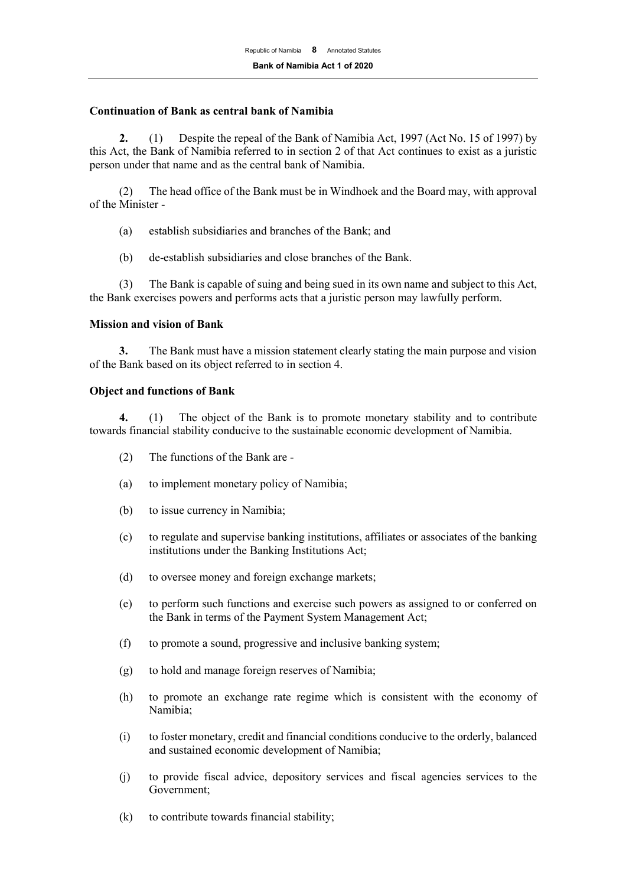**Continuation of Bank as central bank of Namibia**

**2.** (1) Despite the repeal of the Bank of Namibia Act, 1997 (Act No. 15 of 1997) by this Act, the Bank of Namibia referred to in section 2 of that Act continues to exist as a juristic person under that name and as the central bank of Namibia.

(2) The head office of the Bank must be in Windhoek and the Board may, with approval of the Minister -

(a) establish subsidiaries and branches of the Bank; and

(b) de-establish subsidiaries and close branches of the Bank.

(3) The Bank is capable of suing and being sued in its own name and subject to this Act, the Bank exercises powers and performs acts that a juristic person may lawfully perform.

**Mission and vision of Bank**

**3.** The Bank must have a mission statement clearly stating the main purpose and vision of the Bank based on its object referred to in section 4.

**Object and functions of Bank**

**4.** (1) The object of the Bank is to promote monetary stability and to contribute towards financial stability conducive to the sustainable economic development of Namibia.

(2) The functions of the Bank are -

(a) to implement monetary policy of Namibia;

(b) to issue currency in Namibia;

(c) to regulate and supervise banking institutions, affiliates or associates of the banking institutions under the Banking Institutions Act;

(d) to oversee money and foreign exchange markets;

(e) to perform such functions and exercise such powers as assigned to or conferred on the Bank in terms of the Payment System Management Act;

(f) to promote a sound, progressive and inclusive banking system;

(g) to hold and manage foreign reserves of Namibia;

(h) to promote an exchange rate regime which is consistent with the economy of Namibia;

(i) to foster monetary, credit and financial conditions conducive to the orderly, balanced and sustained economic development of Namibia;

(j) to provide fiscal advice, depository services and fiscal agencies services to the Government;

(k) to contribute towards financial stability;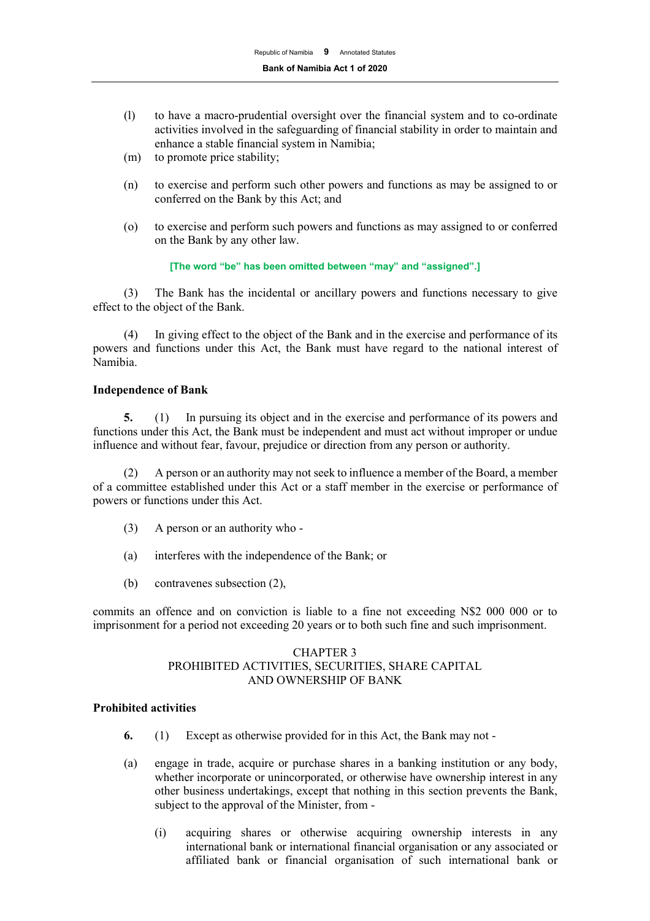(l) to have a macro-prudential oversight over the financial system and to co-ordinate activities involved in the safeguarding of financial stability in order to maintain and enhance a stable financial system in Namibia;

(m) to promote price stability;

(n) to exercise and perform such other powers and functions as may be assigned to or conferred on the Bank by this Act; and

(o) to exercise and perform such powers and functions as may assigned to or conferred on the Bank by any other law.

**[The word "be" has been omitted between "may" and "assigned".]**

(3) The Bank has the incidental or ancillary powers and functions necessary to give effect to the object of the Bank.

(4) In giving effect to the object of the Bank and in the exercise and performance of its powers and functions under this Act, the Bank must have regard to the national interest of Namibia.

**Independence of Bank**

**5.** (1) In pursuing its object and in the exercise and performance of its powers and functions under this Act, the Bank must be independent and must act without improper or undue influence and without fear, favour, prejudice or direction from any person or authority.

(2) A person or an authority may not seek to influence a member of the Board, a member of a committee established under this Act or a staff member in the exercise or performance of powers or functions under this Act.

(3) A person or an authority who -

(a) interferes with the independence of the Bank; or

(b) contravenes subsection (2),

commits an offence and on conviction is liable to a fine not exceeding N$2 000 000 or to imprisonment for a period not exceeding 20 years or to both such fine and such imprisonment.

## CHAPTER 3
## PROHIBITED ACTIVITIES, SECURITIES, SHARE CAPITAL AND OWNERSHIP OF BANK

**Prohibited activities**

**6.** (1) Except as otherwise provided for in this Act, the Bank may not -

(a) engage in trade, acquire or purchase shares in a banking institution or any body, whether incorporate or unincorporated, or otherwise have ownership interest in any other business undertakings, except that nothing in this section prevents the Bank, subject to the approval of the Minister, from -

(i) acquiring shares or otherwise acquiring ownership interests in any international bank or international financial organisation or any associated or affiliated bank or financial organisation of such international bank or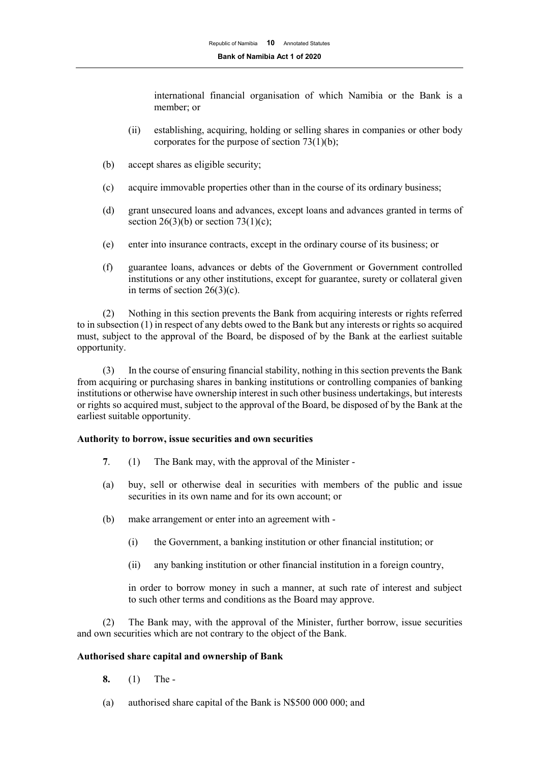international financial organisation of which Namibia or the Bank is a member; or

(ii) establishing, acquiring, holding or selling shares in companies or other body corporates for the purpose of section 73(1)(b);

(b) accept shares as eligible security;

(c) acquire immovable properties other than in the course of its ordinary business;

(d) grant unsecured loans and advances, except loans and advances granted in terms of section 26(3)(b) or section 73(1)(c);

(e) enter into insurance contracts, except in the ordinary course of its business; or

(f) guarantee loans, advances or debts of the Government or Government controlled institutions or any other institutions, except for guarantee, surety or collateral given in terms of section 26(3)(c).

(2) Nothing in this section prevents the Bank from acquiring interests or rights referred to in subsection (1) in respect of any debts owed to the Bank but any interests or rights so acquired must, subject to the approval of the Board, be disposed of by the Bank at the earliest suitable opportunity.

(3) In the course of ensuring financial stability, nothing in this section prevents the Bank from acquiring or purchasing shares in banking institutions or controlling companies of banking institutions or otherwise have ownership interest in such other business undertakings, but interests or rights so acquired must, subject to the approval of the Board, be disposed of by the Bank at the earliest suitable opportunity.

**Authority to borrow, issue securities and own securities**

**7**. (1) The Bank may, with the approval of the Minister -

(a) buy, sell or otherwise deal in securities with members of the public and issue securities in its own name and for its own account; or

(b) make arrangement or enter into an agreement with -

(i) the Government, a banking institution or other financial institution; or

(ii) any banking institution or other financial institution in a foreign country,

in order to borrow money in such a manner, at such rate of interest and subject to such other terms and conditions as the Board may approve.

(2) The Bank may, with the approval of the Minister, further borrow, issue securities and own securities which are not contrary to the object of the Bank.

**Authorised share capital and ownership of Bank**

**8.** (1) The -

(a) authorised share capital of the Bank is N$500 000 000; and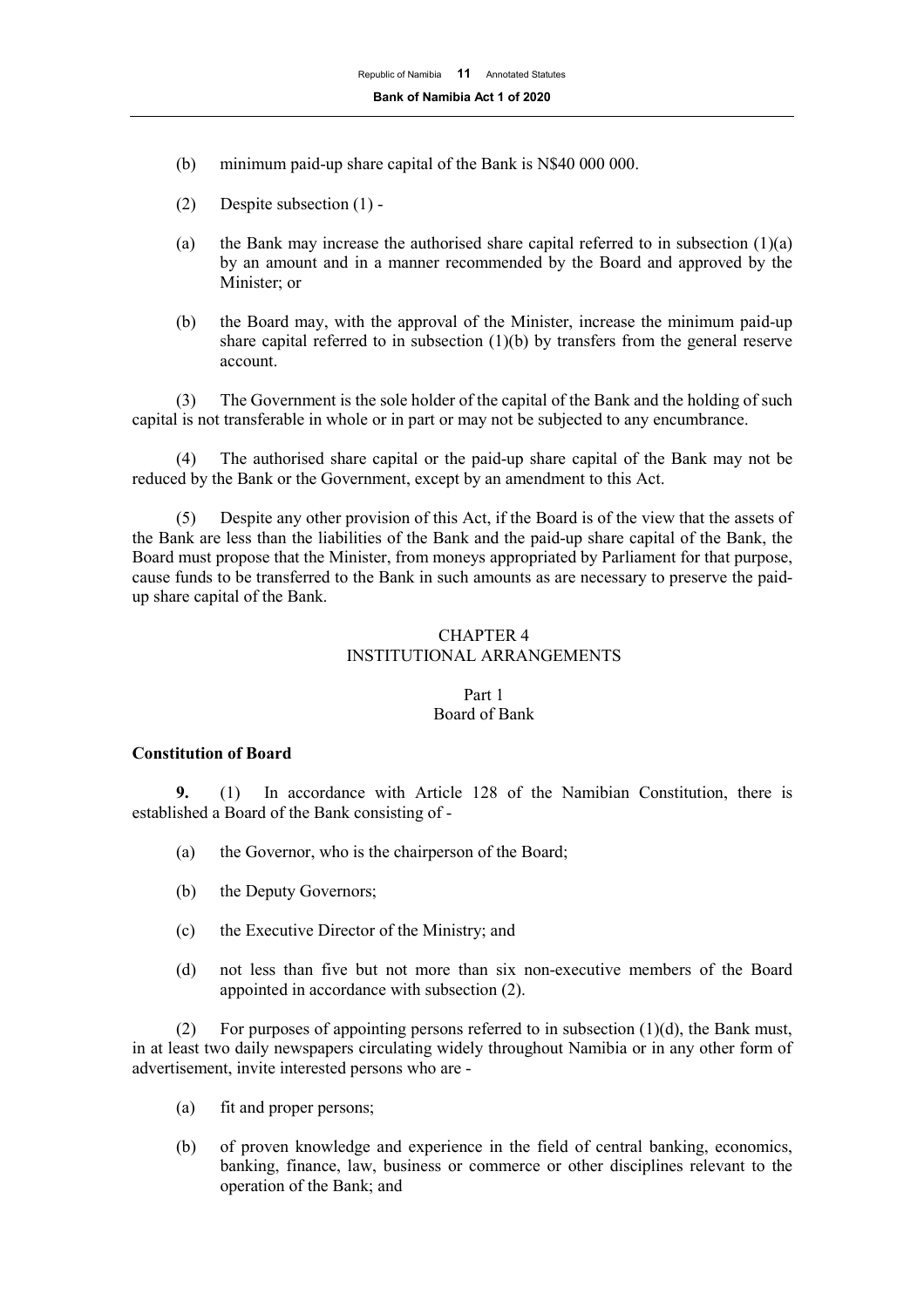(b) minimum paid-up share capital of the Bank is N$40 000 000.

(2) Despite subsection (1) -

(a) the Bank may increase the authorised share capital referred to in subsection (1)(a) by an amount and in a manner recommended by the Board and approved by the Minister; or

(b) the Board may, with the approval of the Minister, increase the minimum paid-up share capital referred to in subsection (1)(b) by transfers from the general reserve account.

(3) The Government is the sole holder of the capital of the Bank and the holding of such capital is not transferable in whole or in part or may not be subjected to any encumbrance.

(4) The authorised share capital or the paid-up share capital of the Bank may not be reduced by the Bank or the Government, except by an amendment to this Act.

(5) Despite any other provision of this Act, if the Board is of the view that the assets of the Bank are less than the liabilities of the Bank and the paid-up share capital of the Bank, the Board must propose that the Minister, from moneys appropriated by Parliament for that purpose, cause funds to be transferred to the Bank in such amounts as are necessary to preserve the paid-up share capital of the Bank.

## CHAPTER 4
## INSTITUTIONAL ARRANGEMENTS

### Part 1
### Board of Bank

**Constitution of Board**

**9.** (1) In accordance with Article 128 of the Namibian Constitution, there is established a Board of the Bank consisting of -

(a) the Governor, who is the chairperson of the Board;

(b) the Deputy Governors;

(c) the Executive Director of the Ministry; and

(d) not less than five but not more than six non-executive members of the Board appointed in accordance with subsection (2).

(2) For purposes of appointing persons referred to in subsection (1)(d), the Bank must, in at least two daily newspapers circulating widely throughout Namibia or in any other form of advertisement, invite interested persons who are -

(a) fit and proper persons;

(b) of proven knowledge and experience in the field of central banking, economics, banking, finance, law, business or commerce or other disciplines relevant to the operation of the Bank; and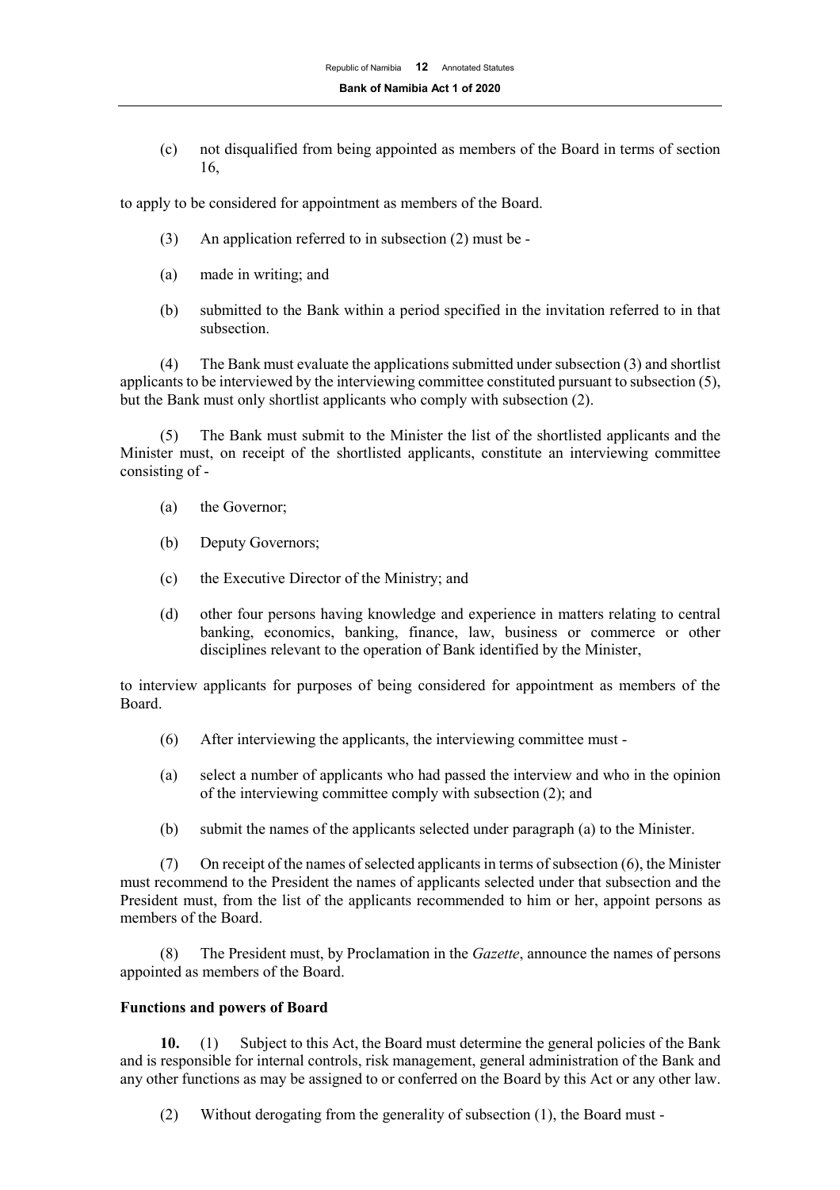(c) not disqualified from being appointed as members of the Board in terms of section 16,

to apply to be considered for appointment as members of the Board.

(3) An application referred to in subsection (2) must be -

(a) made in writing; and

(b) submitted to the Bank within a period specified in the invitation referred to in that subsection.

(4) The Bank must evaluate the applications submitted under subsection (3) and shortlist applicants to be interviewed by the interviewing committee constituted pursuant to subsection (5), but the Bank must only shortlist applicants who comply with subsection (2).

(5) The Bank must submit to the Minister the list of the shortlisted applicants and the Minister must, on receipt of the shortlisted applicants, constitute an interviewing committee consisting of -

(a) the Governor;

(b) Deputy Governors;

(c) the Executive Director of the Ministry; and

(d) other four persons having knowledge and experience in matters relating to central banking, economics, banking, finance, law, business or commerce or other disciplines relevant to the operation of Bank identified by the Minister,

to interview applicants for purposes of being considered for appointment as members of the Board.

(6) After interviewing the applicants, the interviewing committee must -

(a) select a number of applicants who had passed the interview and who in the opinion of the interviewing committee comply with subsection (2); and

(b) submit the names of the applicants selected under paragraph (a) to the Minister.

(7) On receipt of the names of selected applicants in terms of subsection (6), the Minister must recommend to the President the names of applicants selected under that subsection and the President must, from the list of the applicants recommended to him or her, appoint persons as members of the Board.

(8) The President must, by Proclamation in the *Gazette*, announce the names of persons appointed as members of the Board.

**Functions and powers of Board**

**10.** (1) Subject to this Act, the Board must determine the general policies of the Bank and is responsible for internal controls, risk management, general administration of the Bank and any other functions as may be assigned to or conferred on the Board by this Act or any other law.

(2) Without derogating from the generality of subsection (1), the Board must -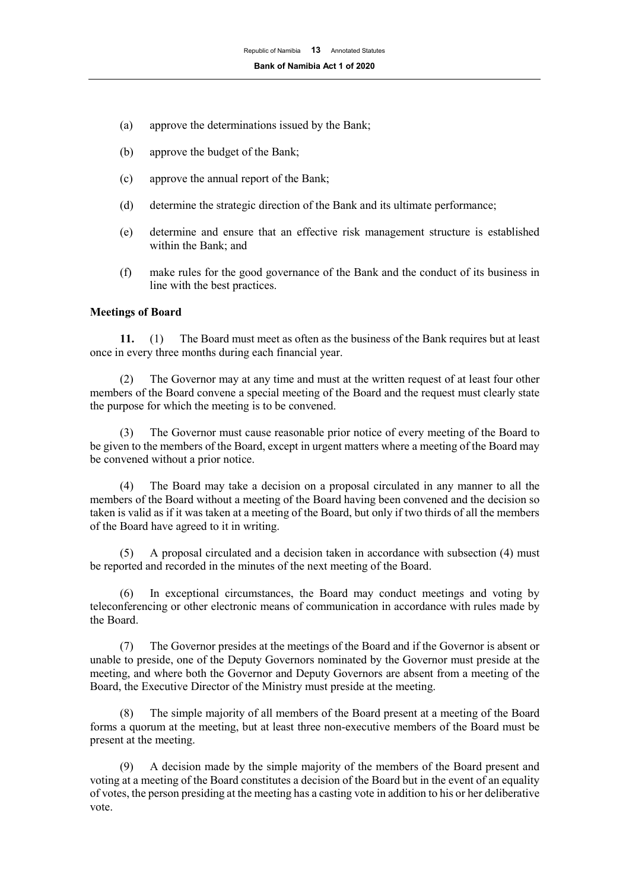(a) approve the determinations issued by the Bank;

(b) approve the budget of the Bank;

(c) approve the annual report of the Bank;

(d) determine the strategic direction of the Bank and its ultimate performance;

(e) determine and ensure that an effective risk management structure is established within the Bank; and

(f) make rules for the good governance of the Bank and the conduct of its business in line with the best practices.

**Meetings of Board**

**11.** (1) The Board must meet as often as the business of the Bank requires but at least once in every three months during each financial year.

(2) The Governor may at any time and must at the written request of at least four other members of the Board convene a special meeting of the Board and the request must clearly state the purpose for which the meeting is to be convened.

(3) The Governor must cause reasonable prior notice of every meeting of the Board to be given to the members of the Board, except in urgent matters where a meeting of the Board may be convened without a prior notice.

(4) The Board may take a decision on a proposal circulated in any manner to all the members of the Board without a meeting of the Board having been convened and the decision so taken is valid as if it was taken at a meeting of the Board, but only if two thirds of all the members of the Board have agreed to it in writing.

(5) A proposal circulated and a decision taken in accordance with subsection (4) must be reported and recorded in the minutes of the next meeting of the Board.

(6) In exceptional circumstances, the Board may conduct meetings and voting by teleconferencing or other electronic means of communication in accordance with rules made by the Board.

(7) The Governor presides at the meetings of the Board and if the Governor is absent or unable to preside, one of the Deputy Governors nominated by the Governor must preside at the meeting, and where both the Governor and Deputy Governors are absent from a meeting of the Board, the Executive Director of the Ministry must preside at the meeting.

(8) The simple majority of all members of the Board present at a meeting of the Board forms a quorum at the meeting, but at least three non-executive members of the Board must be present at the meeting.

(9) A decision made by the simple majority of the members of the Board present and voting at a meeting of the Board constitutes a decision of the Board but in the event of an equality of votes, the person presiding at the meeting has a casting vote in addition to his or her deliberative vote.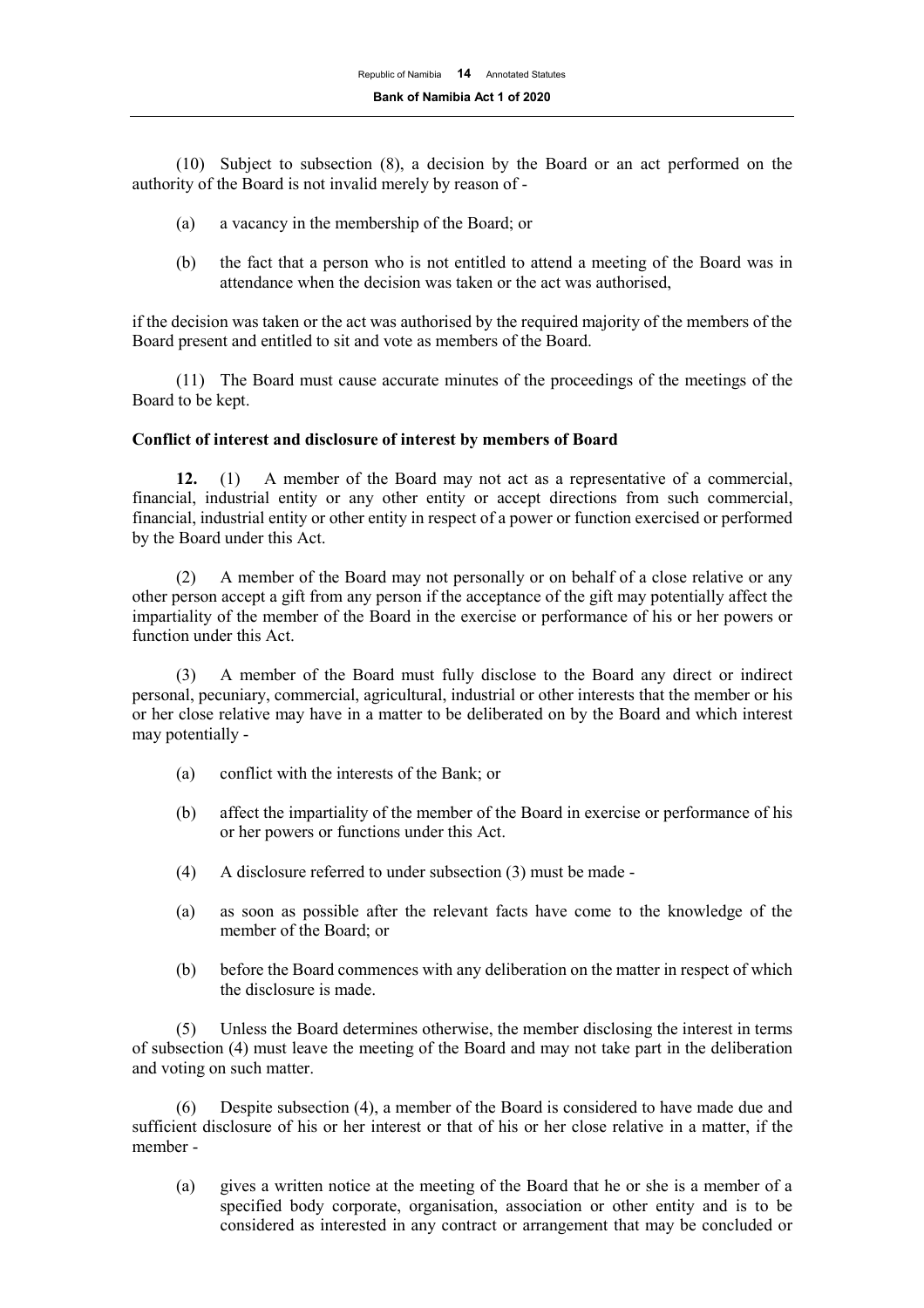(10) Subject to subsection (8), a decision by the Board or an act performed on the authority of the Board is not invalid merely by reason of -

(a) a vacancy in the membership of the Board; or

(b) the fact that a person who is not entitled to attend a meeting of the Board was in attendance when the decision was taken or the act was authorised,

if the decision was taken or the act was authorised by the required majority of the members of the Board present and entitled to sit and vote as members of the Board.

(11) The Board must cause accurate minutes of the proceedings of the meetings of the Board to be kept.

**Conflict of interest and disclosure of interest by members of Board**

**12.** (1) A member of the Board may not act as a representative of a commercial, financial, industrial entity or any other entity or accept directions from such commercial, financial, industrial entity or other entity in respect of a power or function exercised or performed by the Board under this Act.

(2) A member of the Board may not personally or on behalf of a close relative or any other person accept a gift from any person if the acceptance of the gift may potentially affect the impartiality of the member of the Board in the exercise or performance of his or her powers or function under this Act.

(3) A member of the Board must fully disclose to the Board any direct or indirect personal, pecuniary, commercial, agricultural, industrial or other interests that the member or his or her close relative may have in a matter to be deliberated on by the Board and which interest may potentially -

(a) conflict with the interests of the Bank; or

(b) affect the impartiality of the member of the Board in exercise or performance of his or her powers or functions under this Act.

(4) A disclosure referred to under subsection (3) must be made -

(a) as soon as possible after the relevant facts have come to the knowledge of the member of the Board; or

(b) before the Board commences with any deliberation on the matter in respect of which the disclosure is made.

(5) Unless the Board determines otherwise, the member disclosing the interest in terms of subsection (4) must leave the meeting of the Board and may not take part in the deliberation and voting on such matter.

(6) Despite subsection (4), a member of the Board is considered to have made due and sufficient disclosure of his or her interest or that of his or her close relative in a matter, if the member -

(a) gives a written notice at the meeting of the Board that he or she is a member of a specified body corporate, organisation, association or other entity and is to be considered as interested in any contract or arrangement that may be concluded or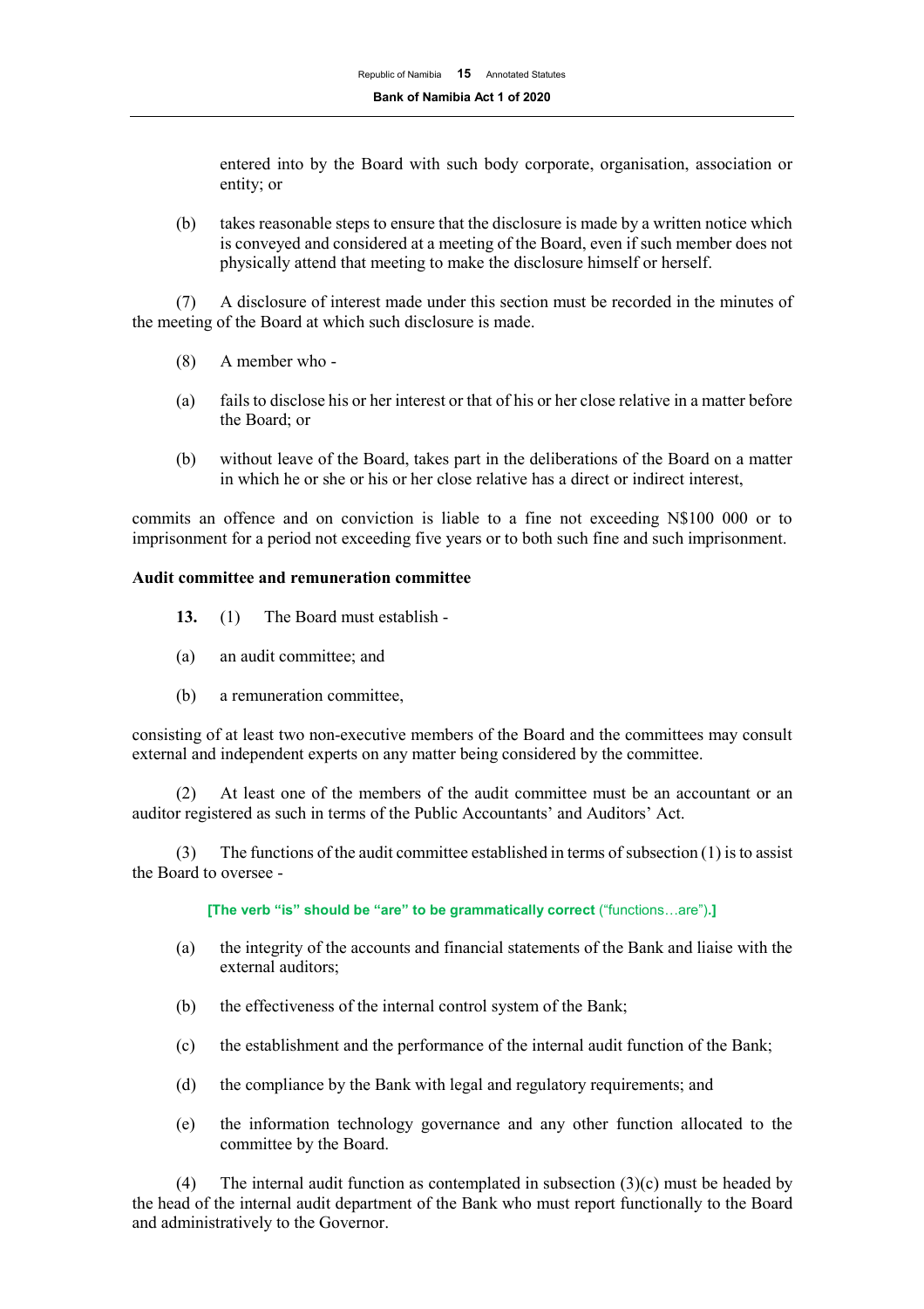entered into by the Board with such body corporate, organisation, association or entity; or

(b) takes reasonable steps to ensure that the disclosure is made by a written notice which is conveyed and considered at a meeting of the Board, even if such member does not physically attend that meeting to make the disclosure himself or herself.

(7) A disclosure of interest made under this section must be recorded in the minutes of the meeting of the Board at which such disclosure is made.

(8) A member who -

(a) fails to disclose his or her interest or that of his or her close relative in a matter before the Board; or

(b) without leave of the Board, takes part in the deliberations of the Board on a matter in which he or she or his or her close relative has a direct or indirect interest,

commits an offence and on conviction is liable to a fine not exceeding N$100 000 or to imprisonment for a period not exceeding five years or to both such fine and such imprisonment.

**Audit committee and remuneration committee**

**13.** (1) The Board must establish -

(a) an audit committee; and

(b) a remuneration committee,

consisting of at least two non-executive members of the Board and the committees may consult external and independent experts on any matter being considered by the committee.

(2) At least one of the members of the audit committee must be an accountant or an auditor registered as such in terms of the Public Accountants' and Auditors' Act.

(3) The functions of the audit committee established in terms of subsection (1) is to assist the Board to oversee -

**[The verb "is" should be "are" to be grammatically correct** ("functions…are")**.]**

(a) the integrity of the accounts and financial statements of the Bank and liaise with the external auditors;

(b) the effectiveness of the internal control system of the Bank;

(c) the establishment and the performance of the internal audit function of the Bank;

(d) the compliance by the Bank with legal and regulatory requirements; and

(e) the information technology governance and any other function allocated to the committee by the Board.

(4) The internal audit function as contemplated in subsection (3)(c) must be headed by the head of the internal audit department of the Bank who must report functionally to the Board and administratively to the Governor.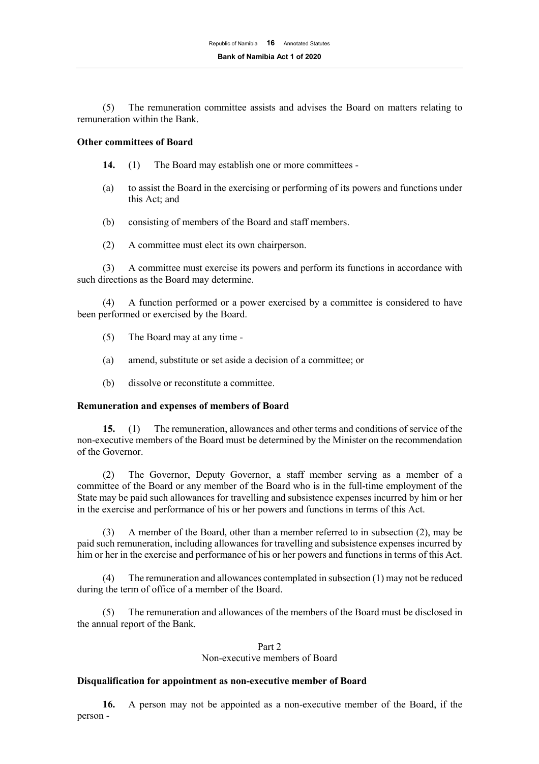(5) The remuneration committee assists and advises the Board on matters relating to remuneration within the Bank.

**Other committees of Board**

**14.** (1) The Board may establish one or more committees -

(a) to assist the Board in the exercising or performing of its powers and functions under this Act; and

(b) consisting of members of the Board and staff members.

(2) A committee must elect its own chairperson.

(3) A committee must exercise its powers and perform its functions in accordance with such directions as the Board may determine.

(4) A function performed or a power exercised by a committee is considered to have been performed or exercised by the Board.

(5) The Board may at any time -

(a) amend, substitute or set aside a decision of a committee; or

(b) dissolve or reconstitute a committee.

**Remuneration and expenses of members of Board**

**15.** (1) The remuneration, allowances and other terms and conditions of service of the non-executive members of the Board must be determined by the Minister on the recommendation of the Governor.

(2) The Governor, Deputy Governor, a staff member serving as a member of a committee of the Board or any member of the Board who is in the full-time employment of the State may be paid such allowances for travelling and subsistence expenses incurred by him or her in the exercise and performance of his or her powers and functions in terms of this Act.

(3) A member of the Board, other than a member referred to in subsection (2), may be paid such remuneration, including allowances for travelling and subsistence expenses incurred by him or her in the exercise and performance of his or her powers and functions in terms of this Act.

(4) The remuneration and allowances contemplated in subsection (1) may not be reduced during the term of office of a member of the Board.

(5) The remuneration and allowances of the members of the Board must be disclosed in the annual report of the Bank.

## Part 2
## Non-executive members of Board

**Disqualification for appointment as non-executive member of Board**

**16.** A person may not be appointed as a non-executive member of the Board, if the person -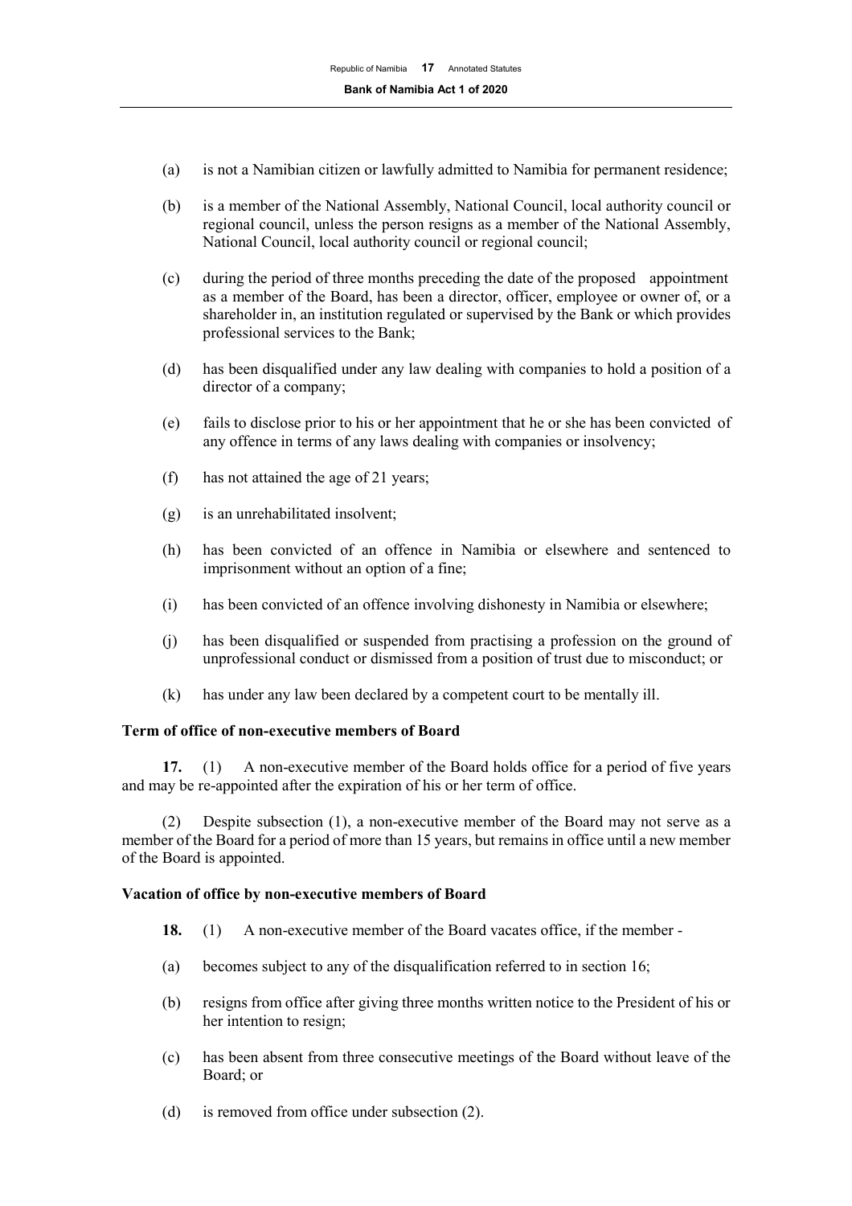(a) is not a Namibian citizen or lawfully admitted to Namibia for permanent residence;

(b) is a member of the National Assembly, National Council, local authority council or regional council, unless the person resigns as a member of the National Assembly, National Council, local authority council or regional council;

(c) during the period of three months preceding the date of the proposed appointment as a member of the Board, has been a director, officer, employee or owner of, or a shareholder in, an institution regulated or supervised by the Bank or which provides professional services to the Bank;

(d) has been disqualified under any law dealing with companies to hold a position of a director of a company;

(e) fails to disclose prior to his or her appointment that he or she has been convicted of any offence in terms of any laws dealing with companies or insolvency;

(f) has not attained the age of 21 years;

(g) is an unrehabilitated insolvent;

(h) has been convicted of an offence in Namibia or elsewhere and sentenced to imprisonment without an option of a fine;

(i) has been convicted of an offence involving dishonesty in Namibia or elsewhere;

(j) has been disqualified or suspended from practising a profession on the ground of unprofessional conduct or dismissed from a position of trust due to misconduct; or

(k) has under any law been declared by a competent court to be mentally ill.

**Term of office of non-executive members of Board**

**17.** (1) A non-executive member of the Board holds office for a period of five years and may be re-appointed after the expiration of his or her term of office.

(2) Despite subsection (1), a non-executive member of the Board may not serve as a member of the Board for a period of more than 15 years, but remains in office until a new member of the Board is appointed.

**Vacation of office by non-executive members of Board**

**18.** (1) A non-executive member of the Board vacates office, if the member -

(a) becomes subject to any of the disqualification referred to in section 16;

(b) resigns from office after giving three months written notice to the President of his or her intention to resign;

(c) has been absent from three consecutive meetings of the Board without leave of the Board; or

(d) is removed from office under subsection (2).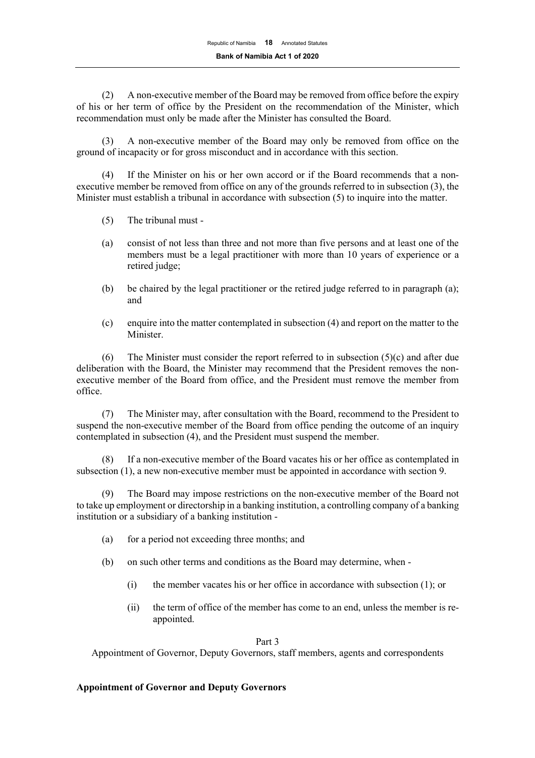(2) A non-executive member of the Board may be removed from office before the expiry of his or her term of office by the President on the recommendation of the Minister, which recommendation must only be made after the Minister has consulted the Board.

(3) A non-executive member of the Board may only be removed from office on the ground of incapacity or for gross misconduct and in accordance with this section.

(4) If the Minister on his or her own accord or if the Board recommends that a non-executive member be removed from office on any of the grounds referred to in subsection (3), the Minister must establish a tribunal in accordance with subsection (5) to inquire into the matter.

(5) The tribunal must -

(a) consist of not less than three and not more than five persons and at least one of the members must be a legal practitioner with more than 10 years of experience or a retired judge;

(b) be chaired by the legal practitioner or the retired judge referred to in paragraph (a); and

(c) enquire into the matter contemplated in subsection (4) and report on the matter to the Minister.

(6) The Minister must consider the report referred to in subsection (5)(c) and after due deliberation with the Board, the Minister may recommend that the President removes the non-executive member of the Board from office, and the President must remove the member from office.

(7) The Minister may, after consultation with the Board, recommend to the President to suspend the non-executive member of the Board from office pending the outcome of an inquiry contemplated in subsection (4), and the President must suspend the member.

(8) If a non-executive member of the Board vacates his or her office as contemplated in subsection (1), a new non-executive member must be appointed in accordance with section 9.

(9) The Board may impose restrictions on the non-executive member of the Board not to take up employment or directorship in a banking institution, a controlling company of a banking institution or a subsidiary of a banking institution -

(a) for a period not exceeding three months; and

(b) on such other terms and conditions as the Board may determine, when -

(i) the member vacates his or her office in accordance with subsection (1); or

(ii) the term of office of the member has come to an end, unless the member is re-appointed.

Part 3

Appointment of Governor, Deputy Governors, staff members, agents and correspondents

**Appointment of Governor and Deputy Governors**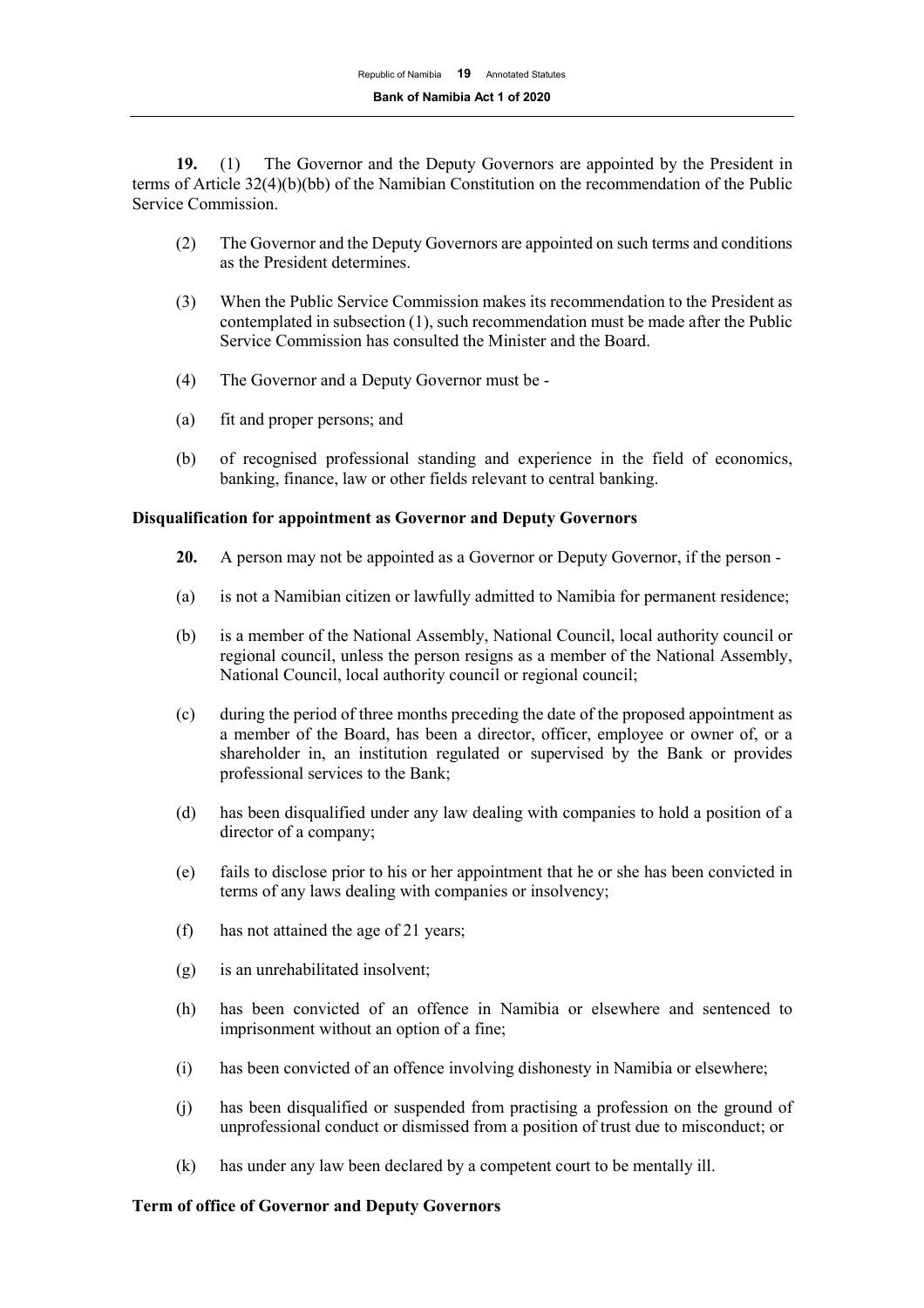**19.** (1) The Governor and the Deputy Governors are appointed by the President in terms of Article 32(4)(b)(bb) of the Namibian Constitution on the recommendation of the Public Service Commission.

(2) The Governor and the Deputy Governors are appointed on such terms and conditions as the President determines.

(3) When the Public Service Commission makes its recommendation to the President as contemplated in subsection (1), such recommendation must be made after the Public Service Commission has consulted the Minister and the Board.

(4) The Governor and a Deputy Governor must be -

(a) fit and proper persons; and

(b) of recognised professional standing and experience in the field of economics, banking, finance, law or other fields relevant to central banking.

**Disqualification for appointment as Governor and Deputy Governors**

**20.** A person may not be appointed as a Governor or Deputy Governor, if the person -

(a) is not a Namibian citizen or lawfully admitted to Namibia for permanent residence;

(b) is a member of the National Assembly, National Council, local authority council or regional council, unless the person resigns as a member of the National Assembly, National Council, local authority council or regional council;

(c) during the period of three months preceding the date of the proposed appointment as a member of the Board, has been a director, officer, employee or owner of, or a shareholder in, an institution regulated or supervised by the Bank or provides professional services to the Bank;

(d) has been disqualified under any law dealing with companies to hold a position of a director of a company;

(e) fails to disclose prior to his or her appointment that he or she has been convicted in terms of any laws dealing with companies or insolvency;

(f) has not attained the age of 21 years;

(g) is an unrehabilitated insolvent;

(h) has been convicted of an offence in Namibia or elsewhere and sentenced to imprisonment without an option of a fine;

(i) has been convicted of an offence involving dishonesty in Namibia or elsewhere;

(j) has been disqualified or suspended from practising a profession on the ground of unprofessional conduct or dismissed from a position of trust due to misconduct; or

(k) has under any law been declared by a competent court to be mentally ill.

**Term of office of Governor and Deputy Governors**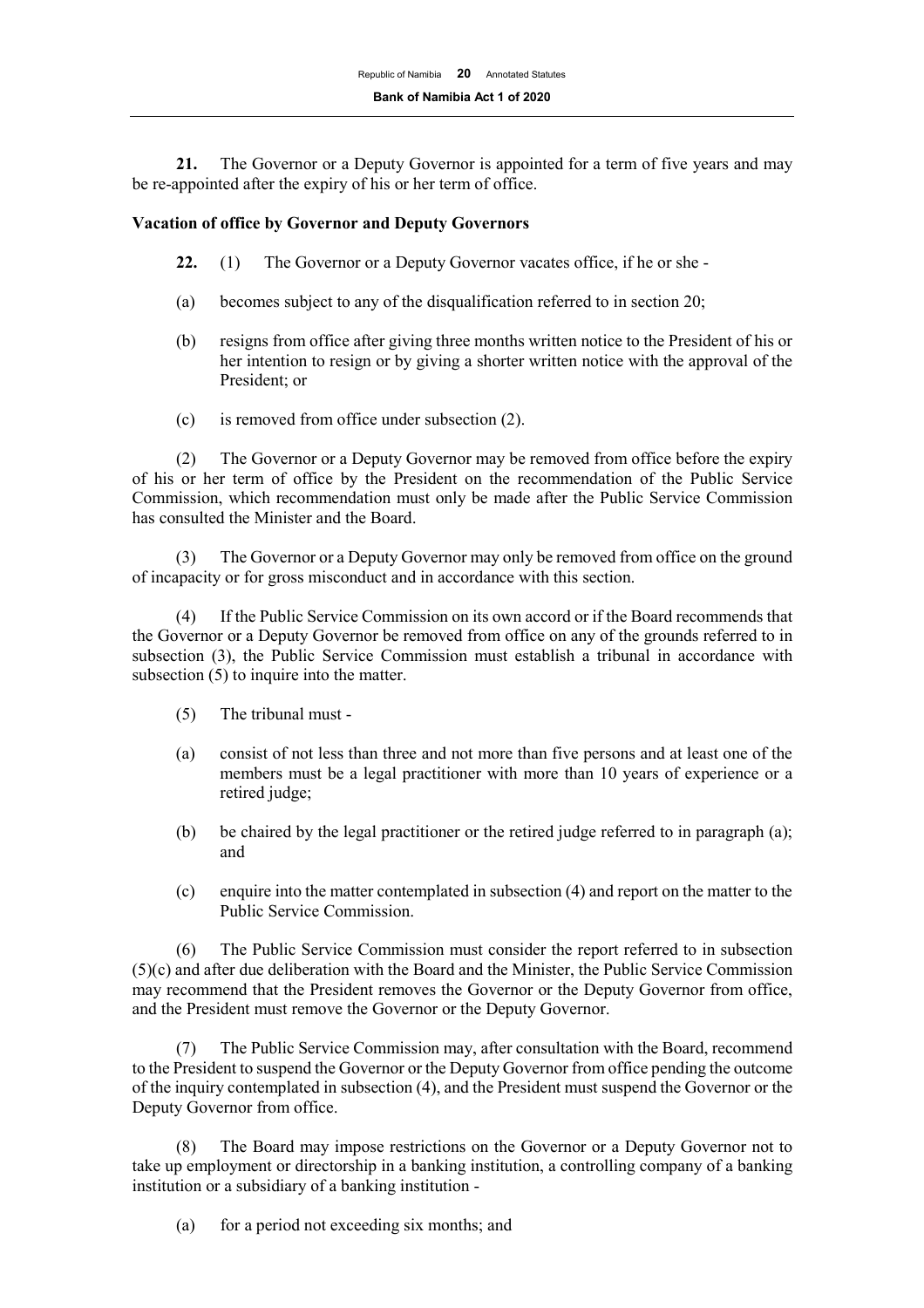**21.** The Governor or a Deputy Governor is appointed for a term of five years and may be re-appointed after the expiry of his or her term of office.

**Vacation of office by Governor and Deputy Governors**

**22.** (1) The Governor or a Deputy Governor vacates office, if he or she -

(a) becomes subject to any of the disqualification referred to in section 20;

(b) resigns from office after giving three months written notice to the President of his or her intention to resign or by giving a shorter written notice with the approval of the President; or

(c) is removed from office under subsection (2).

(2) The Governor or a Deputy Governor may be removed from office before the expiry of his or her term of office by the President on the recommendation of the Public Service Commission, which recommendation must only be made after the Public Service Commission has consulted the Minister and the Board.

(3) The Governor or a Deputy Governor may only be removed from office on the ground of incapacity or for gross misconduct and in accordance with this section.

(4) If the Public Service Commission on its own accord or if the Board recommends that the Governor or a Deputy Governor be removed from office on any of the grounds referred to in subsection (3), the Public Service Commission must establish a tribunal in accordance with subsection (5) to inquire into the matter.

(5) The tribunal must -

(a) consist of not less than three and not more than five persons and at least one of the members must be a legal practitioner with more than 10 years of experience or a retired judge;

(b) be chaired by the legal practitioner or the retired judge referred to in paragraph (a); and

(c) enquire into the matter contemplated in subsection (4) and report on the matter to the Public Service Commission.

(6) The Public Service Commission must consider the report referred to in subsection (5)(c) and after due deliberation with the Board and the Minister, the Public Service Commission may recommend that the President removes the Governor or the Deputy Governor from office, and the President must remove the Governor or the Deputy Governor.

(7) The Public Service Commission may, after consultation with the Board, recommend to the President to suspend the Governor or the Deputy Governor from office pending the outcome of the inquiry contemplated in subsection (4), and the President must suspend the Governor or the Deputy Governor from office.

(8) The Board may impose restrictions on the Governor or a Deputy Governor not to take up employment or directorship in a banking institution, a controlling company of a banking institution or a subsidiary of a banking institution -

(a) for a period not exceeding six months; and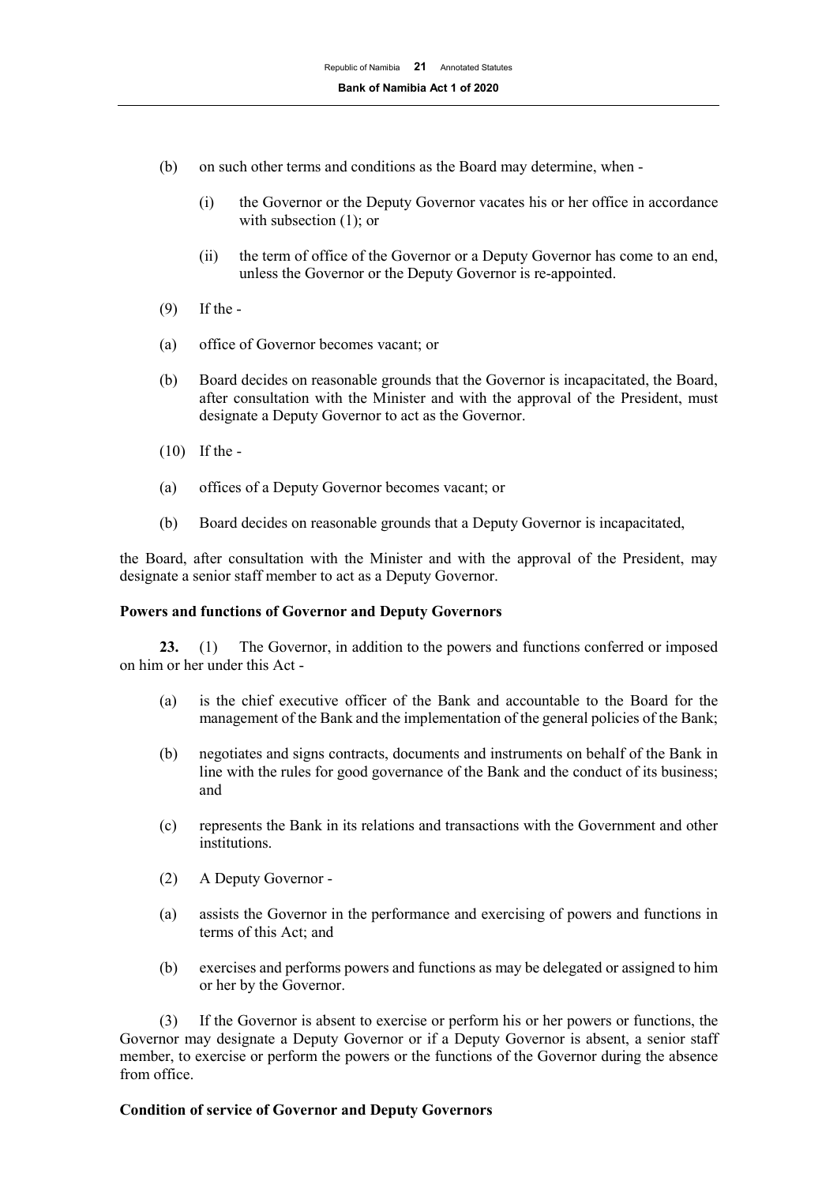(b) on such other terms and conditions as the Board may determine, when -

(i) the Governor or the Deputy Governor vacates his or her office in accordance with subsection (1); or

(ii) the term of office of the Governor or a Deputy Governor has come to an end, unless the Governor or the Deputy Governor is re-appointed.

(9) If the -

(a) office of Governor becomes vacant; or

(b) Board decides on reasonable grounds that the Governor is incapacitated, the Board, after consultation with the Minister and with the approval of the President, must designate a Deputy Governor to act as the Governor.

(10) If the -

(a) offices of a Deputy Governor becomes vacant; or

(b) Board decides on reasonable grounds that a Deputy Governor is incapacitated,

the Board, after consultation with the Minister and with the approval of the President, may designate a senior staff member to act as a Deputy Governor.

**Powers and functions of Governor and Deputy Governors**

**23.** (1) The Governor, in addition to the powers and functions conferred or imposed on him or her under this Act -

(a) is the chief executive officer of the Bank and accountable to the Board for the management of the Bank and the implementation of the general policies of the Bank;

(b) negotiates and signs contracts, documents and instruments on behalf of the Bank in line with the rules for good governance of the Bank and the conduct of its business; and

(c) represents the Bank in its relations and transactions with the Government and other institutions.

(2) A Deputy Governor -

(a) assists the Governor in the performance and exercising of powers and functions in terms of this Act; and

(b) exercises and performs powers and functions as may be delegated or assigned to him or her by the Governor.

(3) If the Governor is absent to exercise or perform his or her powers or functions, the Governor may designate a Deputy Governor or if a Deputy Governor is absent, a senior staff member, to exercise or perform the powers or the functions of the Governor during the absence from office.

**Condition of service of Governor and Deputy Governors**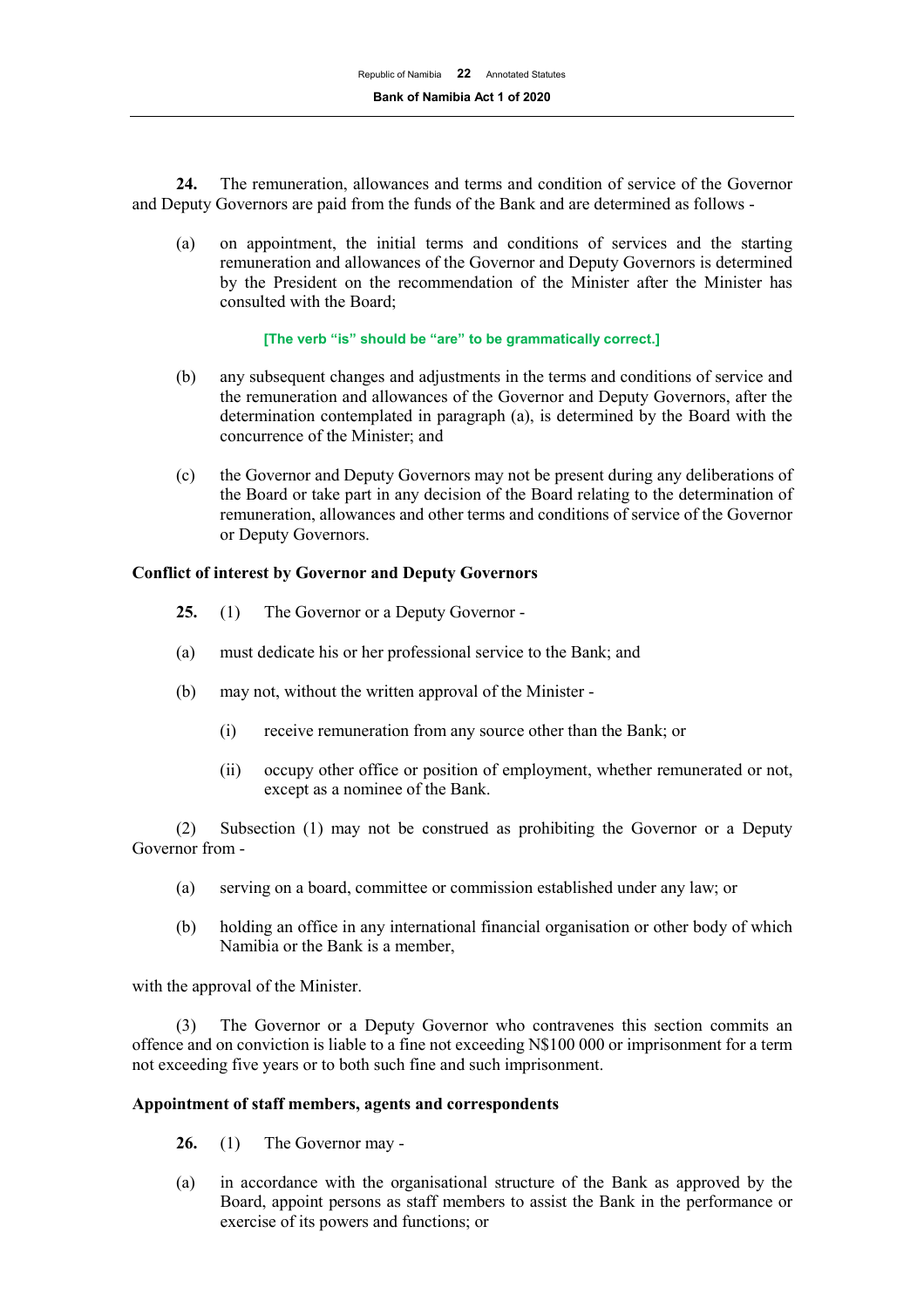**24.** The remuneration, allowances and terms and condition of service of the Governor and Deputy Governors are paid from the funds of the Bank and are determined as follows -

(a) on appointment, the initial terms and conditions of services and the starting remuneration and allowances of the Governor and Deputy Governors is determined by the President on the recommendation of the Minister after the Minister has consulted with the Board;

**[The verb "is" should be "are" to be grammatically correct.]**

(b) any subsequent changes and adjustments in the terms and conditions of service and the remuneration and allowances of the Governor and Deputy Governors, after the determination contemplated in paragraph (a), is determined by the Board with the concurrence of the Minister; and

(c) the Governor and Deputy Governors may not be present during any deliberations of the Board or take part in any decision of the Board relating to the determination of remuneration, allowances and other terms and conditions of service of the Governor or Deputy Governors.

### Conflict of interest by Governor and Deputy Governors

**25.** (1) The Governor or a Deputy Governor -

(a) must dedicate his or her professional service to the Bank; and

(b) may not, without the written approval of the Minister -

(i) receive remuneration from any source other than the Bank; or

(ii) occupy other office or position of employment, whether remunerated or not, except as a nominee of the Bank.

(2) Subsection (1) may not be construed as prohibiting the Governor or a Deputy Governor from -

(a) serving on a board, committee or commission established under any law; or

(b) holding an office in any international financial organisation or other body of which Namibia or the Bank is a member,

with the approval of the Minister.

(3) The Governor or a Deputy Governor who contravenes this section commits an offence and on conviction is liable to a fine not exceeding N$100 000 or imprisonment for a term not exceeding five years or to both such fine and such imprisonment.

### Appointment of staff members, agents and correspondents

**26.** (1) The Governor may -

(a) in accordance with the organisational structure of the Bank as approved by the Board, appoint persons as staff members to assist the Bank in the performance or exercise of its powers and functions; or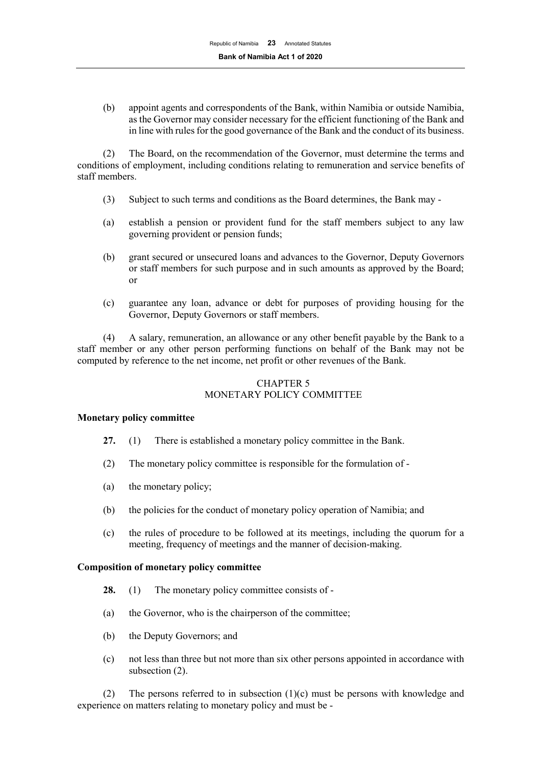(b) appoint agents and correspondents of the Bank, within Namibia or outside Namibia, as the Governor may consider necessary for the efficient functioning of the Bank and in line with rules for the good governance of the Bank and the conduct of its business.

(2) The Board, on the recommendation of the Governor, must determine the terms and conditions of employment, including conditions relating to remuneration and service benefits of staff members.

(3) Subject to such terms and conditions as the Board determines, the Bank may -

(a) establish a pension or provident fund for the staff members subject to any law governing provident or pension funds;

(b) grant secured or unsecured loans and advances to the Governor, Deputy Governors or staff members for such purpose and in such amounts as approved by the Board; or

(c) guarantee any loan, advance or debt for purposes of providing housing for the Governor, Deputy Governors or staff members.

(4) A salary, remuneration, an allowance or any other benefit payable by the Bank to a staff member or any other person performing functions on behalf of the Bank may not be computed by reference to the net income, net profit or other revenues of the Bank.

## CHAPTER 5
## MONETARY POLICY COMMITTEE

**Monetary policy committee**

**27.** (1) There is established a monetary policy committee in the Bank.

(2) The monetary policy committee is responsible for the formulation of -

(a) the monetary policy;

(b) the policies for the conduct of monetary policy operation of Namibia; and

(c) the rules of procedure to be followed at its meetings, including the quorum for a meeting, frequency of meetings and the manner of decision-making.

**Composition of monetary policy committee**

**28.** (1) The monetary policy committee consists of -

(a) the Governor, who is the chairperson of the committee;

(b) the Deputy Governors; and

(c) not less than three but not more than six other persons appointed in accordance with subsection (2).

(2) The persons referred to in subsection (1)(c) must be persons with knowledge and experience on matters relating to monetary policy and must be -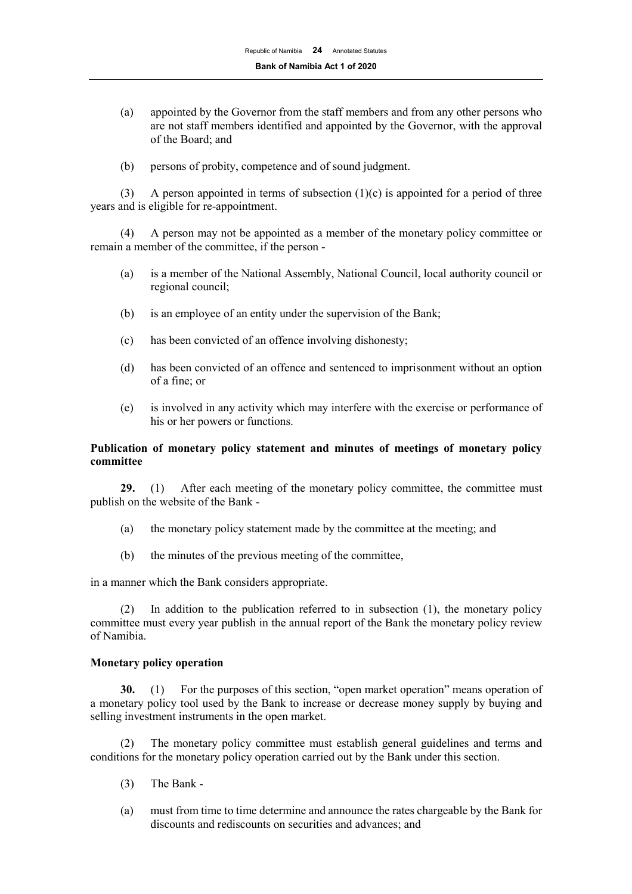(a) appointed by the Governor from the staff members and from any other persons who are not staff members identified and appointed by the Governor, with the approval of the Board; and

(b) persons of probity, competence and of sound judgment.

(3) A person appointed in terms of subsection (1)(c) is appointed for a period of three years and is eligible for re-appointment.

(4) A person may not be appointed as a member of the monetary policy committee or remain a member of the committee, if the person -

(a) is a member of the National Assembly, National Council, local authority council or regional council;

(b) is an employee of an entity under the supervision of the Bank;

(c) has been convicted of an offence involving dishonesty;

(d) has been convicted of an offence and sentenced to imprisonment without an option of a fine; or

(e) is involved in any activity which may interfere with the exercise or performance of his or her powers or functions.

**Publication of monetary policy statement and minutes of meetings of monetary policy committee**

**29.** (1) After each meeting of the monetary policy committee, the committee must publish on the website of the Bank -

(a) the monetary policy statement made by the committee at the meeting; and

(b) the minutes of the previous meeting of the committee,

in a manner which the Bank considers appropriate.

(2) In addition to the publication referred to in subsection (1), the monetary policy committee must every year publish in the annual report of the Bank the monetary policy review of Namibia.

**Monetary policy operation**

**30.** (1) For the purposes of this section, "open market operation" means operation of a monetary policy tool used by the Bank to increase or decrease money supply by buying and selling investment instruments in the open market.

(2) The monetary policy committee must establish general guidelines and terms and conditions for the monetary policy operation carried out by the Bank under this section.

(3) The Bank -

(a) must from time to time determine and announce the rates chargeable by the Bank for discounts and rediscounts on securities and advances; and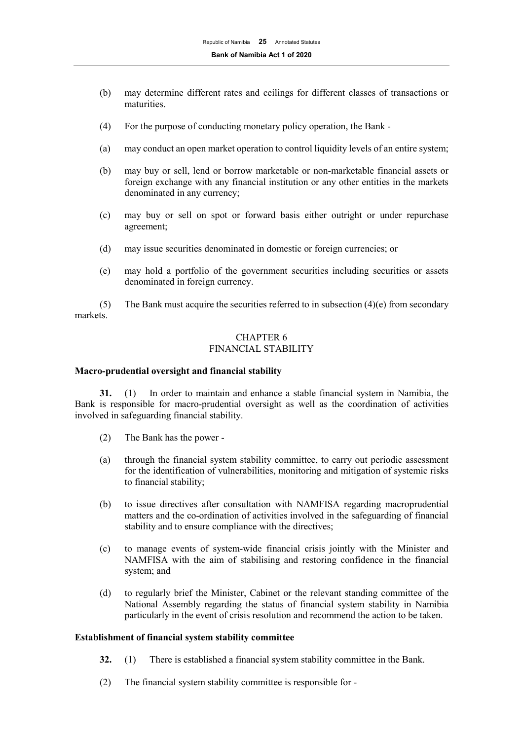(b) may determine different rates and ceilings for different classes of transactions or maturities.

(4) For the purpose of conducting monetary policy operation, the Bank -

(a) may conduct an open market operation to control liquidity levels of an entire system;

(b) may buy or sell, lend or borrow marketable or non-marketable financial assets or foreign exchange with any financial institution or any other entities in the markets denominated in any currency;

(c) may buy or sell on spot or forward basis either outright or under repurchase agreement;

(d) may issue securities denominated in domestic or foreign currencies; or

(e) may hold a portfolio of the government securities including securities or assets denominated in foreign currency.

(5) The Bank must acquire the securities referred to in subsection (4)(e) from secondary markets.

## CHAPTER 6
## FINANCIAL STABILITY

**Macro-prudential oversight and financial stability**

**31.** (1) In order to maintain and enhance a stable financial system in Namibia, the Bank is responsible for macro-prudential oversight as well as the coordination of activities involved in safeguarding financial stability.

(2) The Bank has the power -

(a) through the financial system stability committee, to carry out periodic assessment for the identification of vulnerabilities, monitoring and mitigation of systemic risks to financial stability;

(b) to issue directives after consultation with NAMFISA regarding macroprudential matters and the co-ordination of activities involved in the safeguarding of financial stability and to ensure compliance with the directives;

(c) to manage events of system-wide financial crisis jointly with the Minister and NAMFISA with the aim of stabilising and restoring confidence in the financial system; and

(d) to regularly brief the Minister, Cabinet or the relevant standing committee of the National Assembly regarding the status of financial system stability in Namibia particularly in the event of crisis resolution and recommend the action to be taken.

**Establishment of financial system stability committee**

**32.** (1) There is established a financial system stability committee in the Bank.

(2) The financial system stability committee is responsible for -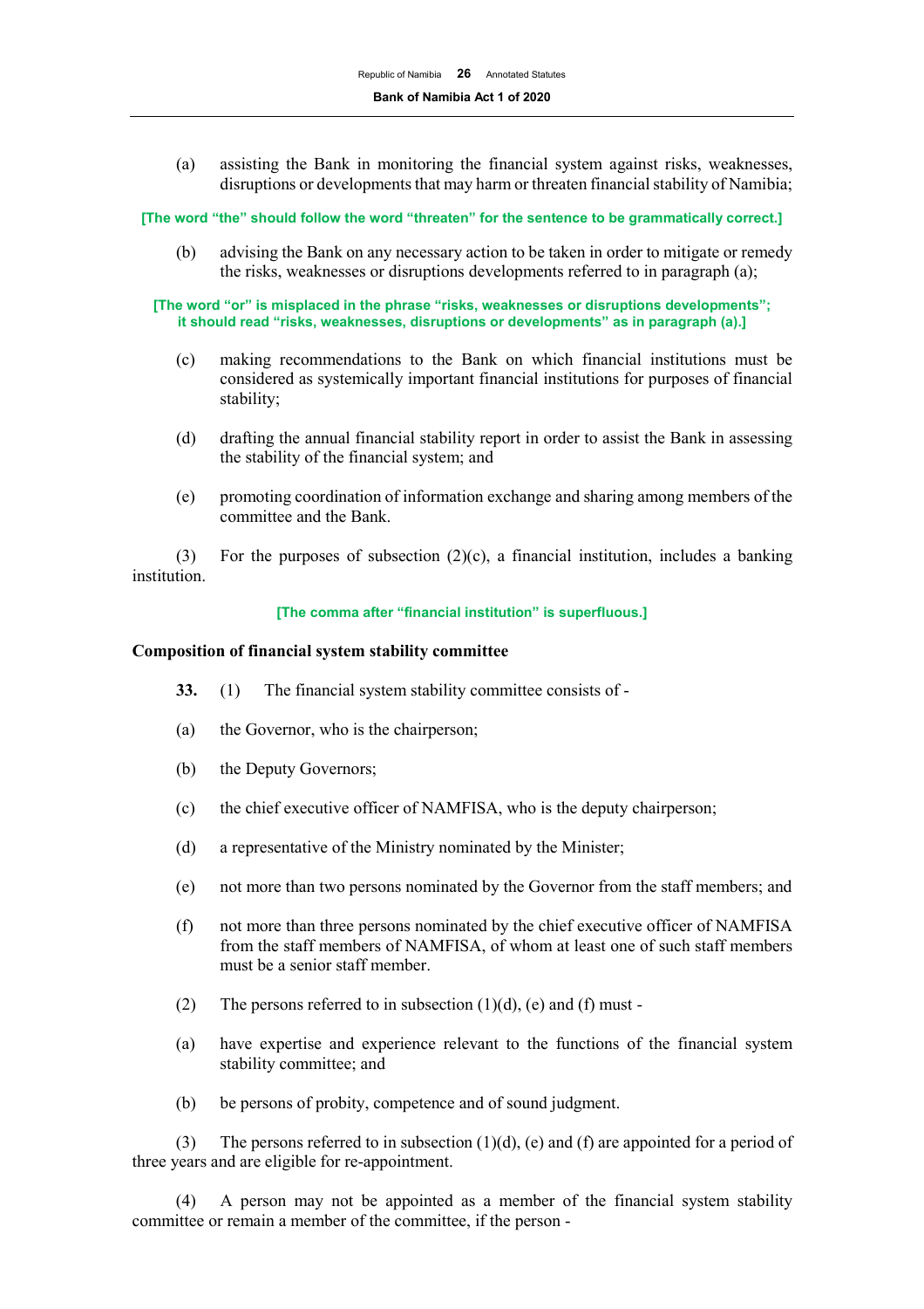(a) assisting the Bank in monitoring the financial system against risks, weaknesses, disruptions or developments that may harm or threaten financial stability of Namibia;

**[The word "the" should follow the word "threaten" for the sentence to be grammatically correct.]**

(b) advising the Bank on any necessary action to be taken in order to mitigate or remedy the risks, weaknesses or disruptions developments referred to in paragraph (a);

**[The word "or" is misplaced in the phrase "risks, weaknesses or disruptions developments"; it should read "risks, weaknesses, disruptions or developments" as in paragraph (a).]**

(c) making recommendations to the Bank on which financial institutions must be considered as systemically important financial institutions for purposes of financial stability;

(d) drafting the annual financial stability report in order to assist the Bank in assessing the stability of the financial system; and

(e) promoting coordination of information exchange and sharing among members of the committee and the Bank.

(3) For the purposes of subsection (2)(c), a financial institution, includes a banking institution.

**[The comma after "financial institution" is superfluous.]**

**Composition of financial system stability committee**

**33.** (1) The financial system stability committee consists of -

(a) the Governor, who is the chairperson;

(b) the Deputy Governors;

(c) the chief executive officer of NAMFISA, who is the deputy chairperson;

(d) a representative of the Ministry nominated by the Minister;

(e) not more than two persons nominated by the Governor from the staff members; and

(f) not more than three persons nominated by the chief executive officer of NAMFISA from the staff members of NAMFISA, of whom at least one of such staff members must be a senior staff member.

(2) The persons referred to in subsection (1)(d), (e) and (f) must -

(a) have expertise and experience relevant to the functions of the financial system stability committee; and

(b) be persons of probity, competence and of sound judgment.

(3) The persons referred to in subsection (1)(d), (e) and (f) are appointed for a period of three years and are eligible for re-appointment.

(4) A person may not be appointed as a member of the financial system stability committee or remain a member of the committee, if the person -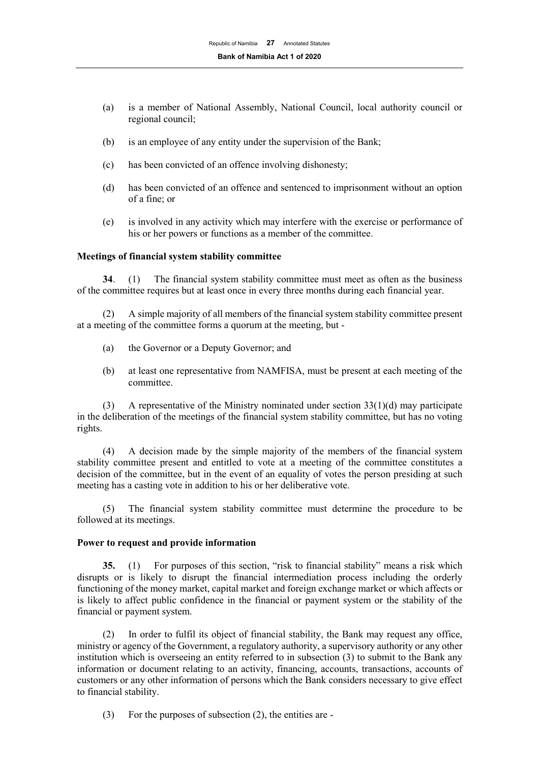(a) is a member of National Assembly, National Council, local authority council or regional council;

(b) is an employee of any entity under the supervision of the Bank;

(c) has been convicted of an offence involving dishonesty;

(d) has been convicted of an offence and sentenced to imprisonment without an option of a fine; or

(e) is involved in any activity which may interfere with the exercise or performance of his or her powers or functions as a member of the committee.

**Meetings of financial system stability committee**

**34**. (1) The financial system stability committee must meet as often as the business of the committee requires but at least once in every three months during each financial year.

(2) A simple majority of all members of the financial system stability committee present at a meeting of the committee forms a quorum at the meeting, but -

(a) the Governor or a Deputy Governor; and

(b) at least one representative from NAMFISA, must be present at each meeting of the committee.

(3) A representative of the Ministry nominated under section 33(1)(d) may participate in the deliberation of the meetings of the financial system stability committee, but has no voting rights.

(4) A decision made by the simple majority of the members of the financial system stability committee present and entitled to vote at a meeting of the committee constitutes a decision of the committee, but in the event of an equality of votes the person presiding at such meeting has a casting vote in addition to his or her deliberative vote.

(5) The financial system stability committee must determine the procedure to be followed at its meetings.

**Power to request and provide information**

**35.** (1) For purposes of this section, "risk to financial stability" means a risk which disrupts or is likely to disrupt the financial intermediation process including the orderly functioning of the money market, capital market and foreign exchange market or which affects or is likely to affect public confidence in the financial or payment system or the stability of the financial or payment system.

(2) In order to fulfil its object of financial stability, the Bank may request any office, ministry or agency of the Government, a regulatory authority, a supervisory authority or any other institution which is overseeing an entity referred to in subsection (3) to submit to the Bank any information or document relating to an activity, financing, accounts, transactions, accounts of customers or any other information of persons which the Bank considers necessary to give effect to financial stability.

(3) For the purposes of subsection (2), the entities are -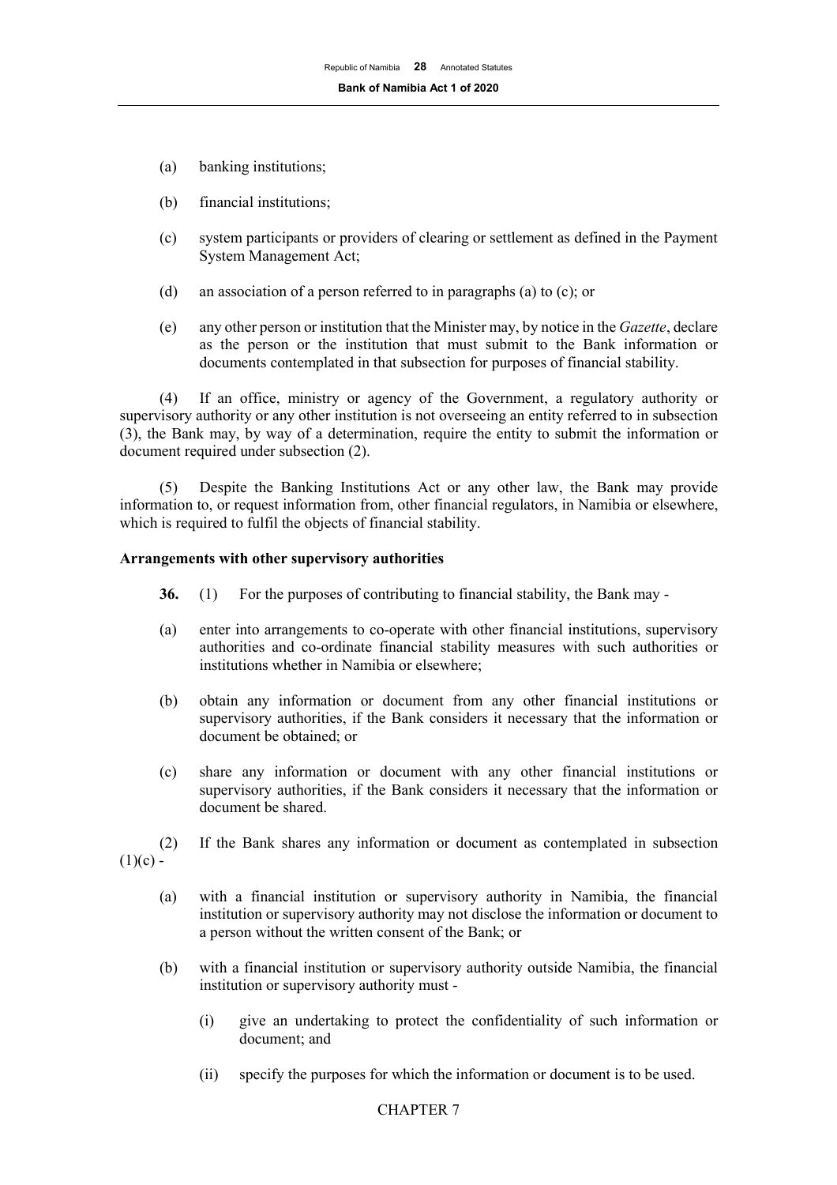(a) banking institutions;

(b) financial institutions;

(c) system participants or providers of clearing or settlement as defined in the Payment System Management Act;

(d) an association of a person referred to in paragraphs (a) to (c); or

(e) any other person or institution that the Minister may, by notice in the *Gazette*, declare as the person or the institution that must submit to the Bank information or documents contemplated in that subsection for purposes of financial stability.

(4) If an office, ministry or agency of the Government, a regulatory authority or supervisory authority or any other institution is not overseeing an entity referred to in subsection (3), the Bank may, by way of a determination, require the entity to submit the information or document required under subsection (2).

(5) Despite the Banking Institutions Act or any other law, the Bank may provide information to, or request information from, other financial regulators, in Namibia or elsewhere, which is required to fulfil the objects of financial stability.

**Arrangements with other supervisory authorities**

**36.** (1) For the purposes of contributing to financial stability, the Bank may -

(a) enter into arrangements to co-operate with other financial institutions, supervisory authorities and co-ordinate financial stability measures with such authorities or institutions whether in Namibia or elsewhere;

(b) obtain any information or document from any other financial institutions or supervisory authorities, if the Bank considers it necessary that the information or document be obtained; or

(c) share any information or document with any other financial institutions or supervisory authorities, if the Bank considers it necessary that the information or document be shared.

(2) If the Bank shares any information or document as contemplated in subsection (1)(c) -

(a) with a financial institution or supervisory authority in Namibia, the financial institution or supervisory authority may not disclose the information or document to a person without the written consent of the Bank; or

(b) with a financial institution or supervisory authority outside Namibia, the financial institution or supervisory authority must -

(i) give an undertaking to protect the confidentiality of such information or document; and

(ii) specify the purposes for which the information or document is to be used.

CHAPTER 7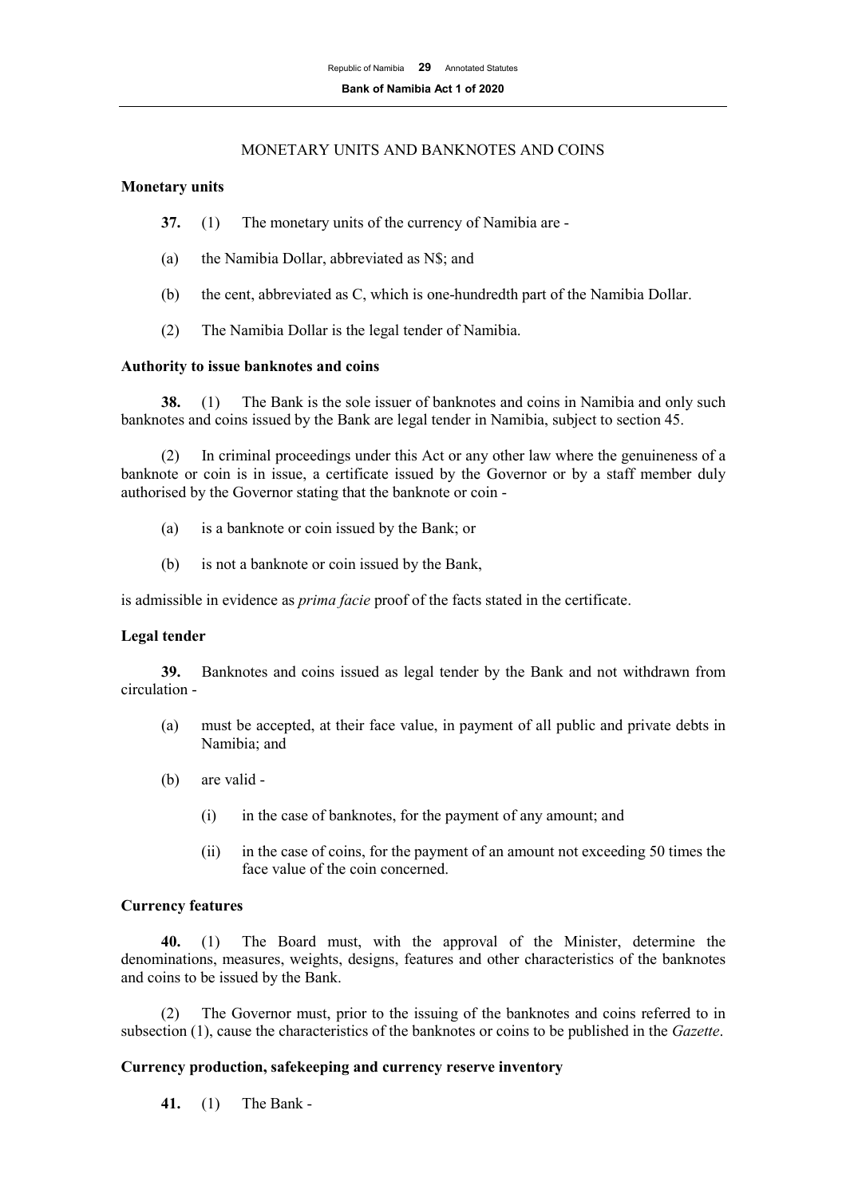MONETARY UNITS AND BANKNOTES AND COINS

**Monetary units**

**37.** (1) The monetary units of the currency of Namibia are -

(a) the Namibia Dollar, abbreviated as N$; and

(b) the cent, abbreviated as C, which is one-hundredth part of the Namibia Dollar.

(2) The Namibia Dollar is the legal tender of Namibia.

**Authority to issue banknotes and coins**

**38.** (1) The Bank is the sole issuer of banknotes and coins in Namibia and only such banknotes and coins issued by the Bank are legal tender in Namibia, subject to section 45.

(2) In criminal proceedings under this Act or any other law where the genuineness of a banknote or coin is in issue, a certificate issued by the Governor or by a staff member duly authorised by the Governor stating that the banknote or coin -

(a) is a banknote or coin issued by the Bank; or

(b) is not a banknote or coin issued by the Bank,

is admissible in evidence as *prima facie* proof of the facts stated in the certificate.

**Legal tender**

**39.** Banknotes and coins issued as legal tender by the Bank and not withdrawn from circulation -

(a) must be accepted, at their face value, in payment of all public and private debts in Namibia; and

(b) are valid -

(i) in the case of banknotes, for the payment of any amount; and

(ii) in the case of coins, for the payment of an amount not exceeding 50 times the face value of the coin concerned.

**Currency features**

**40.** (1) The Board must, with the approval of the Minister, determine the denominations, measures, weights, designs, features and other characteristics of the banknotes and coins to be issued by the Bank.

(2) The Governor must, prior to the issuing of the banknotes and coins referred to in subsection (1), cause the characteristics of the banknotes or coins to be published in the *Gazette*.

**Currency production, safekeeping and currency reserve inventory**

**41.** (1) The Bank -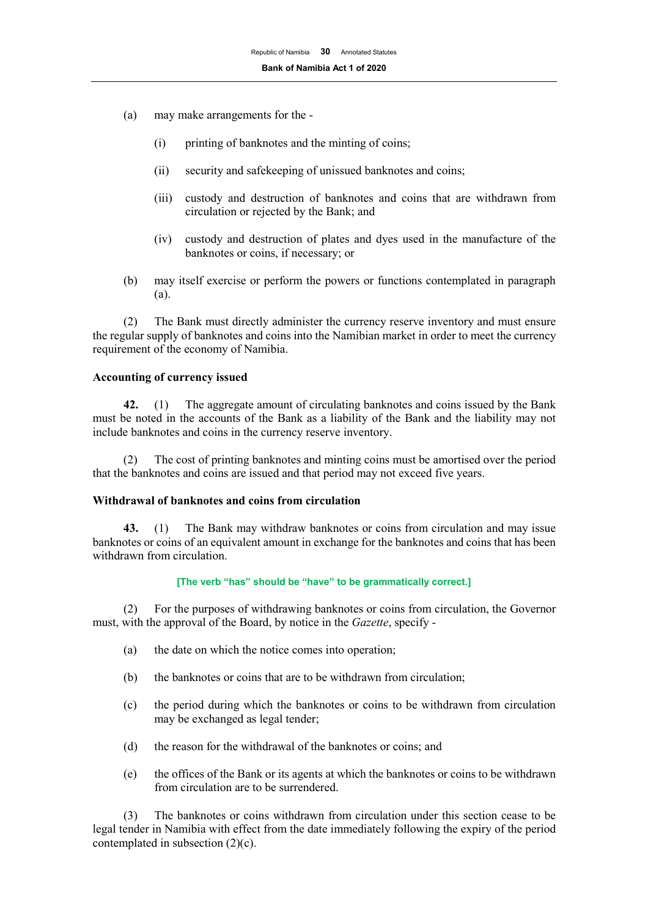(a) may make arrangements for the -

(i) printing of banknotes and the minting of coins;

(ii) security and safekeeping of unissued banknotes and coins;

(iii) custody and destruction of banknotes and coins that are withdrawn from circulation or rejected by the Bank; and

(iv) custody and destruction of plates and dyes used in the manufacture of the banknotes or coins, if necessary; or

(b) may itself exercise or perform the powers or functions contemplated in paragraph (a).

(2) The Bank must directly administer the currency reserve inventory and must ensure the regular supply of banknotes and coins into the Namibian market in order to meet the currency requirement of the economy of Namibia.

**Accounting of currency issued**

**42.** (1) The aggregate amount of circulating banknotes and coins issued by the Bank must be noted in the accounts of the Bank as a liability of the Bank and the liability may not include banknotes and coins in the currency reserve inventory.

(2) The cost of printing banknotes and minting coins must be amortised over the period that the banknotes and coins are issued and that period may not exceed five years.

**Withdrawal of banknotes and coins from circulation**

**43.** (1) The Bank may withdraw banknotes or coins from circulation and may issue banknotes or coins of an equivalent amount in exchange for the banknotes and coins that has been withdrawn from circulation.

**[The verb "has" should be "have" to be grammatically correct.]**

(2) For the purposes of withdrawing banknotes or coins from circulation, the Governor must, with the approval of the Board, by notice in the *Gazette*, specify -

(a) the date on which the notice comes into operation;

(b) the banknotes or coins that are to be withdrawn from circulation;

(c) the period during which the banknotes or coins to be withdrawn from circulation may be exchanged as legal tender;

(d) the reason for the withdrawal of the banknotes or coins; and

(e) the offices of the Bank or its agents at which the banknotes or coins to be withdrawn from circulation are to be surrendered.

(3) The banknotes or coins withdrawn from circulation under this section cease to be legal tender in Namibia with effect from the date immediately following the expiry of the period contemplated in subsection (2)(c).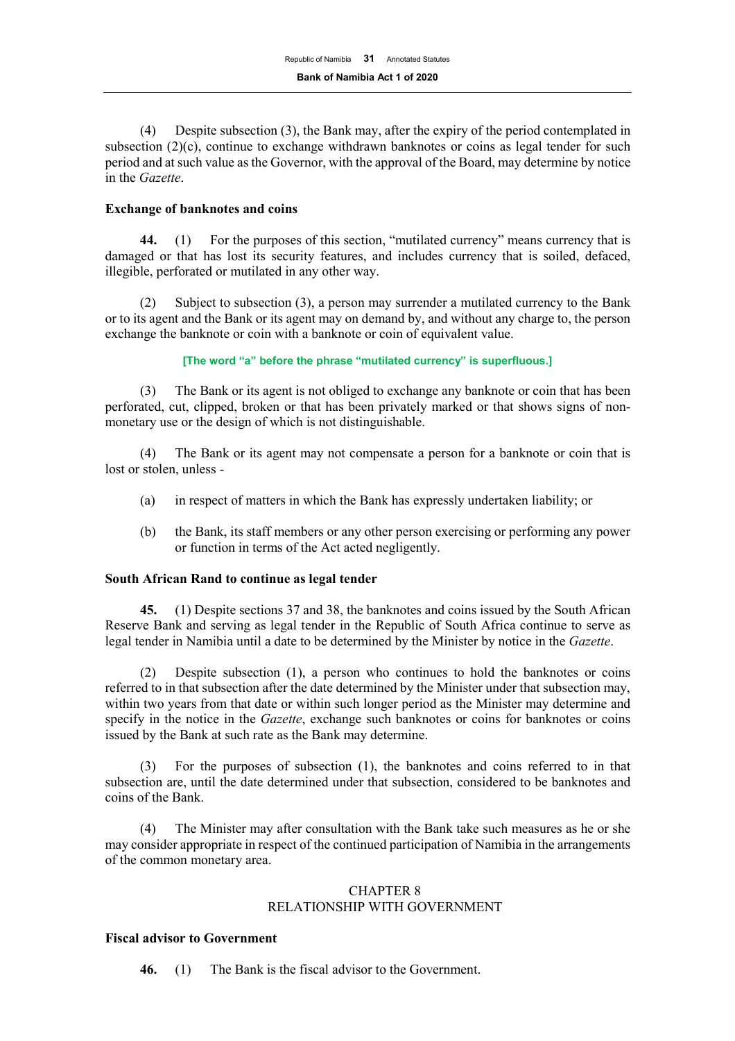(4) Despite subsection (3), the Bank may, after the expiry of the period contemplated in subsection (2)(c), continue to exchange withdrawn banknotes or coins as legal tender for such period and at such value as the Governor, with the approval of the Board, may determine by notice in the *Gazette*.

**Exchange of banknotes and coins**

**44.** (1) For the purposes of this section, "mutilated currency" means currency that is damaged or that has lost its security features, and includes currency that is soiled, defaced, illegible, perforated or mutilated in any other way.

(2) Subject to subsection (3), a person may surrender a mutilated currency to the Bank or to its agent and the Bank or its agent may on demand by, and without any charge to, the person exchange the banknote or coin with a banknote or coin of equivalent value.

**[The word "a" before the phrase "mutilated currency" is superfluous.]**

(3) The Bank or its agent is not obliged to exchange any banknote or coin that has been perforated, cut, clipped, broken or that has been privately marked or that shows signs of non-monetary use or the design of which is not distinguishable.

(4) The Bank or its agent may not compensate a person for a banknote or coin that is lost or stolen, unless -

(a) in respect of matters in which the Bank has expressly undertaken liability; or

(b) the Bank, its staff members or any other person exercising or performing any power or function in terms of the Act acted negligently.

**South African Rand to continue as legal tender**

**45.** (1) Despite sections 37 and 38, the banknotes and coins issued by the South African Reserve Bank and serving as legal tender in the Republic of South Africa continue to serve as legal tender in Namibia until a date to be determined by the Minister by notice in the *Gazette*.

(2) Despite subsection (1), a person who continues to hold the banknotes or coins referred to in that subsection after the date determined by the Minister under that subsection may, within two years from that date or within such longer period as the Minister may determine and specify in the notice in the *Gazette*, exchange such banknotes or coins for banknotes or coins issued by the Bank at such rate as the Bank may determine.

(3) For the purposes of subsection (1), the banknotes and coins referred to in that subsection are, until the date determined under that subsection, considered to be banknotes and coins of the Bank.

(4) The Minister may after consultation with the Bank take such measures as he or she may consider appropriate in respect of the continued participation of Namibia in the arrangements of the common monetary area.

## CHAPTER 8
## RELATIONSHIP WITH GOVERNMENT

**Fiscal advisor to Government**

**46.** (1) The Bank is the fiscal advisor to the Government.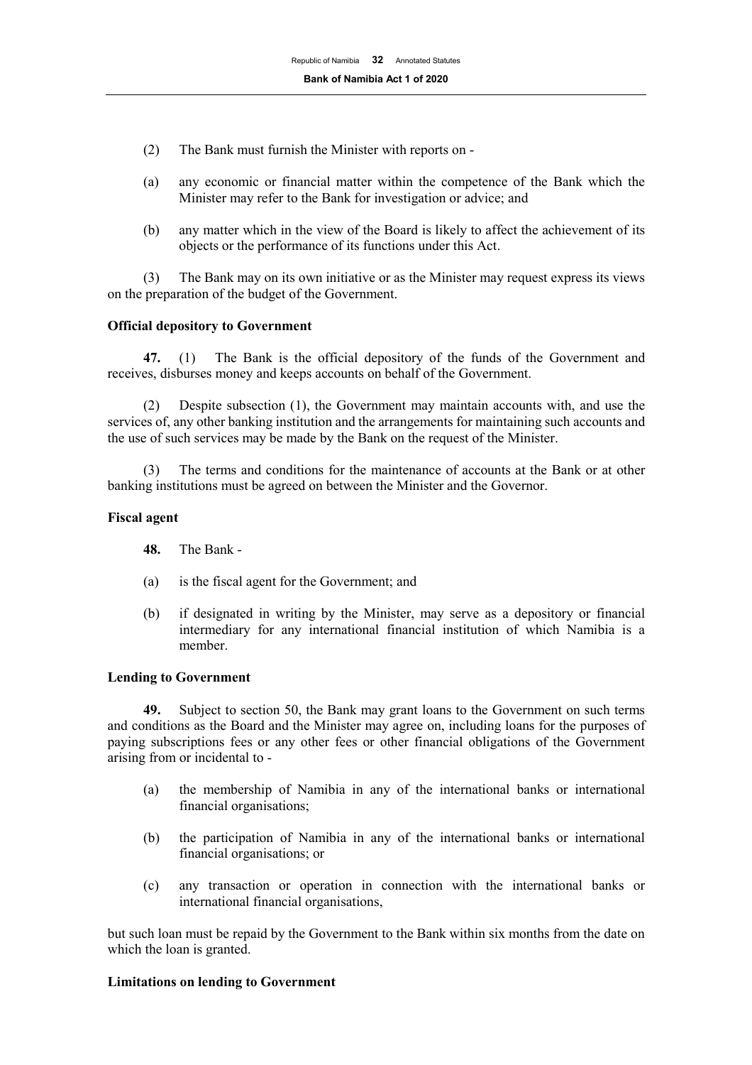(2) The Bank must furnish the Minister with reports on -

(a) any economic or financial matter within the competence of the Bank which the Minister may refer to the Bank for investigation or advice; and

(b) any matter which in the view of the Board is likely to affect the achievement of its objects or the performance of its functions under this Act.

(3) The Bank may on its own initiative or as the Minister may request express its views on the preparation of the budget of the Government.

**Official depository to Government**

**47.** (1) The Bank is the official depository of the funds of the Government and receives, disburses money and keeps accounts on behalf of the Government.

(2) Despite subsection (1), the Government may maintain accounts with, and use the services of, any other banking institution and the arrangements for maintaining such accounts and the use of such services may be made by the Bank on the request of the Minister.

(3) The terms and conditions for the maintenance of accounts at the Bank or at other banking institutions must be agreed on between the Minister and the Governor.

**Fiscal agent**

**48.** The Bank -

(a) is the fiscal agent for the Government; and

(b) if designated in writing by the Minister, may serve as a depository or financial intermediary for any international financial institution of which Namibia is a member.

**Lending to Government**

**49.** Subject to section 50, the Bank may grant loans to the Government on such terms and conditions as the Board and the Minister may agree on, including loans for the purposes of paying subscriptions fees or any other fees or other financial obligations of the Government arising from or incidental to -

(a) the membership of Namibia in any of the international banks or international financial organisations;

(b) the participation of Namibia in any of the international banks or international financial organisations; or

(c) any transaction or operation in connection with the international banks or international financial organisations,

but such loan must be repaid by the Government to the Bank within six months from the date on which the loan is granted.

**Limitations on lending to Government**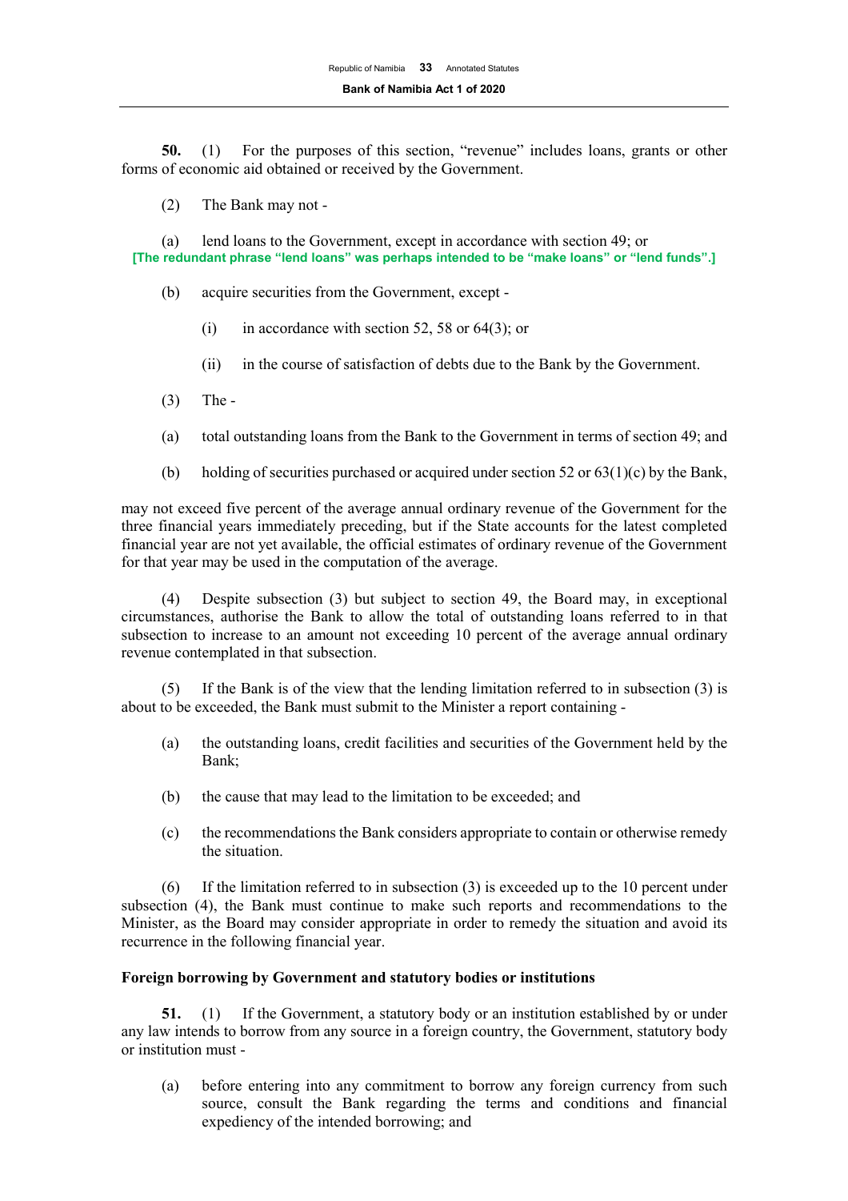**50.** (1) For the purposes of this section, "revenue" includes loans, grants or other forms of economic aid obtained or received by the Government.

(2) The Bank may not -

(a) lend loans to the Government, except in accordance with section 49; or

**[The redundant phrase "lend loans" was perhaps intended to be "make loans" or "lend funds".]**

(b) acquire securities from the Government, except -

(i) in accordance with section 52, 58 or 64(3); or

(ii) in the course of satisfaction of debts due to the Bank by the Government.

(3) The -

(a) total outstanding loans from the Bank to the Government in terms of section 49; and

(b) holding of securities purchased or acquired under section 52 or 63(1)(c) by the Bank,

may not exceed five percent of the average annual ordinary revenue of the Government for the three financial years immediately preceding, but if the State accounts for the latest completed financial year are not yet available, the official estimates of ordinary revenue of the Government for that year may be used in the computation of the average.

(4) Despite subsection (3) but subject to section 49, the Board may, in exceptional circumstances, authorise the Bank to allow the total of outstanding loans referred to in that subsection to increase to an amount not exceeding 10 percent of the average annual ordinary revenue contemplated in that subsection.

(5) If the Bank is of the view that the lending limitation referred to in subsection (3) is about to be exceeded, the Bank must submit to the Minister a report containing -

(a) the outstanding loans, credit facilities and securities of the Government held by the Bank;

(b) the cause that may lead to the limitation to be exceeded; and

(c) the recommendations the Bank considers appropriate to contain or otherwise remedy the situation.

(6) If the limitation referred to in subsection (3) is exceeded up to the 10 percent under subsection (4), the Bank must continue to make such reports and recommendations to the Minister, as the Board may consider appropriate in order to remedy the situation and avoid its recurrence in the following financial year.

**Foreign borrowing by Government and statutory bodies or institutions**

**51.** (1) If the Government, a statutory body or an institution established by or under any law intends to borrow from any source in a foreign country, the Government, statutory body or institution must -

(a) before entering into any commitment to borrow any foreign currency from such source, consult the Bank regarding the terms and conditions and financial expediency of the intended borrowing; and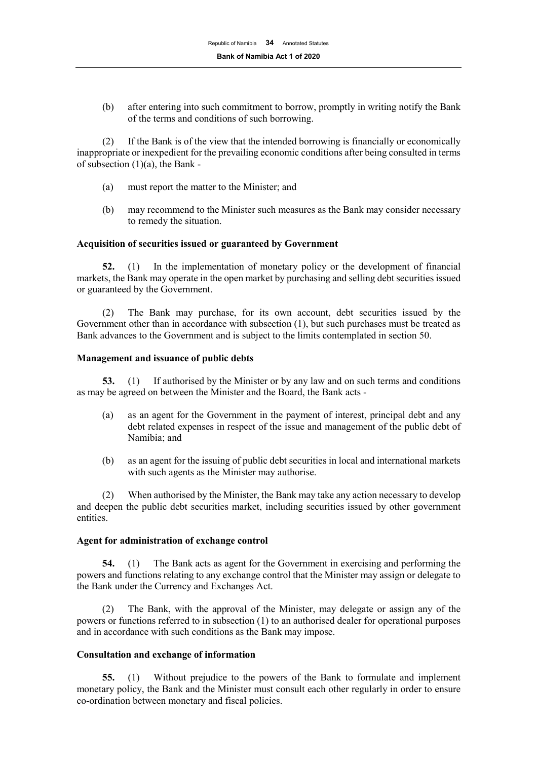(b) after entering into such commitment to borrow, promptly in writing notify the Bank of the terms and conditions of such borrowing.

(2) If the Bank is of the view that the intended borrowing is financially or economically inappropriate or inexpedient for the prevailing economic conditions after being consulted in terms of subsection (1)(a), the Bank -

(a) must report the matter to the Minister; and

(b) may recommend to the Minister such measures as the Bank may consider necessary to remedy the situation.

**Acquisition of securities issued or guaranteed by Government**

**52.** (1) In the implementation of monetary policy or the development of financial markets, the Bank may operate in the open market by purchasing and selling debt securities issued or guaranteed by the Government.

(2) The Bank may purchase, for its own account, debt securities issued by the Government other than in accordance with subsection (1), but such purchases must be treated as Bank advances to the Government and is subject to the limits contemplated in section 50.

**Management and issuance of public debts**

**53.** (1) If authorised by the Minister or by any law and on such terms and conditions as may be agreed on between the Minister and the Board, the Bank acts -

(a) as an agent for the Government in the payment of interest, principal debt and any debt related expenses in respect of the issue and management of the public debt of Namibia; and

(b) as an agent for the issuing of public debt securities in local and international markets with such agents as the Minister may authorise.

(2) When authorised by the Minister, the Bank may take any action necessary to develop and deepen the public debt securities market, including securities issued by other government entities.

**Agent for administration of exchange control**

**54.** (1) The Bank acts as agent for the Government in exercising and performing the powers and functions relating to any exchange control that the Minister may assign or delegate to the Bank under the Currency and Exchanges Act.

(2) The Bank, with the approval of the Minister, may delegate or assign any of the powers or functions referred to in subsection (1) to an authorised dealer for operational purposes and in accordance with such conditions as the Bank may impose.

**Consultation and exchange of information**

**55.** (1) Without prejudice to the powers of the Bank to formulate and implement monetary policy, the Bank and the Minister must consult each other regularly in order to ensure co-ordination between monetary and fiscal policies.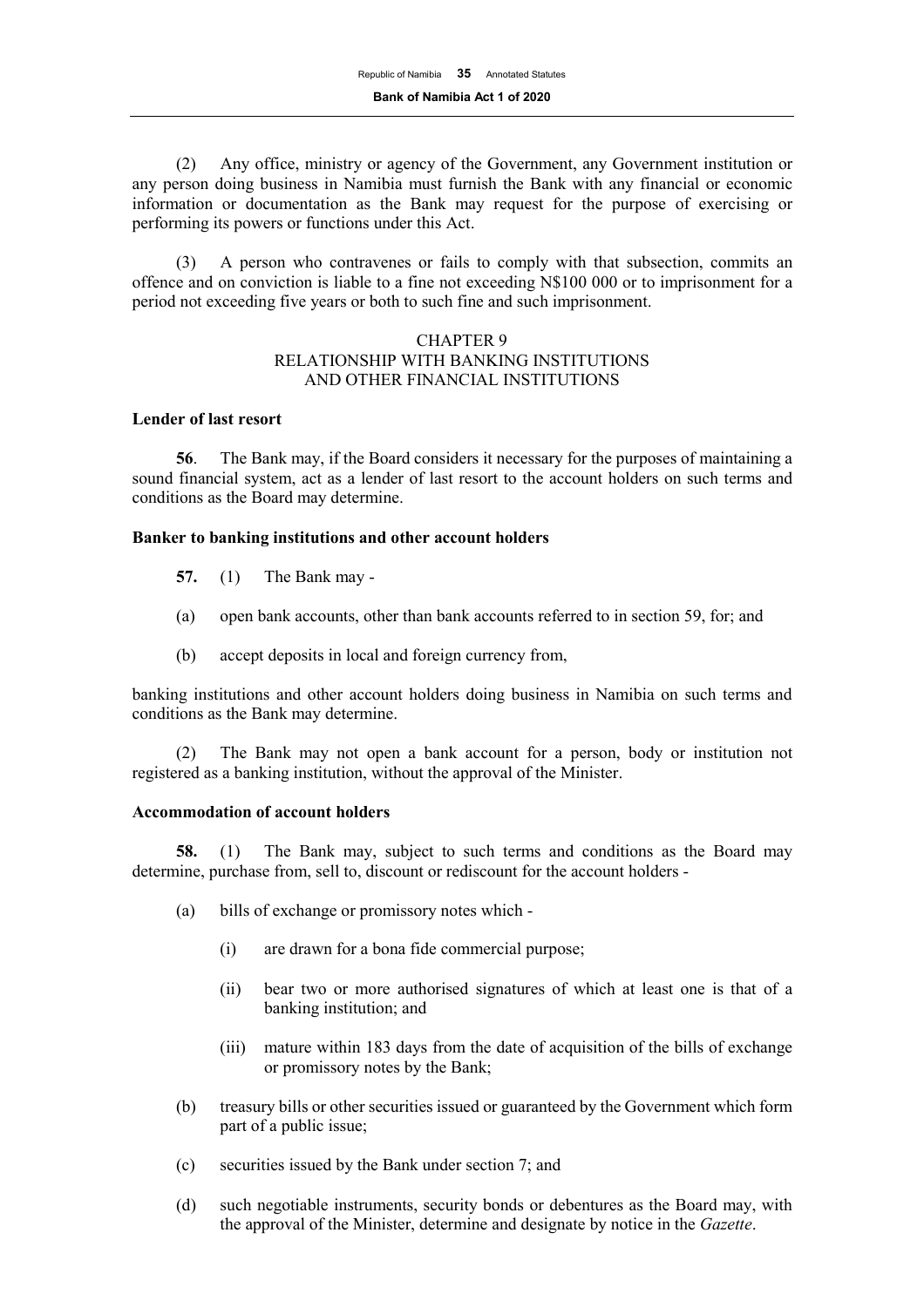(2) Any office, ministry or agency of the Government, any Government institution or any person doing business in Namibia must furnish the Bank with any financial or economic information or documentation as the Bank may request for the purpose of exercising or performing its powers or functions under this Act.

(3) A person who contravenes or fails to comply with that subsection, commits an offence and on conviction is liable to a fine not exceeding N$100 000 or to imprisonment for a period not exceeding five years or both to such fine and such imprisonment.

## CHAPTER 9
## RELATIONSHIP WITH BANKING INSTITUTIONS AND OTHER FINANCIAL INSTITUTIONS

**Lender of last resort**

**56**. The Bank may, if the Board considers it necessary for the purposes of maintaining a sound financial system, act as a lender of last resort to the account holders on such terms and conditions as the Board may determine.

**Banker to banking institutions and other account holders**

**57.** (1) The Bank may -

(a) open bank accounts, other than bank accounts referred to in section 59, for; and

(b) accept deposits in local and foreign currency from,

banking institutions and other account holders doing business in Namibia on such terms and conditions as the Bank may determine.

(2) The Bank may not open a bank account for a person, body or institution not registered as a banking institution, without the approval of the Minister.

**Accommodation of account holders**

**58.** (1) The Bank may, subject to such terms and conditions as the Board may determine, purchase from, sell to, discount or rediscount for the account holders -

(a) bills of exchange or promissory notes which -

   (i) are drawn for a bona fide commercial purpose;

   (ii) bear two or more authorised signatures of which at least one is that of a banking institution; and

   (iii) mature within 183 days from the date of acquisition of the bills of exchange or promissory notes by the Bank;

(b) treasury bills or other securities issued or guaranteed by the Government which form part of a public issue;

(c) securities issued by the Bank under section 7; and

(d) such negotiable instruments, security bonds or debentures as the Board may, with the approval of the Minister, determine and designate by notice in the *Gazette*.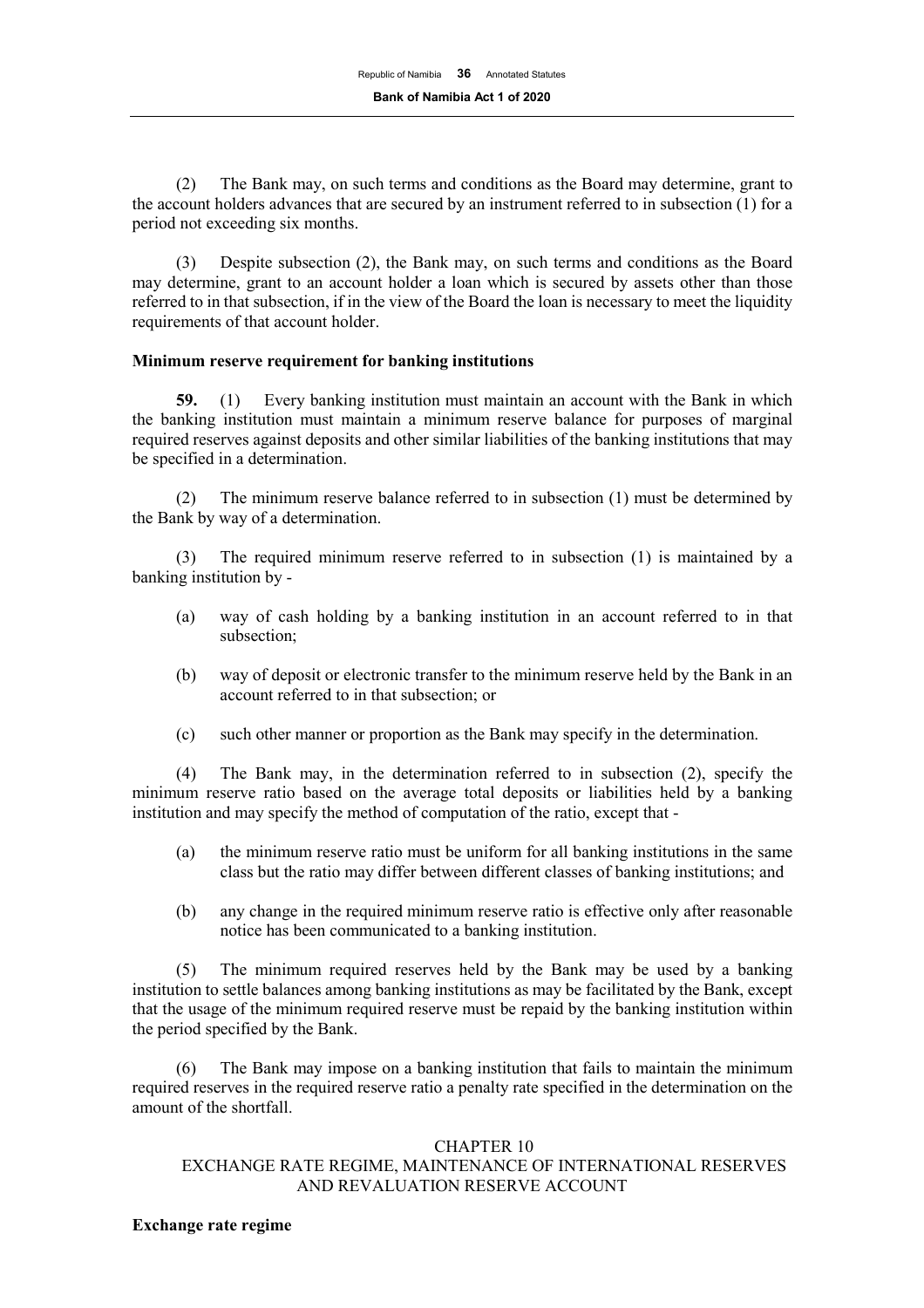(2) The Bank may, on such terms and conditions as the Board may determine, grant to the account holders advances that are secured by an instrument referred to in subsection (1) for a period not exceeding six months.

(3) Despite subsection (2), the Bank may, on such terms and conditions as the Board may determine, grant to an account holder a loan which is secured by assets other than those referred to in that subsection, if in the view of the Board the loan is necessary to meet the liquidity requirements of that account holder.

**Minimum reserve requirement for banking institutions**

**59.** (1) Every banking institution must maintain an account with the Bank in which the banking institution must maintain a minimum reserve balance for purposes of marginal required reserves against deposits and other similar liabilities of the banking institutions that may be specified in a determination.

(2) The minimum reserve balance referred to in subsection (1) must be determined by the Bank by way of a determination.

(3) The required minimum reserve referred to in subsection (1) is maintained by a banking institution by -

(a) way of cash holding by a banking institution in an account referred to in that subsection;

(b) way of deposit or electronic transfer to the minimum reserve held by the Bank in an account referred to in that subsection; or

(c) such other manner or proportion as the Bank may specify in the determination.

(4) The Bank may, in the determination referred to in subsection (2), specify the minimum reserve ratio based on the average total deposits or liabilities held by a banking institution and may specify the method of computation of the ratio, except that -

(a) the minimum reserve ratio must be uniform for all banking institutions in the same class but the ratio may differ between different classes of banking institutions; and

(b) any change in the required minimum reserve ratio is effective only after reasonable notice has been communicated to a banking institution.

(5) The minimum required reserves held by the Bank may be used by a banking institution to settle balances among banking institutions as may be facilitated by the Bank, except that the usage of the minimum required reserve must be repaid by the banking institution within the period specified by the Bank.

(6) The Bank may impose on a banking institution that fails to maintain the minimum required reserves in the required reserve ratio a penalty rate specified in the determination on the amount of the shortfall.

## CHAPTER 10
## EXCHANGE RATE REGIME, MAINTENANCE OF INTERNATIONAL RESERVES AND REVALUATION RESERVE ACCOUNT

**Exchange rate regime**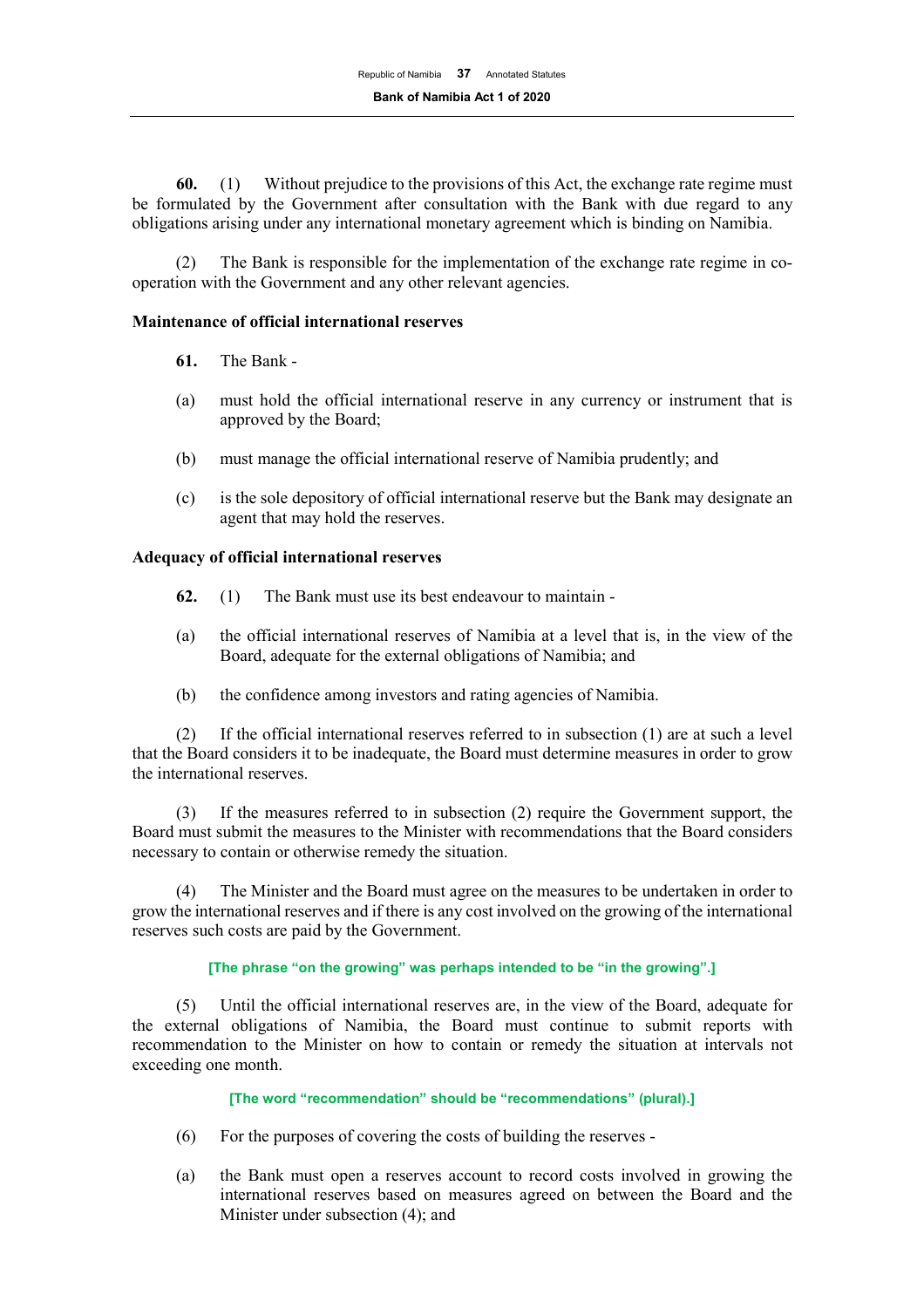**60.** (1) Without prejudice to the provisions of this Act, the exchange rate regime must be formulated by the Government after consultation with the Bank with due regard to any obligations arising under any international monetary agreement which is binding on Namibia.

(2) The Bank is responsible for the implementation of the exchange rate regime in co-operation with the Government and any other relevant agencies.

**Maintenance of official international reserves**

**61.** The Bank -

(a) must hold the official international reserve in any currency or instrument that is approved by the Board;

(b) must manage the official international reserve of Namibia prudently; and

(c) is the sole depository of official international reserve but the Bank may designate an agent that may hold the reserves.

**Adequacy of official international reserves**

**62.** (1) The Bank must use its best endeavour to maintain -

(a) the official international reserves of Namibia at a level that is, in the view of the Board, adequate for the external obligations of Namibia; and

(b) the confidence among investors and rating agencies of Namibia.

(2) If the official international reserves referred to in subsection (1) are at such a level that the Board considers it to be inadequate, the Board must determine measures in order to grow the international reserves.

(3) If the measures referred to in subsection (2) require the Government support, the Board must submit the measures to the Minister with recommendations that the Board considers necessary to contain or otherwise remedy the situation.

(4) The Minister and the Board must agree on the measures to be undertaken in order to grow the international reserves and if there is any cost involved on the growing of the international reserves such costs are paid by the Government.

**[The phrase "on the growing" was perhaps intended to be "in the growing".]**

(5) Until the official international reserves are, in the view of the Board, adequate for the external obligations of Namibia, the Board must continue to submit reports with recommendation to the Minister on how to contain or remedy the situation at intervals not exceeding one month.

**[The word "recommendation" should be "recommendations" (plural).]**

(6) For the purposes of covering the costs of building the reserves -

(a) the Bank must open a reserves account to record costs involved in growing the international reserves based on measures agreed on between the Board and the Minister under subsection (4); and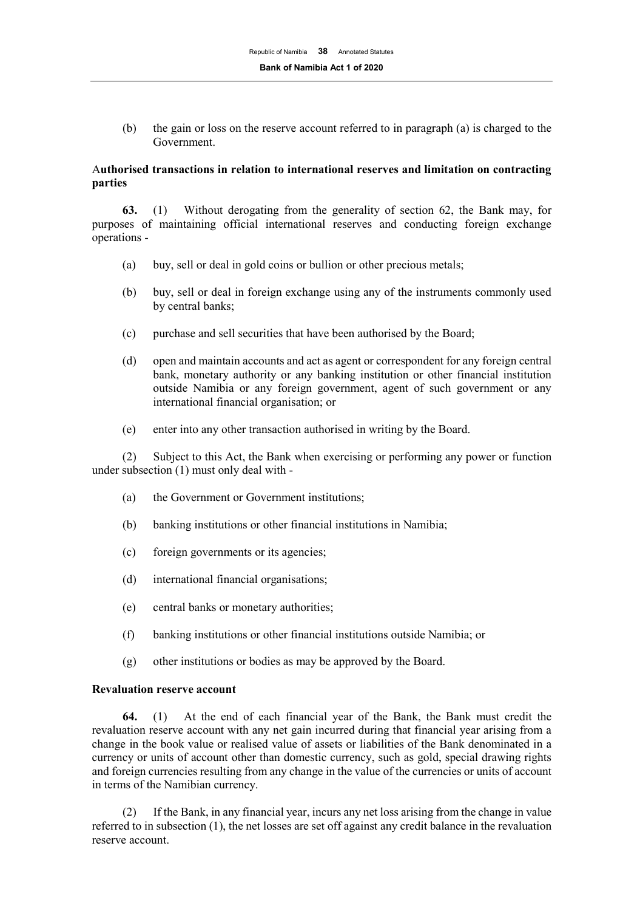(b) the gain or loss on the reserve account referred to in paragraph (a) is charged to the Government.

**Authorised transactions in relation to international reserves and limitation on contracting parties**

**63.** (1) Without derogating from the generality of section 62, the Bank may, for purposes of maintaining official international reserves and conducting foreign exchange operations -

(a) buy, sell or deal in gold coins or bullion or other precious metals;

(b) buy, sell or deal in foreign exchange using any of the instruments commonly used by central banks;

(c) purchase and sell securities that have been authorised by the Board;

(d) open and maintain accounts and act as agent or correspondent for any foreign central bank, monetary authority or any banking institution or other financial institution outside Namibia or any foreign government, agent of such government or any international financial organisation; or

(e) enter into any other transaction authorised in writing by the Board.

(2) Subject to this Act, the Bank when exercising or performing any power or function under subsection (1) must only deal with -

(a) the Government or Government institutions;

(b) banking institutions or other financial institutions in Namibia;

(c) foreign governments or its agencies;

(d) international financial organisations;

(e) central banks or monetary authorities;

(f) banking institutions or other financial institutions outside Namibia; or

(g) other institutions or bodies as may be approved by the Board.

**Revaluation reserve account**

**64.** (1) At the end of each financial year of the Bank, the Bank must credit the revaluation reserve account with any net gain incurred during that financial year arising from a change in the book value or realised value of assets or liabilities of the Bank denominated in a currency or units of account other than domestic currency, such as gold, special drawing rights and foreign currencies resulting from any change in the value of the currencies or units of account in terms of the Namibian currency.

(2) If the Bank, in any financial year, incurs any net loss arising from the change in value referred to in subsection (1), the net losses are set off against any credit balance in the revaluation reserve account.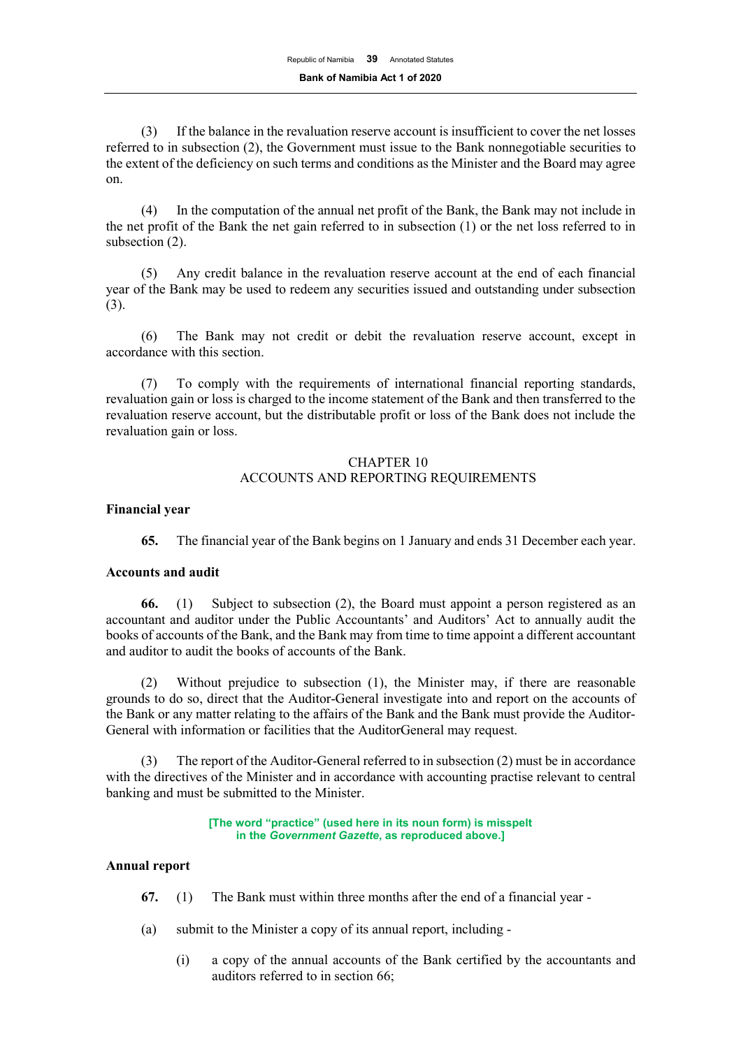(3) If the balance in the revaluation reserve account is insufficient to cover the net losses referred to in subsection (2), the Government must issue to the Bank nonnegotiable securities to the extent of the deficiency on such terms and conditions as the Minister and the Board may agree on.

(4) In the computation of the annual net profit of the Bank, the Bank may not include in the net profit of the Bank the net gain referred to in subsection (1) or the net loss referred to in subsection (2).

(5) Any credit balance in the revaluation reserve account at the end of each financial year of the Bank may be used to redeem any securities issued and outstanding under subsection (3).

(6) The Bank may not credit or debit the revaluation reserve account, except in accordance with this section.

(7) To comply with the requirements of international financial reporting standards, revaluation gain or loss is charged to the income statement of the Bank and then transferred to the revaluation reserve account, but the distributable profit or loss of the Bank does not include the revaluation gain or loss.

## CHAPTER 10
## ACCOUNTS AND REPORTING REQUIREMENTS

**Financial year**

**65.** The financial year of the Bank begins on 1 January and ends 31 December each year.

**Accounts and audit**

**66.** (1) Subject to subsection (2), the Board must appoint a person registered as an accountant and auditor under the Public Accountants' and Auditors' Act to annually audit the books of accounts of the Bank, and the Bank may from time to time appoint a different accountant and auditor to audit the books of accounts of the Bank.

(2) Without prejudice to subsection (1), the Minister may, if there are reasonable grounds to do so, direct that the Auditor-General investigate into and report on the accounts of the Bank or any matter relating to the affairs of the Bank and the Bank must provide the Auditor-General with information or facilities that the AuditorGeneral may request.

(3) The report of the Auditor-General referred to in subsection (2) must be in accordance with the directives of the Minister and in accordance with accounting practise relevant to central banking and must be submitted to the Minister.

**[The word "practice" (used here in its noun form) is misspelt in the *Government Gazette*, as reproduced above.]**

**Annual report**

**67.** (1) The Bank must within three months after the end of a financial year -

(a) submit to the Minister a copy of its annual report, including -

(i) a copy of the annual accounts of the Bank certified by the accountants and auditors referred to in section 66;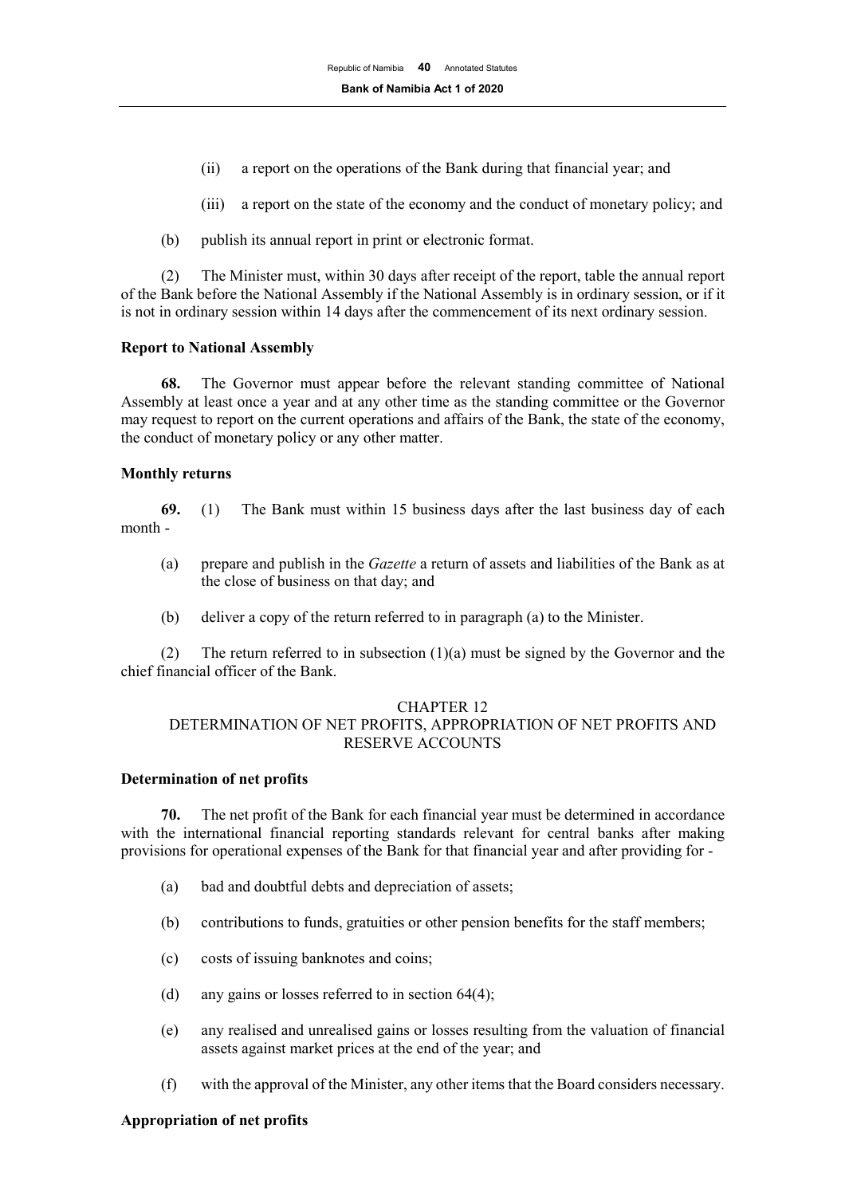(ii) a report on the operations of the Bank during that financial year; and

(iii) a report on the state of the economy and the conduct of monetary policy; and

(b) publish its annual report in print or electronic format.

(2) The Minister must, within 30 days after receipt of the report, table the annual report of the Bank before the National Assembly if the National Assembly is in ordinary session, or if it is not in ordinary session within 14 days after the commencement of its next ordinary session.

**Report to National Assembly**

**68.** The Governor must appear before the relevant standing committee of National Assembly at least once a year and at any other time as the standing committee or the Governor may request to report on the current operations and affairs of the Bank, the state of the economy, the conduct of monetary policy or any other matter.

**Monthly returns**

**69.** (1) The Bank must within 15 business days after the last business day of each month -

(a) prepare and publish in the *Gazette* a return of assets and liabilities of the Bank as at the close of business on that day; and

(b) deliver a copy of the return referred to in paragraph (a) to the Minister.

(2) The return referred to in subsection (1)(a) must be signed by the Governor and the chief financial officer of the Bank.

## CHAPTER 12
## DETERMINATION OF NET PROFITS, APPROPRIATION OF NET PROFITS AND RESERVE ACCOUNTS

**Determination of net profits**

**70.** The net profit of the Bank for each financial year must be determined in accordance with the international financial reporting standards relevant for central banks after making provisions for operational expenses of the Bank for that financial year and after providing for -

(a) bad and doubtful debts and depreciation of assets;

(b) contributions to funds, gratuities or other pension benefits for the staff members;

(c) costs of issuing banknotes and coins;

(d) any gains or losses referred to in section 64(4);

(e) any realised and unrealised gains or losses resulting from the valuation of financial assets against market prices at the end of the year; and

(f) with the approval of the Minister, any other items that the Board considers necessary.

**Appropriation of net profits**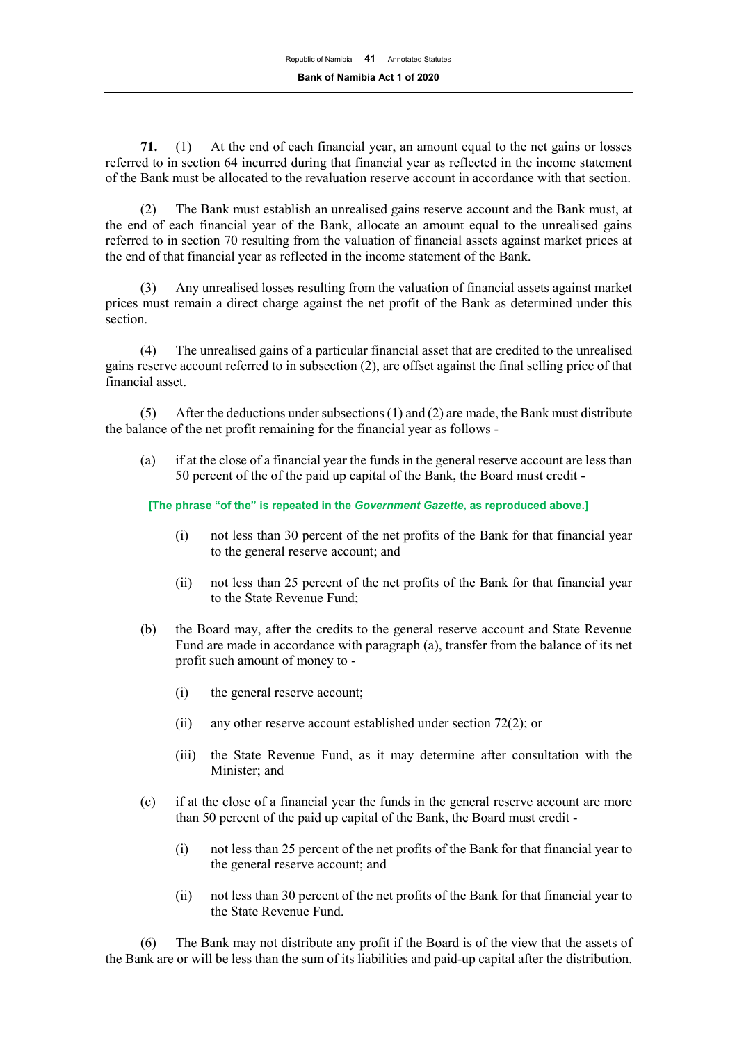**71.** (1) At the end of each financial year, an amount equal to the net gains or losses referred to in section 64 incurred during that financial year as reflected in the income statement of the Bank must be allocated to the revaluation reserve account in accordance with that section.

(2) The Bank must establish an unrealised gains reserve account and the Bank must, at the end of each financial year of the Bank, allocate an amount equal to the unrealised gains referred to in section 70 resulting from the valuation of financial assets against market prices at the end of that financial year as reflected in the income statement of the Bank.

(3) Any unrealised losses resulting from the valuation of financial assets against market prices must remain a direct charge against the net profit of the Bank as determined under this section.

(4) The unrealised gains of a particular financial asset that are credited to the unrealised gains reserve account referred to in subsection (2), are offset against the final selling price of that financial asset.

(5) After the deductions under subsections (1) and (2) are made, the Bank must distribute the balance of the net profit remaining for the financial year as follows -

(a) if at the close of a financial year the funds in the general reserve account are less than 50 percent of the of the paid up capital of the Bank, the Board must credit -

**[The phrase "of the" is repeated in the *Government Gazette*, as reproduced above.]**

(i) not less than 30 percent of the net profits of the Bank for that financial year to the general reserve account; and

(ii) not less than 25 percent of the net profits of the Bank for that financial year to the State Revenue Fund;

(b) the Board may, after the credits to the general reserve account and State Revenue Fund are made in accordance with paragraph (a), transfer from the balance of its net profit such amount of money to -

(i) the general reserve account;

(ii) any other reserve account established under section 72(2); or

(iii) the State Revenue Fund, as it may determine after consultation with the Minister; and

(c) if at the close of a financial year the funds in the general reserve account are more than 50 percent of the paid up capital of the Bank, the Board must credit -

(i) not less than 25 percent of the net profits of the Bank for that financial year to the general reserve account; and

(ii) not less than 30 percent of the net profits of the Bank for that financial year to the State Revenue Fund.

(6) The Bank may not distribute any profit if the Board is of the view that the assets of the Bank are or will be less than the sum of its liabilities and paid-up capital after the distribution.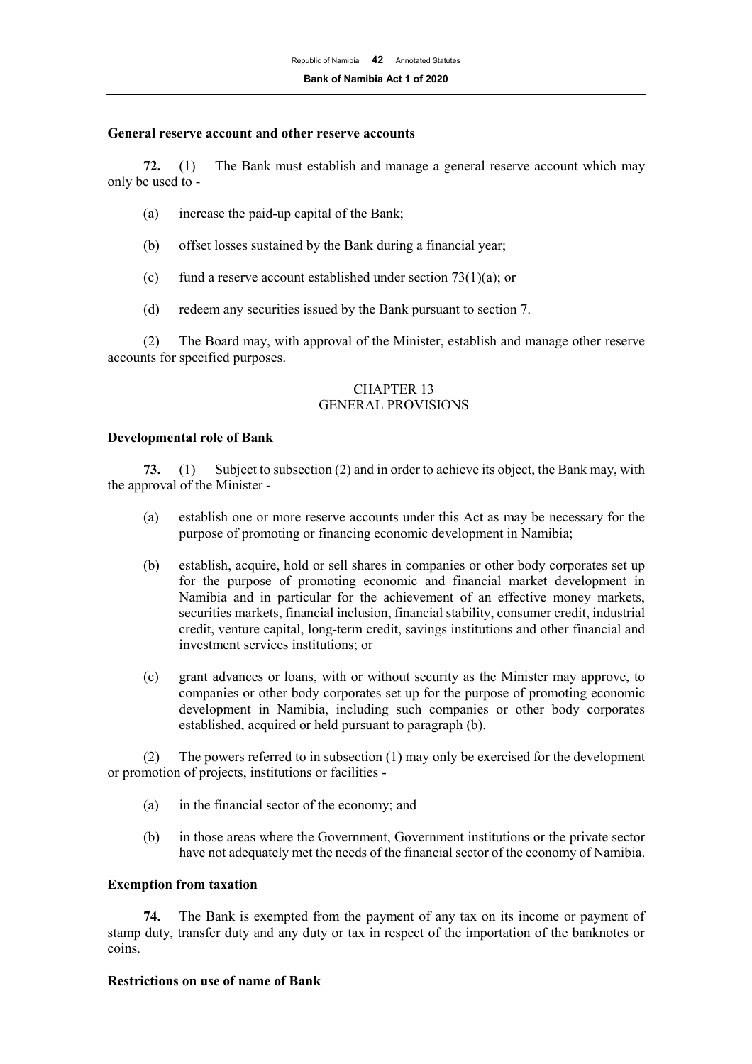**General reserve account and other reserve accounts**

**72.** (1) The Bank must establish and manage a general reserve account which may only be used to -

(a) increase the paid-up capital of the Bank;

(b) offset losses sustained by the Bank during a financial year;

(c) fund a reserve account established under section 73(1)(a); or

(d) redeem any securities issued by the Bank pursuant to section 7.

(2) The Board may, with approval of the Minister, establish and manage other reserve accounts for specified purposes.

## CHAPTER 13
## GENERAL PROVISIONS

**Developmental role of Bank**

**73.** (1) Subject to subsection (2) and in order to achieve its object, the Bank may, with the approval of the Minister -

(a) establish one or more reserve accounts under this Act as may be necessary for the purpose of promoting or financing economic development in Namibia;

(b) establish, acquire, hold or sell shares in companies or other body corporates set up for the purpose of promoting economic and financial market development in Namibia and in particular for the achievement of an effective money markets, securities markets, financial inclusion, financial stability, consumer credit, industrial credit, venture capital, long-term credit, savings institutions and other financial and investment services institutions; or

(c) grant advances or loans, with or without security as the Minister may approve, to companies or other body corporates set up for the purpose of promoting economic development in Namibia, including such companies or other body corporates established, acquired or held pursuant to paragraph (b).

(2) The powers referred to in subsection (1) may only be exercised for the development or promotion of projects, institutions or facilities -

(a) in the financial sector of the economy; and

(b) in those areas where the Government, Government institutions or the private sector have not adequately met the needs of the financial sector of the economy of Namibia.

**Exemption from taxation**

**74.** The Bank is exempted from the payment of any tax on its income or payment of stamp duty, transfer duty and any duty or tax in respect of the importation of the banknotes or coins.

**Restrictions on use of name of Bank**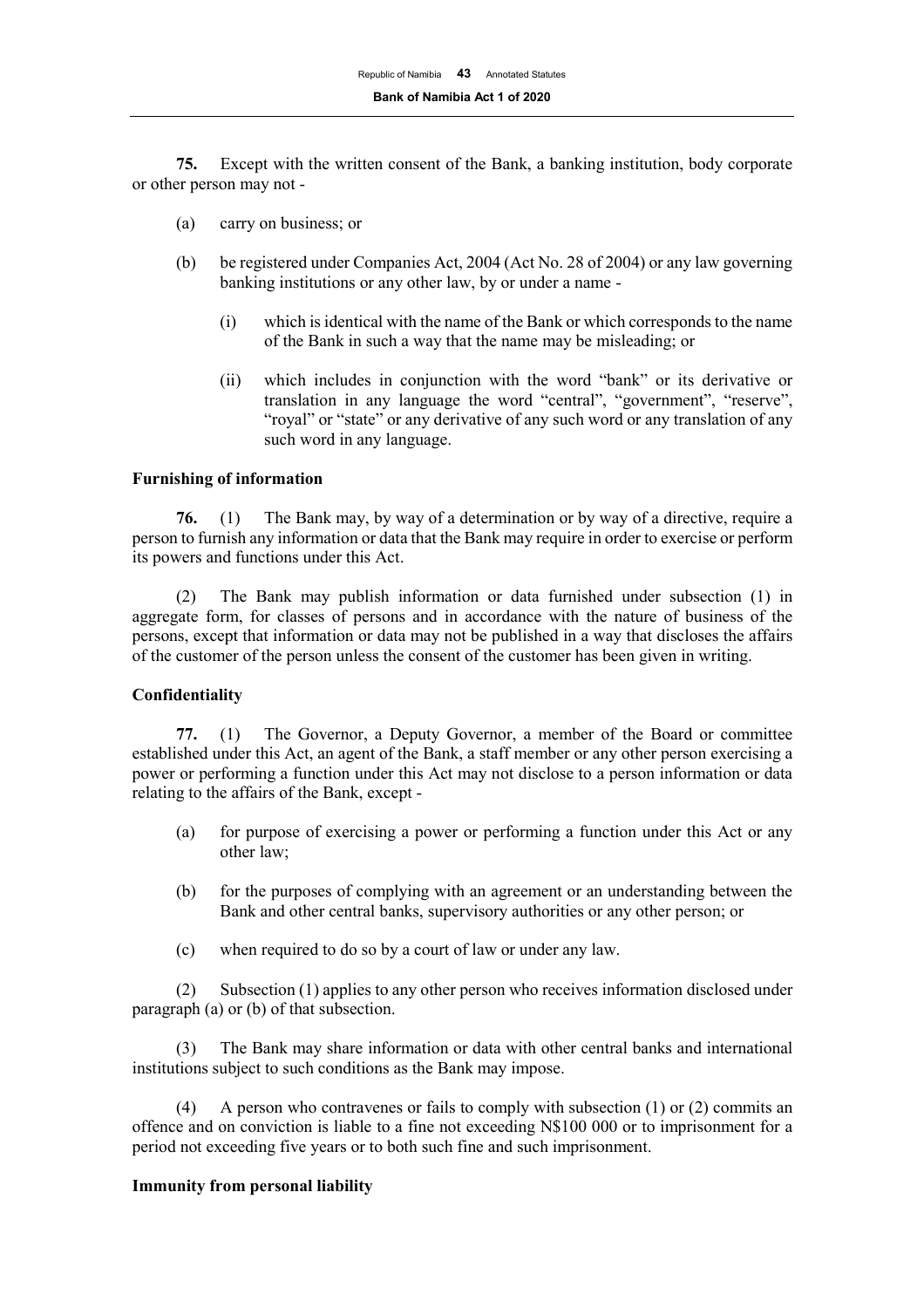**75.** Except with the written consent of the Bank, a banking institution, body corporate or other person may not -

(a) carry on business; or

(b) be registered under Companies Act, 2004 (Act No. 28 of 2004) or any law governing banking institutions or any other law, by or under a name -

(i) which is identical with the name of the Bank or which corresponds to the name of the Bank in such a way that the name may be misleading; or

(ii) which includes in conjunction with the word "bank" or its derivative or translation in any language the word "central", "government", "reserve", "royal" or "state" or any derivative of any such word or any translation of any such word in any language.

**Furnishing of information**

**76.** (1) The Bank may, by way of a determination or by way of a directive, require a person to furnish any information or data that the Bank may require in order to exercise or perform its powers and functions under this Act.

(2) The Bank may publish information or data furnished under subsection (1) in aggregate form, for classes of persons and in accordance with the nature of business of the persons, except that information or data may not be published in a way that discloses the affairs of the customer of the person unless the consent of the customer has been given in writing.

**Confidentiality**

**77.** (1) The Governor, a Deputy Governor, a member of the Board or committee established under this Act, an agent of the Bank, a staff member or any other person exercising a power or performing a function under this Act may not disclose to a person information or data relating to the affairs of the Bank, except -

(a) for purpose of exercising a power or performing a function under this Act or any other law;

(b) for the purposes of complying with an agreement or an understanding between the Bank and other central banks, supervisory authorities or any other person; or

(c) when required to do so by a court of law or under any law.

(2) Subsection (1) applies to any other person who receives information disclosed under paragraph (a) or (b) of that subsection.

(3) The Bank may share information or data with other central banks and international institutions subject to such conditions as the Bank may impose.

(4) A person who contravenes or fails to comply with subsection (1) or (2) commits an offence and on conviction is liable to a fine not exceeding N$100 000 or to imprisonment for a period not exceeding five years or to both such fine and such imprisonment.

**Immunity from personal liability**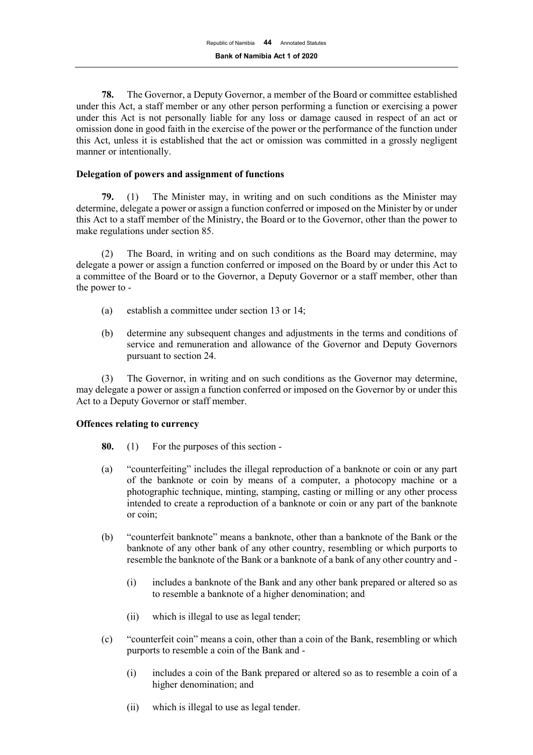**78.** The Governor, a Deputy Governor, a member of the Board or committee established under this Act, a staff member or any other person performing a function or exercising a power under this Act is not personally liable for any loss or damage caused in respect of an act or omission done in good faith in the exercise of the power or the performance of the function under this Act, unless it is established that the act or omission was committed in a grossly negligent manner or intentionally.

**Delegation of powers and assignment of functions**

**79.** (1) The Minister may, in writing and on such conditions as the Minister may determine, delegate a power or assign a function conferred or imposed on the Minister by or under this Act to a staff member of the Ministry, the Board or to the Governor, other than the power to make regulations under section 85.

(2) The Board, in writing and on such conditions as the Board may determine, may delegate a power or assign a function conferred or imposed on the Board by or under this Act to a committee of the Board or to the Governor, a Deputy Governor or a staff member, other than the power to -

(a) establish a committee under section 13 or 14;

(b) determine any subsequent changes and adjustments in the terms and conditions of service and remuneration and allowance of the Governor and Deputy Governors pursuant to section 24.

(3) The Governor, in writing and on such conditions as the Governor may determine, may delegate a power or assign a function conferred or imposed on the Governor by or under this Act to a Deputy Governor or staff member.

**Offences relating to currency**

**80.** (1) For the purposes of this section -

(a) "counterfeiting" includes the illegal reproduction of a banknote or coin or any part of the banknote or coin by means of a computer, a photocopy machine or a photographic technique, minting, stamping, casting or milling or any other process intended to create a reproduction of a banknote or coin or any part of the banknote or coin;

(b) "counterfeit banknote" means a banknote, other than a banknote of the Bank or the banknote of any other bank of any other country, resembling or which purports to resemble the banknote of the Bank or a banknote of a bank of any other country and -

(i) includes a banknote of the Bank and any other bank prepared or altered so as to resemble a banknote of a higher denomination; and

(ii) which is illegal to use as legal tender;

(c) "counterfeit coin" means a coin, other than a coin of the Bank, resembling or which purports to resemble a coin of the Bank and -

(i) includes a coin of the Bank prepared or altered so as to resemble a coin of a higher denomination; and

(ii) which is illegal to use as legal tender.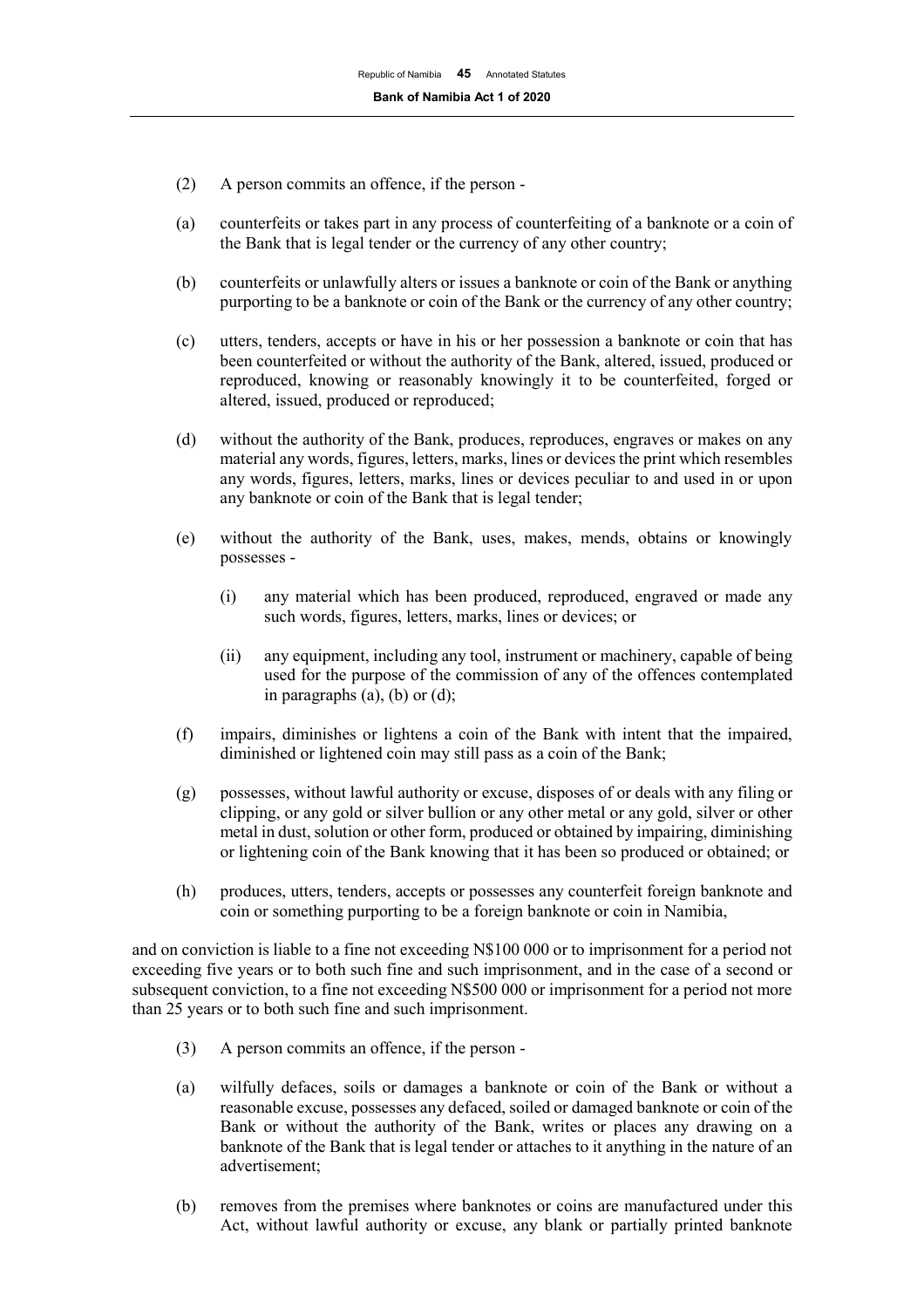(2) A person commits an offence, if the person -

(a) counterfeits or takes part in any process of counterfeiting of a banknote or a coin of the Bank that is legal tender or the currency of any other country;

(b) counterfeits or unlawfully alters or issues a banknote or coin of the Bank or anything purporting to be a banknote or coin of the Bank or the currency of any other country;

(c) utters, tenders, accepts or have in his or her possession a banknote or coin that has been counterfeited or without the authority of the Bank, altered, issued, produced or reproduced, knowing or reasonably knowingly it to be counterfeited, forged or altered, issued, produced or reproduced;

(d) without the authority of the Bank, produces, reproduces, engraves or makes on any material any words, figures, letters, marks, lines or devices the print which resembles any words, figures, letters, marks, lines or devices peculiar to and used in or upon any banknote or coin of the Bank that is legal tender;

(e) without the authority of the Bank, uses, makes, mends, obtains or knowingly possesses -

   (i) any material which has been produced, reproduced, engraved or made any such words, figures, letters, marks, lines or devices; or

   (ii) any equipment, including any tool, instrument or machinery, capable of being used for the purpose of the commission of any of the offences contemplated in paragraphs (a), (b) or (d);

(f) impairs, diminishes or lightens a coin of the Bank with intent that the impaired, diminished or lightened coin may still pass as a coin of the Bank;

(g) possesses, without lawful authority or excuse, disposes of or deals with any filing or clipping, or any gold or silver bullion or any other metal or any gold, silver or other metal in dust, solution or other form, produced or obtained by impairing, diminishing or lightening coin of the Bank knowing that it has been so produced or obtained; or

(h) produces, utters, tenders, accepts or possesses any counterfeit foreign banknote and coin or something purporting to be a foreign banknote or coin in Namibia,

and on conviction is liable to a fine not exceeding N$100 000 or to imprisonment for a period not exceeding five years or to both such fine and such imprisonment, and in the case of a second or subsequent conviction, to a fine not exceeding N$500 000 or imprisonment for a period not more than 25 years or to both such fine and such imprisonment.

(3) A person commits an offence, if the person -

(a) wilfully defaces, soils or damages a banknote or coin of the Bank or without a reasonable excuse, possesses any defaced, soiled or damaged banknote or coin of the Bank or without the authority of the Bank, writes or places any drawing on a banknote of the Bank that is legal tender or attaches to it anything in the nature of an advertisement;

(b) removes from the premises where banknotes or coins are manufactured under this Act, without lawful authority or excuse, any blank or partially printed banknote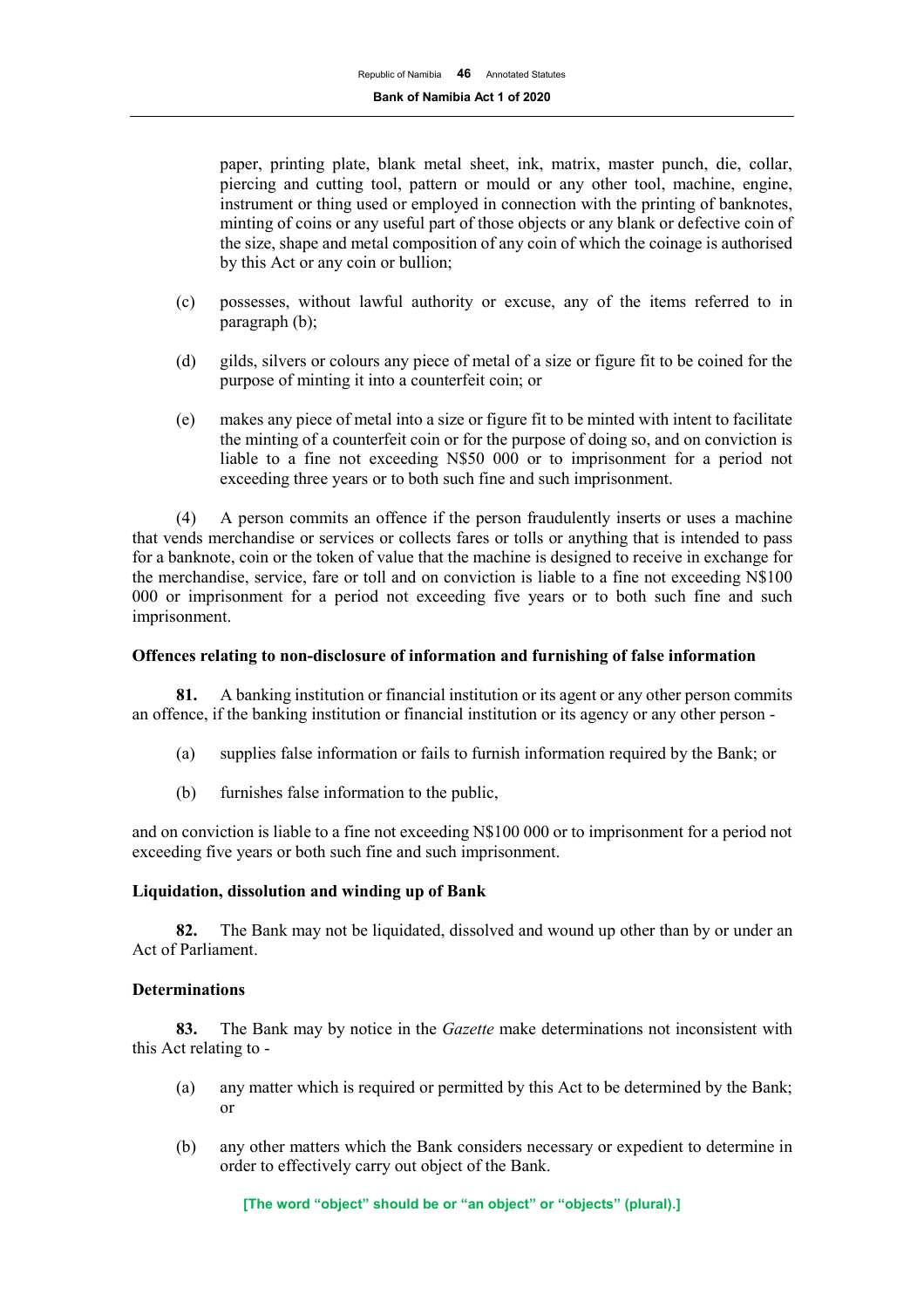paper, printing plate, blank metal sheet, ink, matrix, master punch, die, collar, piercing and cutting tool, pattern or mould or any other tool, machine, engine, instrument or thing used or employed in connection with the printing of banknotes, minting of coins or any useful part of those objects or any blank or defective coin of the size, shape and metal composition of any coin of which the coinage is authorised by this Act or any coin or bullion;

(c) possesses, without lawful authority or excuse, any of the items referred to in paragraph (b);

(d) gilds, silvers or colours any piece of metal of a size or figure fit to be coined for the purpose of minting it into a counterfeit coin; or

(e) makes any piece of metal into a size or figure fit to be minted with intent to facilitate the minting of a counterfeit coin or for the purpose of doing so, and on conviction is liable to a fine not exceeding N$50 000 or to imprisonment for a period not exceeding three years or to both such fine and such imprisonment.

(4) A person commits an offence if the person fraudulently inserts or uses a machine that vends merchandise or services or collects fares or tolls or anything that is intended to pass for a banknote, coin or the token of value that the machine is designed to receive in exchange for the merchandise, service, fare or toll and on conviction is liable to a fine not exceeding N$100 000 or imprisonment for a period not exceeding five years or to both such fine and such imprisonment.

**Offences relating to non-disclosure of information and furnishing of false information**

**81.** A banking institution or financial institution or its agent or any other person commits an offence, if the banking institution or financial institution or its agency or any other person -

(a) supplies false information or fails to furnish information required by the Bank; or

(b) furnishes false information to the public,

and on conviction is liable to a fine not exceeding N$100 000 or to imprisonment for a period not exceeding five years or both such fine and such imprisonment.

**Liquidation, dissolution and winding up of Bank**

**82.** The Bank may not be liquidated, dissolved and wound up other than by or under an Act of Parliament.

**Determinations**

**83.** The Bank may by notice in the *Gazette* make determinations not inconsistent with this Act relating to -

(a) any matter which is required or permitted by this Act to be determined by the Bank; or

(b) any other matters which the Bank considers necessary or expedient to determine in order to effectively carry out object of the Bank.

**[The word "object" should be or "an object" or "objects" (plural).]**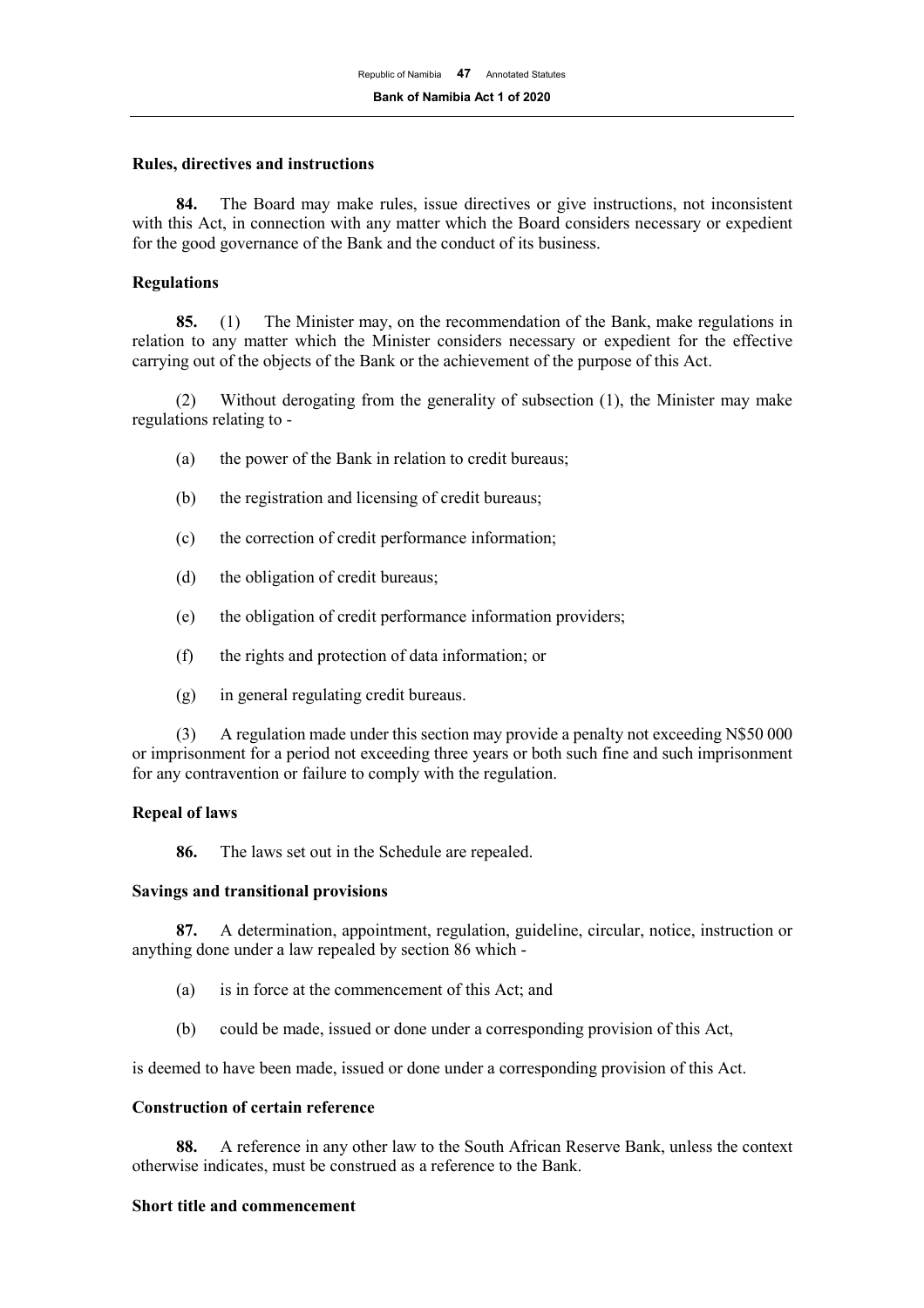**Rules, directives and instructions**

**84.** The Board may make rules, issue directives or give instructions, not inconsistent with this Act, in connection with any matter which the Board considers necessary or expedient for the good governance of the Bank and the conduct of its business.

**Regulations**

**85.** (1) The Minister may, on the recommendation of the Bank, make regulations in relation to any matter which the Minister considers necessary or expedient for the effective carrying out of the objects of the Bank or the achievement of the purpose of this Act.

(2) Without derogating from the generality of subsection (1), the Minister may make regulations relating to -

(a) the power of the Bank in relation to credit bureaus;

(b) the registration and licensing of credit bureaus;

(c) the correction of credit performance information;

(d) the obligation of credit bureaus;

(e) the obligation of credit performance information providers;

(f) the rights and protection of data information; or

(g) in general regulating credit bureaus.

(3) A regulation made under this section may provide a penalty not exceeding N$50 000 or imprisonment for a period not exceeding three years or both such fine and such imprisonment for any contravention or failure to comply with the regulation.

**Repeal of laws**

**86.** The laws set out in the Schedule are repealed.

**Savings and transitional provisions**

**87.** A determination, appointment, regulation, guideline, circular, notice, instruction or anything done under a law repealed by section 86 which -

(a) is in force at the commencement of this Act; and

(b) could be made, issued or done under a corresponding provision of this Act,

is deemed to have been made, issued or done under a corresponding provision of this Act.

**Construction of certain reference**

**88.** A reference in any other law to the South African Reserve Bank, unless the context otherwise indicates, must be construed as a reference to the Bank.

**Short title and commencement**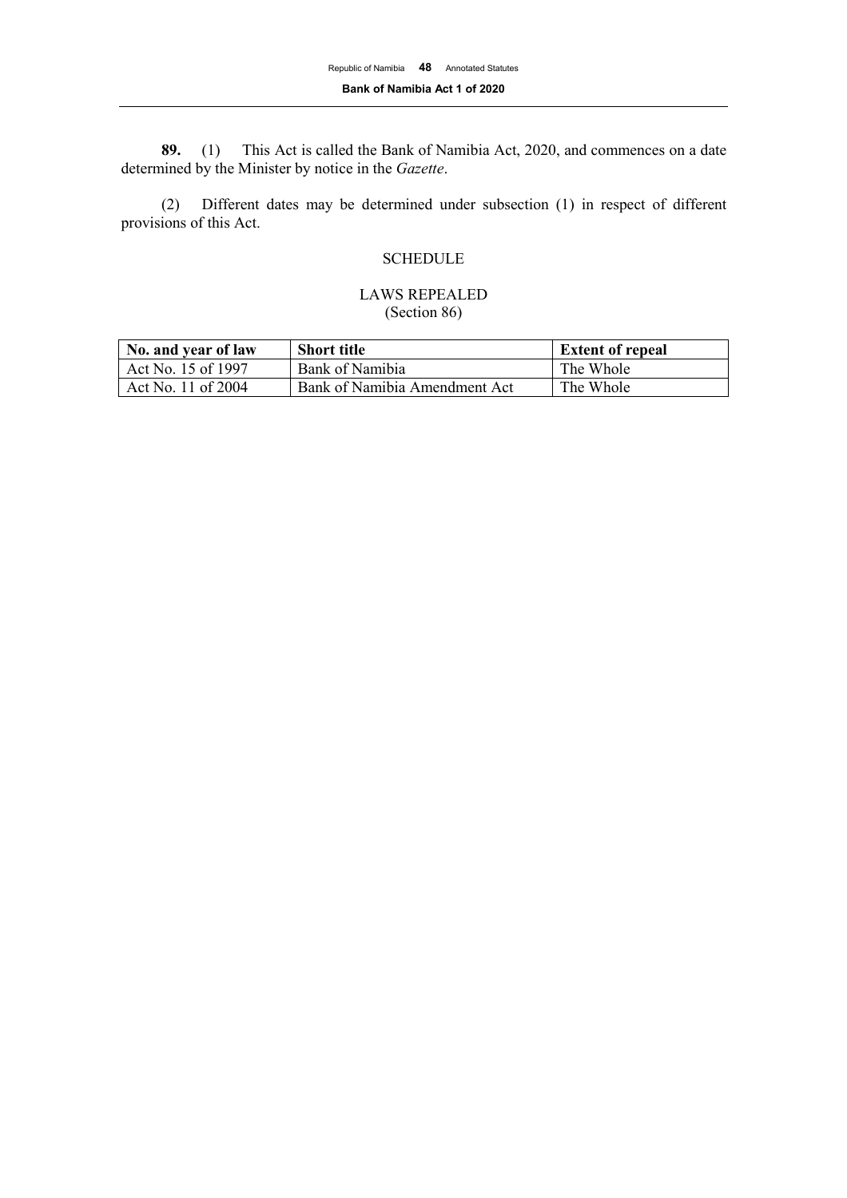**89.** (1) This Act is called the Bank of Namibia Act, 2020, and commences on a date determined by the Minister by notice in the *Gazette*.

(2) Different dates may be determined under subsection (1) in respect of different provisions of this Act.

## SCHEDULE

### LAWS REPEALED
(Section 86)

| No. and year of law | Short title | Extent of repeal |
|---|---|---|
| Act No. 15 of 1997 | Bank of Namibia | The Whole |
| Act No. 11 of 2004 | Bank of Namibia Amendment Act | The Whole |